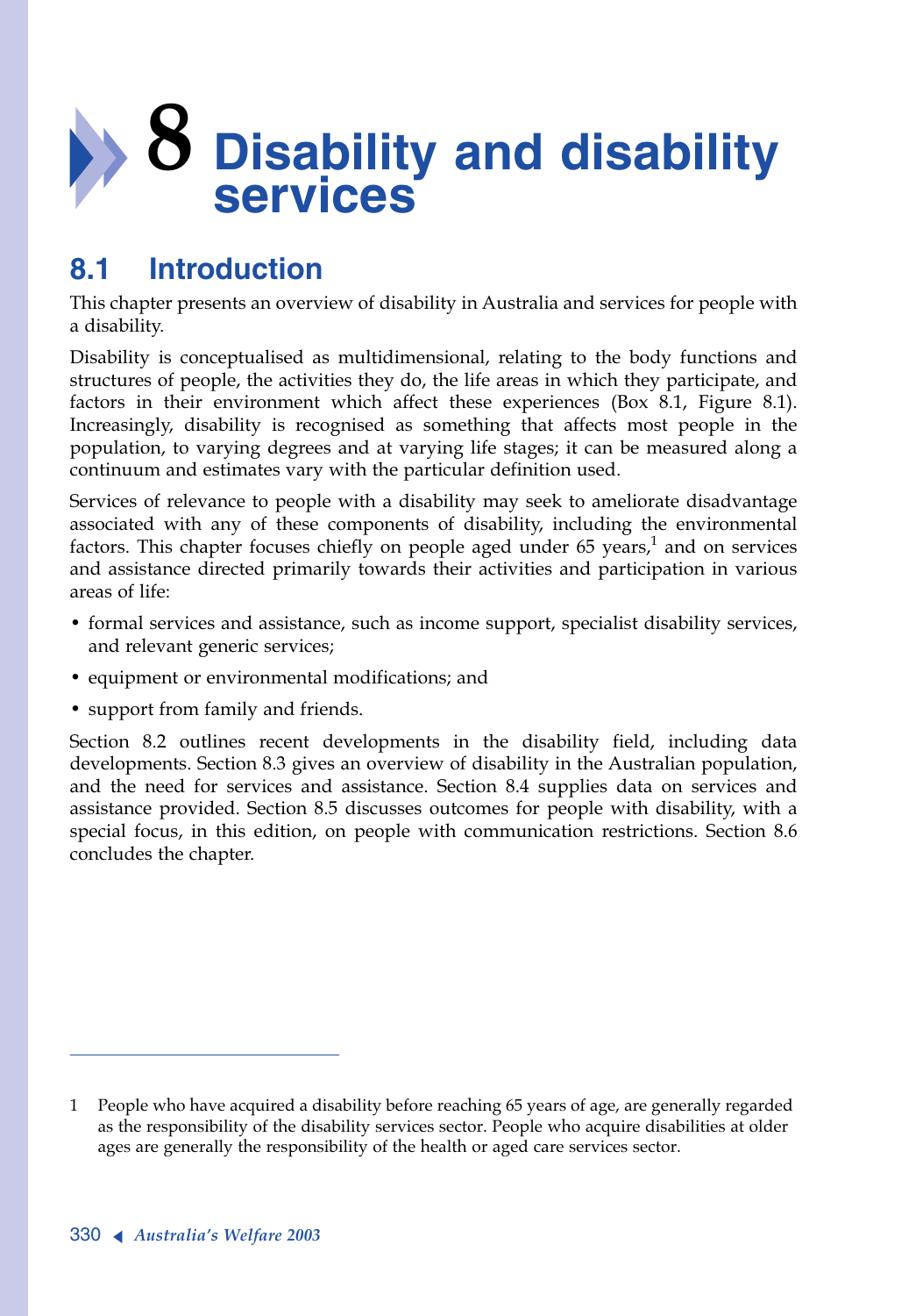# 8 Disability and disability services

## 8.1 Introduction

This chapter presents an overview of disability in Australia and services for people with a disability.

Disability is conceptualised as multidimensional, relating to the body functions and structures of people, the activities they do, the life areas in which they participate, and factors in their environment which affect these experiences (Box 8.1, Figure 8.1). Increasingly, disability is recognised as something that affects most people in the population, to varying degrees and at varying life stages; it can be measured along a continuum and estimates vary with the particular definition used.

Services of relevance to people with a disability may seek to ameliorate disadvantage associated with any of these components of disability, including the environmental factors. This chapter focuses chiefly on people aged under 65 years,[1] and on services and assistance directed primarily towards their activities and participation in various areas of life:

- formal services and assistance, such as income support, specialist disability services, and relevant generic services;
- equipment or environmental modifications; and
- support from family and friends.

Section 8.2 outlines recent developments in the disability field, including data developments. Section 8.3 gives an overview of disability in the Australian population, and the need for services and assistance. Section 8.4 supplies data on services and assistance provided. Section 8.5 discusses outcomes for people with disability, with a special focus, in this edition, on people with communication restrictions. Section 8.6 concludes the chapter.

---

1 People who have acquired a disability before reaching 65 years of age, are generally regarded as the responsibility of the disability services sector. People who acquire disabilities at older ages are generally the responsibility of the health or aged care services sector.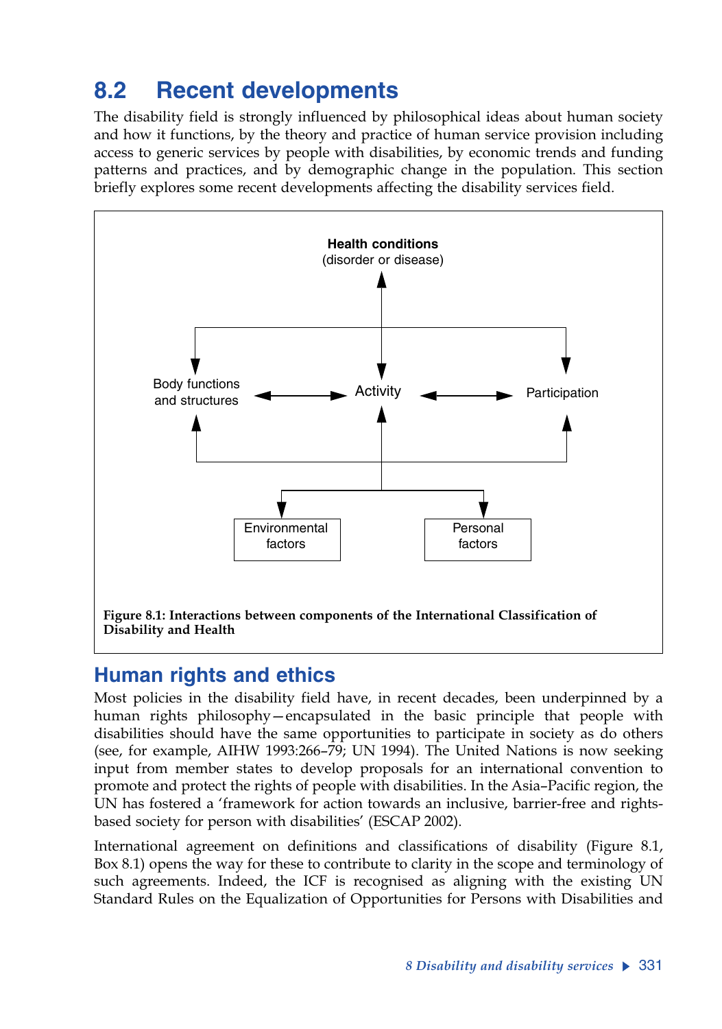## 8.2 Recent developments

The disability field is strongly influenced by philosophical ideas about human society and how it functions, by the theory and practice of human service provision including access to generic services by people with disabilities, by economic trends and funding patterns and practices, and by demographic change in the population. This section briefly explores some recent developments affecting the disability services field.

**Health conditions**
(disorder or disease)

Body functions and structures

Activity

Participation

Environmental factors

Personal factors

**Figure 8.1: Interactions between components of the International Classification of Disability and Health**

### Human rights and ethics

Most policies in the disability field have, in recent decades, been underpinned by a human rights philosophy—encapsulated in the basic principle that people with disabilities should have the same opportunities to participate in society as do others (see, for example, AIHW 1993:266–79; UN 1994). The United Nations is now seeking input from member states to develop proposals for an international convention to promote and protect the rights of people with disabilities. In the Asia–Pacific region, the UN has fostered a 'framework for action towards an inclusive, barrier-free and rights-based society for person with disabilities' (ESCAP 2002).

International agreement on definitions and classifications of disability (Figure 8.1, Box 8.1) opens the way for these to contribute to clarity in the scope and terminology of such agreements. Indeed, the ICF is recognised as aligning with the existing UN Standard Rules on the Equalization of Opportunities for Persons with Disabilities and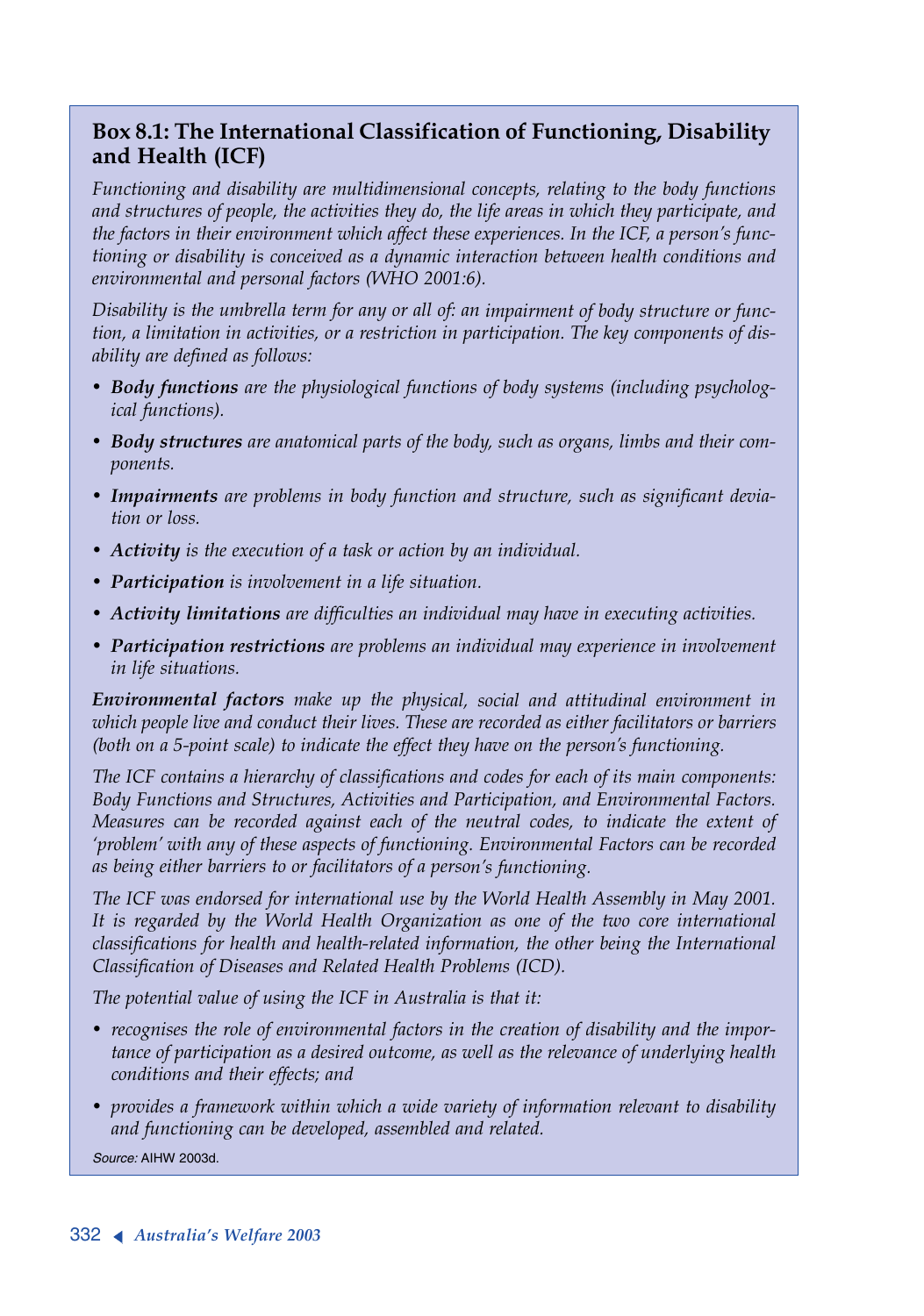## Box 8.1: The International Classification of Functioning, Disability and Health (ICF)

*Functioning and disability are multidimensional concepts, relating to the body functions and structures of people, the activities they do, the life areas in which they participate, and the factors in their environment which affect these experiences. In the ICF, a person's functioning or disability is conceived as a dynamic interaction between health conditions and environmental and personal factors (WHO 2001:6).*

*Disability is the umbrella term for any or all of: an impairment of body structure or function, a limitation in activities, or a restriction in participation. The key components of disability are defined as follows:*

- ***Body functions** are the physiological functions of body systems (including psychological functions).*
- ***Body structures** are anatomical parts of the body, such as organs, limbs and their components.*
- ***Impairments** are problems in body function and structure, such as significant deviation or loss.*
- ***Activity** is the execution of a task or action by an individual.*
- ***Participation** is involvement in a life situation.*
- ***Activity limitations** are difficulties an individual may have in executing activities.*
- ***Participation restrictions** are problems an individual may experience in involvement in life situations.*

***Environmental factors** make up the physical, social and attitudinal environment in which people live and conduct their lives. These are recorded as either facilitators or barriers (both on a 5-point scale) to indicate the effect they have on the person's functioning.*

*The ICF contains a hierarchy of classifications and codes for each of its main components: Body Functions and Structures, Activities and Participation, and Environmental Factors. Measures can be recorded against each of the neutral codes, to indicate the extent of 'problem' with any of these aspects of functioning. Environmental Factors can be recorded as being either barriers to or facilitators of a person's functioning.*

*The ICF was endorsed for international use by the World Health Assembly in May 2001. It is regarded by the World Health Organization as one of the two core international classifications for health and health-related information, the other being the International Classification of Diseases and Related Health Problems (ICD).*

*The potential value of using the ICF in Australia is that it:*

- *recognises the role of environmental factors in the creation of disability and the importance of participation as a desired outcome, as well as the relevance of underlying health conditions and their effects; and*
- *provides a framework within which a wide variety of information relevant to disability and functioning can be developed, assembled and related.*

*Source:* AIHW 2003d.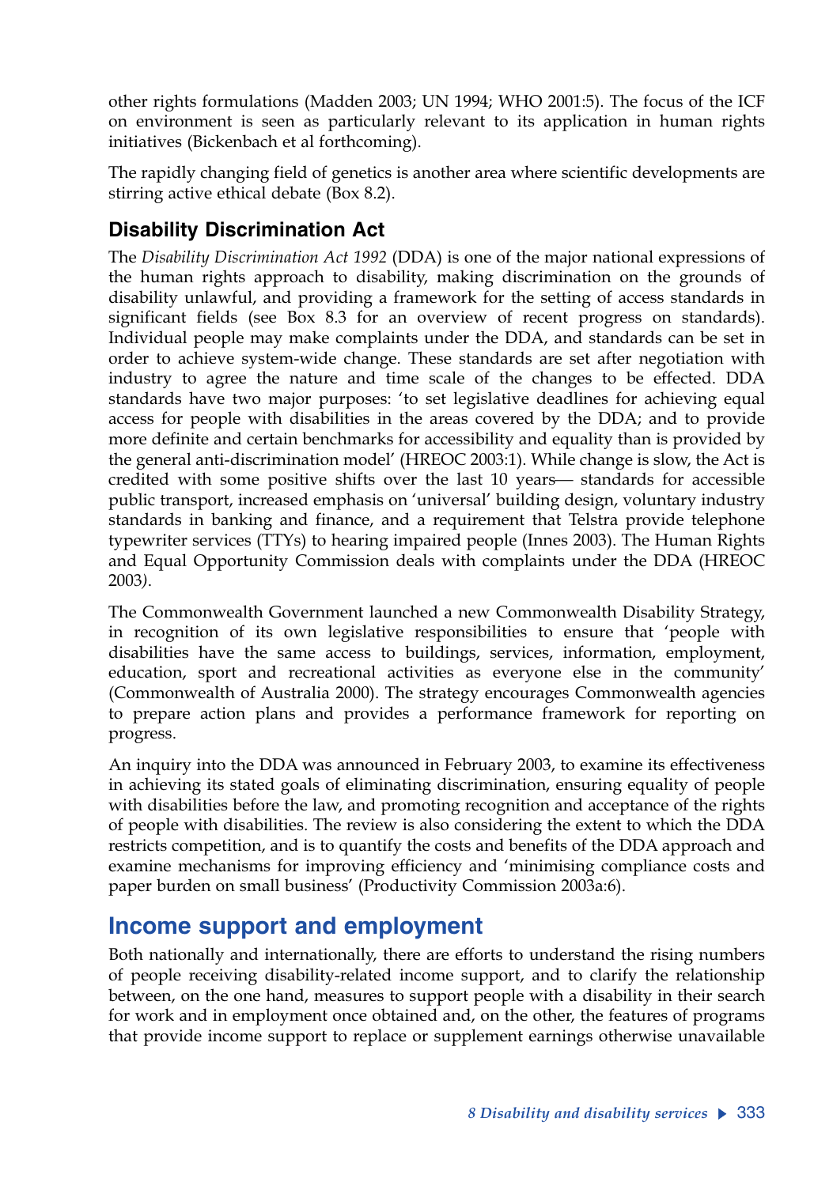other rights formulations (Madden 2003; UN 1994; WHO 2001:5). The focus of the ICF on environment is seen as particularly relevant to its application in human rights initiatives (Bickenbach et al forthcoming).

The rapidly changing field of genetics is another area where scientific developments are stirring active ethical debate (Box 8.2).

### Disability Discrimination Act

The *Disability Discrimination Act 1992* (DDA) is one of the major national expressions of the human rights approach to disability, making discrimination on the grounds of disability unlawful, and providing a framework for the setting of access standards in significant fields (see Box 8.3 for an overview of recent progress on standards). Individual people may make complaints under the DDA, and standards can be set in order to achieve system-wide change. These standards are set after negotiation with industry to agree the nature and time scale of the changes to be effected. DDA standards have two major purposes: 'to set legislative deadlines for achieving equal access for people with disabilities in the areas covered by the DDA; and to provide more definite and certain benchmarks for accessibility and equality than is provided by the general anti-discrimination model' (HREOC 2003:1). While change is slow, the Act is credited with some positive shifts over the last 10 years— standards for accessible public transport, increased emphasis on 'universal' building design, voluntary industry standards in banking and finance, and a requirement that Telstra provide telephone typewriter services (TTYs) to hearing impaired people (Innes 2003). The Human Rights and Equal Opportunity Commission deals with complaints under the DDA (HREOC 2003).

The Commonwealth Government launched a new Commonwealth Disability Strategy, in recognition of its own legislative responsibilities to ensure that 'people with disabilities have the same access to buildings, services, information, employment, education, sport and recreational activities as everyone else in the community' (Commonwealth of Australia 2000). The strategy encourages Commonwealth agencies to prepare action plans and provides a performance framework for reporting on progress.

An inquiry into the DDA was announced in February 2003, to examine its effectiveness in achieving its stated goals of eliminating discrimination, ensuring equality of people with disabilities before the law, and promoting recognition and acceptance of the rights of people with disabilities. The review is also considering the extent to which the DDA restricts competition, and is to quantify the costs and benefits of the DDA approach and examine mechanisms for improving efficiency and 'minimising compliance costs and paper burden on small business' (Productivity Commission 2003a:6).

## Income support and employment

Both nationally and internationally, there are efforts to understand the rising numbers of people receiving disability-related income support, and to clarify the relationship between, on the one hand, measures to support people with a disability in their search for work and in employment once obtained and, on the other, the features of programs that provide income support to replace or supplement earnings otherwise unavailable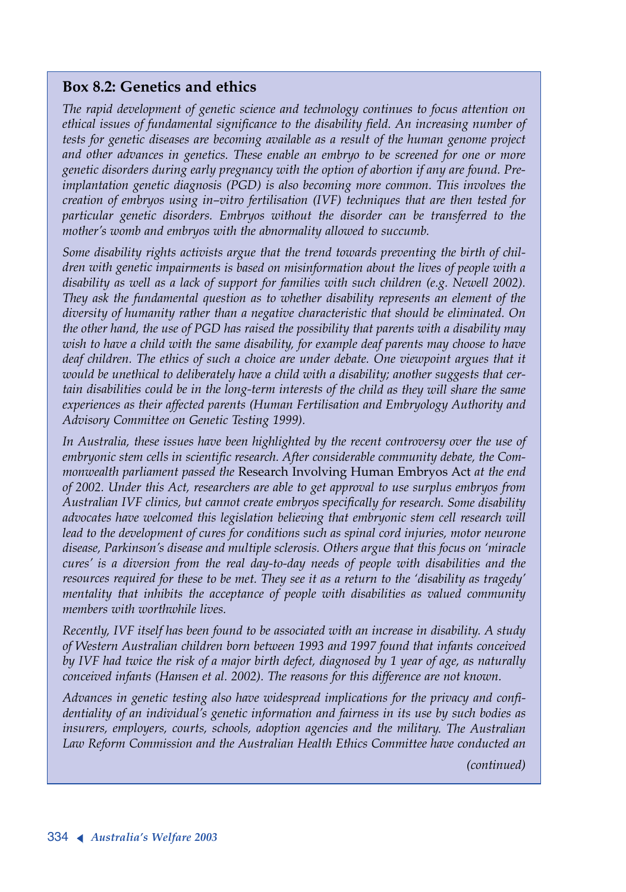## Box 8.2: Genetics and ethics

*The rapid development of genetic science and technology continues to focus attention on ethical issues of fundamental significance to the disability field. An increasing number of tests for genetic diseases are becoming available as a result of the human genome project and other advances in genetics. These enable an embryo to be screened for one or more genetic disorders during early pregnancy with the option of abortion if any are found. Pre-implantation genetic diagnosis (PGD) is also becoming more common. This involves the creation of embryos using in–vitro fertilisation (IVF) techniques that are then tested for particular genetic disorders. Embryos without the disorder can be transferred to the mother's womb and embryos with the abnormality allowed to succumb.*

*Some disability rights activists argue that the trend towards preventing the birth of children with genetic impairments is based on misinformation about the lives of people with a disability as well as a lack of support for families with such children (e.g. Newell 2002). They ask the fundamental question as to whether disability represents an element of the diversity of humanity rather than a negative characteristic that should be eliminated. On the other hand, the use of PGD has raised the possibility that parents with a disability may wish to have a child with the same disability, for example deaf parents may choose to have deaf children. The ethics of such a choice are under debate. One viewpoint argues that it would be unethical to deliberately have a child with a disability; another suggests that certain disabilities could be in the long-term interests of the child as they will share the same experiences as their affected parents (Human Fertilisation and Embryology Authority and Advisory Committee on Genetic Testing 1999).*

*In Australia, these issues have been highlighted by the recent controversy over the use of embryonic stem cells in scientific research. After considerable community debate, the Commonwealth parliament passed the* Research Involving Human Embryos Act *at the end of 2002. Under this Act, researchers are able to get approval to use surplus embryos from Australian IVF clinics, but cannot create embryos specifically for research. Some disability advocates have welcomed this legislation believing that embryonic stem cell research will lead to the development of cures for conditions such as spinal cord injuries, motor neurone disease, Parkinson's disease and multiple sclerosis. Others argue that this focus on 'miracle cures' is a diversion from the real day-to-day needs of people with disabilities and the resources required for these to be met. They see it as a return to the 'disability as tragedy' mentality that inhibits the acceptance of people with disabilities as valued community members with worthwhile lives.*

*Recently, IVF itself has been found to be associated with an increase in disability. A study of Western Australian children born between 1993 and 1997 found that infants conceived by IVF had twice the risk of a major birth defect, diagnosed by 1 year of age, as naturally conceived infants (Hansen et al. 2002). The reasons for this difference are not known.*

*Advances in genetic testing also have widespread implications for the privacy and confidentiality of an individual's genetic information and fairness in its use by such bodies as insurers, employers, courts, schools, adoption agencies and the military. The Australian Law Reform Commission and the Australian Health Ethics Committee have conducted an*

*(continued)*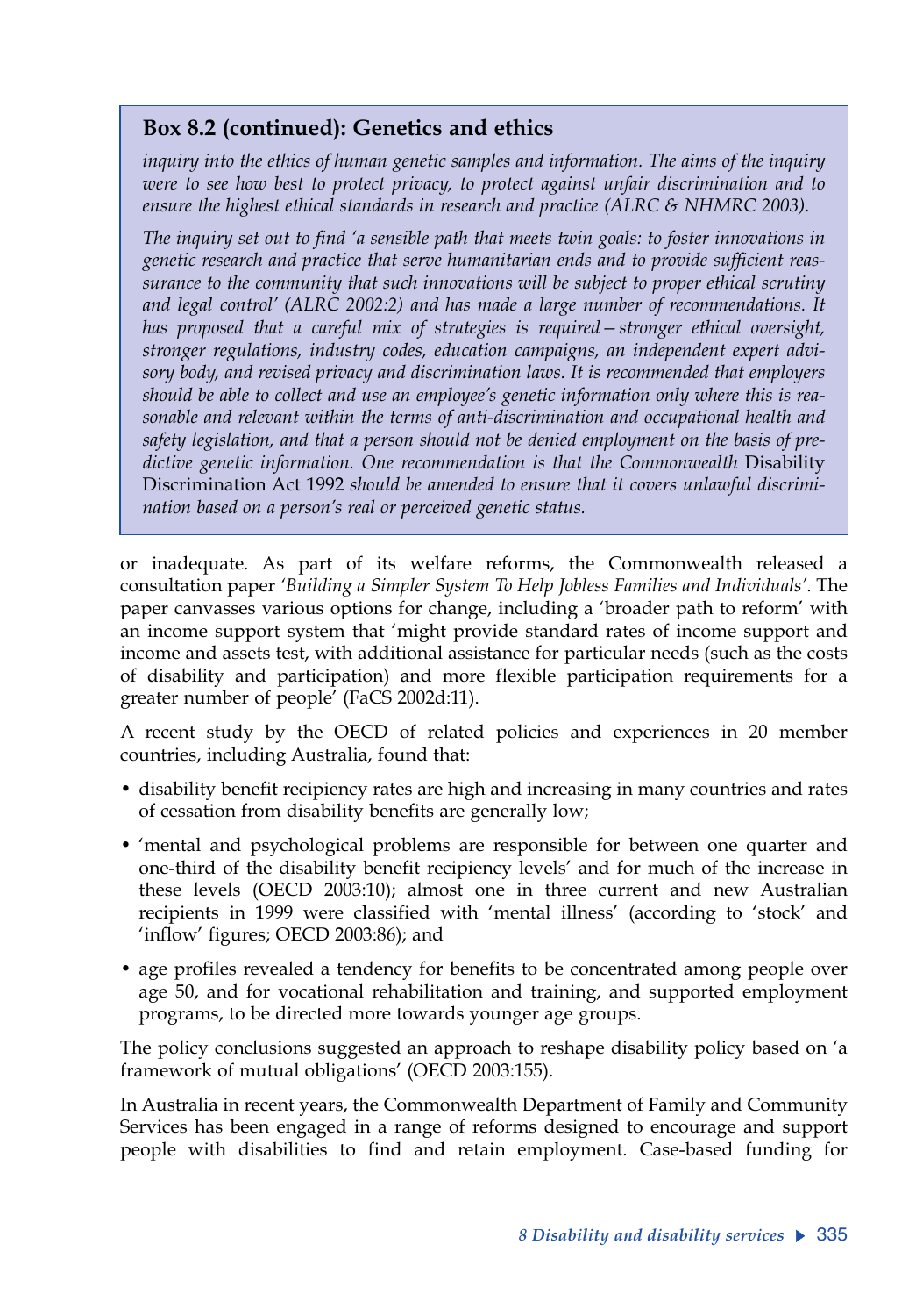> **Box 8.2 (continued): Genetics and ethics**
>
> *inquiry into the ethics of human genetic samples and information. The aims of the inquiry were to see how best to protect privacy, to protect against unfair discrimination and to ensure the highest ethical standards in research and practice (ALRC & NHMRC 2003).*
>
> *The inquiry set out to find 'a sensible path that meets twin goals: to foster innovations in genetic research and practice that serve humanitarian ends and to provide sufficient reassurance to the community that such innovations will be subject to proper ethical scrutiny and legal control' (ALRC 2002:2) and has made a large number of recommendations. It has proposed that a careful mix of strategies is required—stronger ethical oversight, stronger regulations, industry codes, education campaigns, an independent expert advisory body, and revised privacy and discrimination laws. It is recommended that employers should be able to collect and use an employee's genetic information only where this is reasonable and relevant within the terms of anti-discrimination and occupational health and safety legislation, and that a person should not be denied employment on the basis of predictive genetic information. One recommendation is that the Commonwealth* Disability Discrimination Act 1992 *should be amended to ensure that it covers unlawful discrimination based on a person's real or perceived genetic status.*

or inadequate. As part of its welfare reforms, the Commonwealth released a consultation paper *'Building a Simpler System To Help Jobless Families and Individuals'*. The paper canvasses various options for change, including a 'broader path to reform' with an income support system that 'might provide standard rates of income support and income and assets test, with additional assistance for particular needs (such as the costs of disability and participation) and more flexible participation requirements for a greater number of people' (FaCS 2002d:11).

A recent study by the OECD of related policies and experiences in 20 member countries, including Australia, found that:

- disability benefit recipiency rates are high and increasing in many countries and rates of cessation from disability benefits are generally low;
- 'mental and psychological problems are responsible for between one quarter and one-third of the disability benefit recipiency levels' and for much of the increase in these levels (OECD 2003:10); almost one in three current and new Australian recipients in 1999 were classified with 'mental illness' (according to 'stock' and 'inflow' figures; OECD 2003:86); and
- age profiles revealed a tendency for benefits to be concentrated among people over age 50, and for vocational rehabilitation and training, and supported employment programs, to be directed more towards younger age groups.

The policy conclusions suggested an approach to reshape disability policy based on 'a framework of mutual obligations' (OECD 2003:155).

In Australia in recent years, the Commonwealth Department of Family and Community Services has been engaged in a range of reforms designed to encourage and support people with disabilities to find and retain employment. Case-based funding for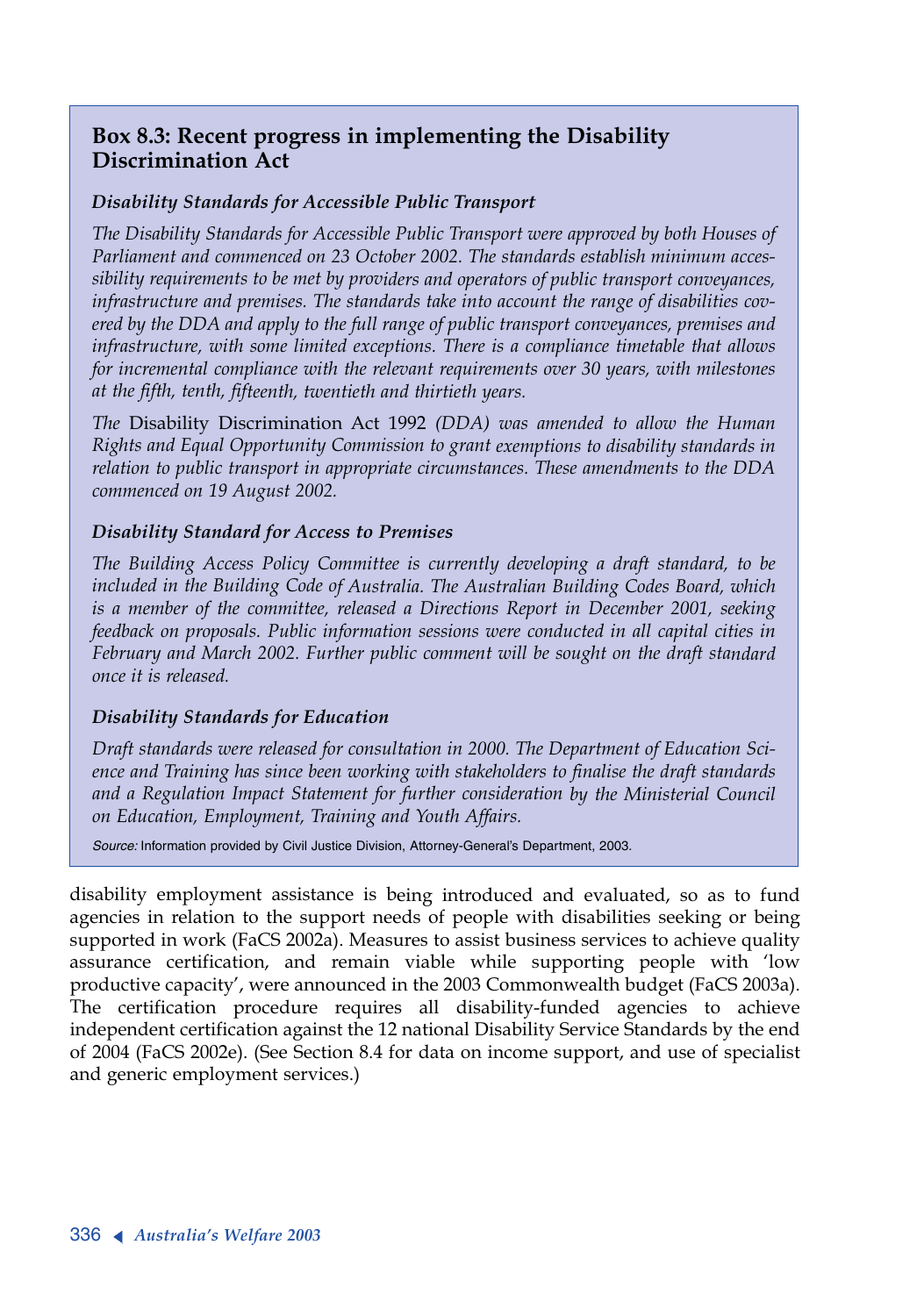## Box 8.3: Recent progress in implementing the Disability Discrimination Act

### *Disability Standards for Accessible Public Transport*

*The Disability Standards for Accessible Public Transport were approved by both Houses of Parliament and commenced on 23 October 2002. The standards establish minimum accessibility requirements to be met by providers and operators of public transport conveyances, infrastructure and premises. The standards take into account the range of disabilities covered by the DDA and apply to the full range of public transport conveyances, premises and infrastructure, with some limited exceptions. There is a compliance timetable that allows for incremental compliance with the relevant requirements over 30 years, with milestones at the fifth, tenth, fifteenth, twentieth and thirtieth years.*

*The* Disability Discrimination Act 1992 *(DDA) was amended to allow the Human Rights and Equal Opportunity Commission to grant exemptions to disability standards in relation to public transport in appropriate circumstances. These amendments to the DDA commenced on 19 August 2002.*

### *Disability Standard for Access to Premises*

*The Building Access Policy Committee is currently developing a draft standard, to be included in the Building Code of Australia. The Australian Building Codes Board, which is a member of the committee, released a Directions Report in December 2001, seeking feedback on proposals. Public information sessions were conducted in all capital cities in February and March 2002. Further public comment will be sought on the draft standard once it is released.*

### *Disability Standards for Education*

*Draft standards were released for consultation in 2000. The Department of Education Science and Training has since been working with stakeholders to finalise the draft standards and a Regulation Impact Statement for further consideration by the Ministerial Council on Education, Employment, Training and Youth Affairs.*

*Source:* Information provided by Civil Justice Division, Attorney-General's Department, 2003.

disability employment assistance is being introduced and evaluated, so as to fund agencies in relation to the support needs of people with disabilities seeking or being supported in work (FaCS 2002a). Measures to assist business services to achieve quality assurance certification, and remain viable while supporting people with 'low productive capacity', were announced in the 2003 Commonwealth budget (FaCS 2003a). The certification procedure requires all disability-funded agencies to achieve independent certification against the 12 national Disability Service Standards by the end of 2004 (FaCS 2002e). (See Section 8.4 for data on income support, and use of specialist and generic employment services.)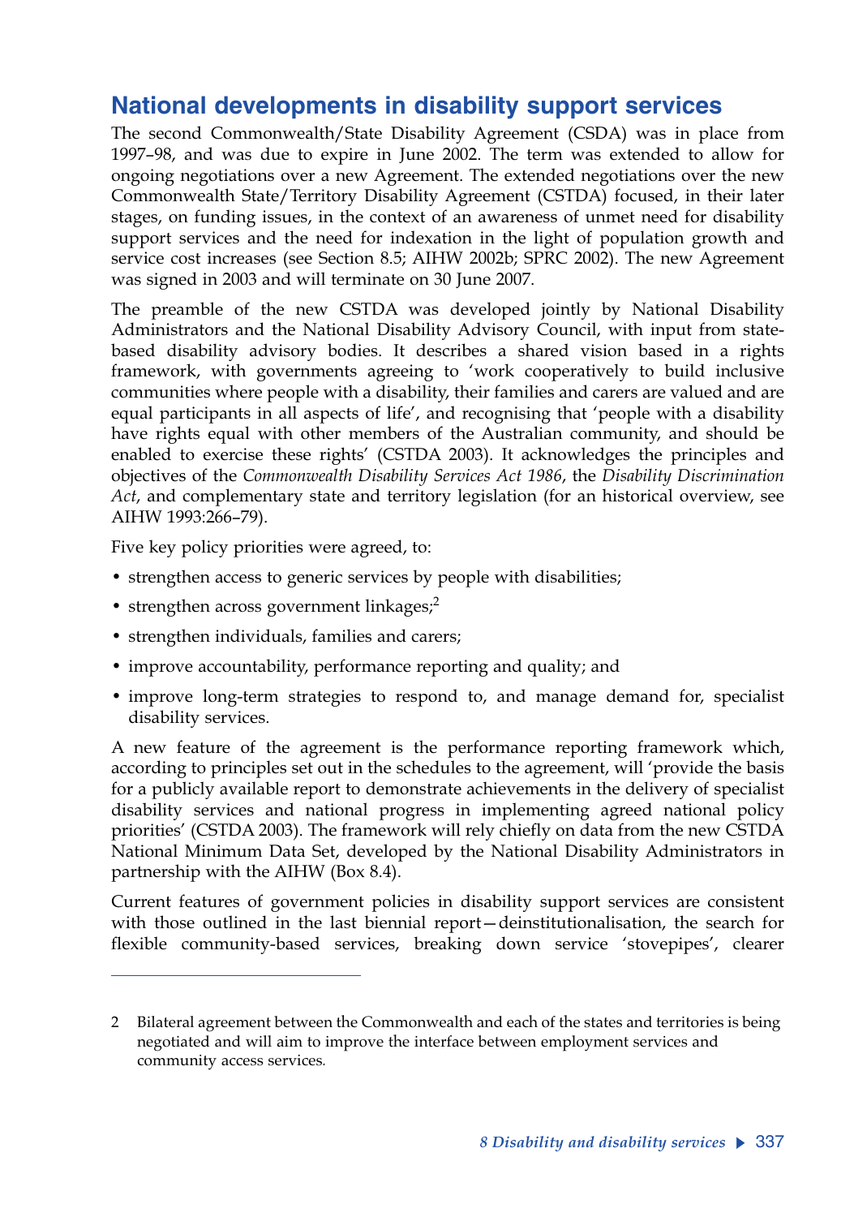## National developments in disability support services

The second Commonwealth/State Disability Agreement (CSDA) was in place from 1997–98, and was due to expire in June 2002. The term was extended to allow for ongoing negotiations over a new Agreement. The extended negotiations over the new Commonwealth State/Territory Disability Agreement (CSTDA) focused, in their later stages, on funding issues, in the context of an awareness of unmet need for disability support services and the need for indexation in the light of population growth and service cost increases (see Section 8.5; AIHW 2002b; SPRC 2002). The new Agreement was signed in 2003 and will terminate on 30 June 2007.

The preamble of the new CSTDA was developed jointly by National Disability Administrators and the National Disability Advisory Council, with input from state-based disability advisory bodies. It describes a shared vision based in a rights framework, with governments agreeing to 'work cooperatively to build inclusive communities where people with a disability, their families and carers are valued and are equal participants in all aspects of life', and recognising that 'people with a disability have rights equal with other members of the Australian community, and should be enabled to exercise these rights' (CSTDA 2003). It acknowledges the principles and objectives of the *Commonwealth Disability Services Act 1986*, the *Disability Discrimination Act*, and complementary state and territory legislation (for an historical overview, see AIHW 1993:266–79).

Five key policy priorities were agreed, to:

- strengthen access to generic services by people with disabilities;
- strengthen across government linkages;[2]
- strengthen individuals, families and carers;
- improve accountability, performance reporting and quality; and
- improve long-term strategies to respond to, and manage demand for, specialist disability services.

A new feature of the agreement is the performance reporting framework which, according to principles set out in the schedules to the agreement, will 'provide the basis for a publicly available report to demonstrate achievements in the delivery of specialist disability services and national progress in implementing agreed national policy priorities' (CSTDA 2003). The framework will rely chiefly on data from the new CSTDA National Minimum Data Set, developed by the National Disability Administrators in partnership with the AIHW (Box 8.4).

Current features of government policies in disability support services are consistent with those outlined in the last biennial report—deinstitutionalisation, the search for flexible community-based services, breaking down service 'stovepipes', clearer

---

2 Bilateral agreement between the Commonwealth and each of the states and territories is being negotiated and will aim to improve the interface between employment services and community access services.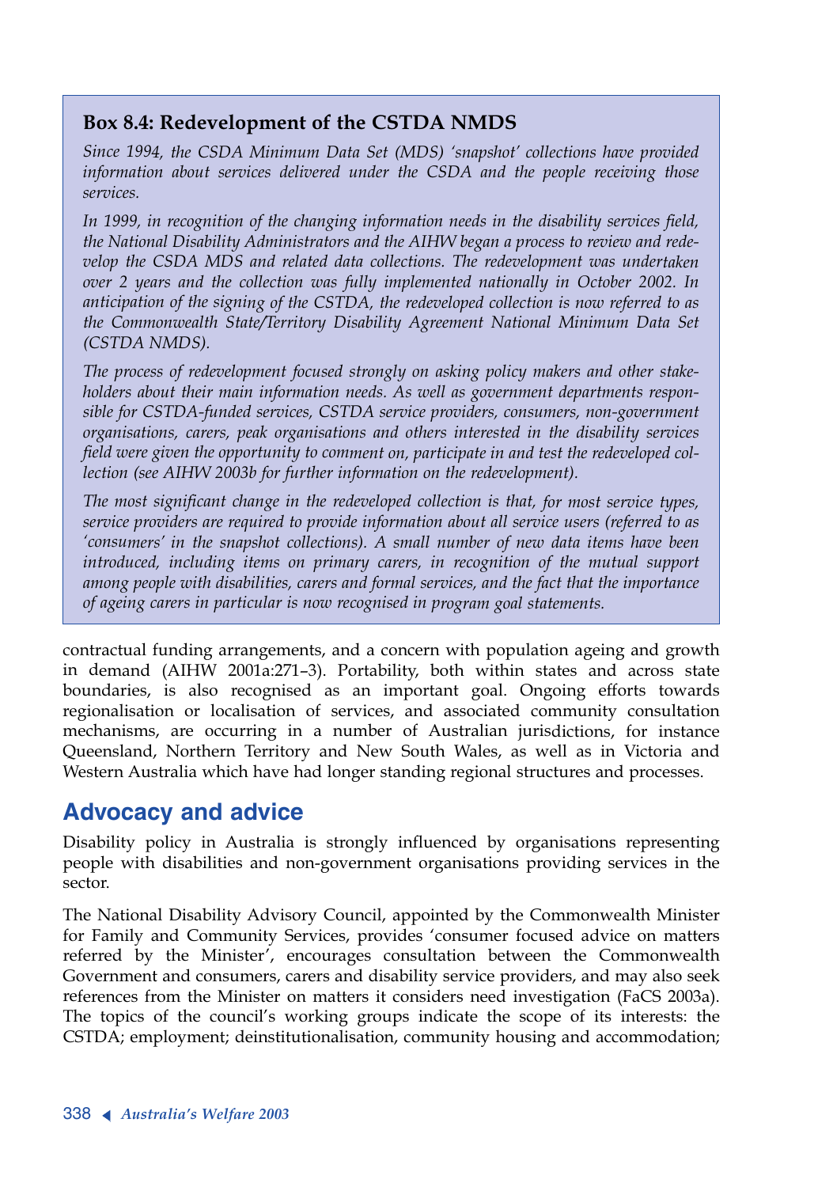### Box 8.4: Redevelopment of the CSTDA NMDS

*Since 1994, the CSDA Minimum Data Set (MDS) 'snapshot' collections have provided information about services delivered under the CSDA and the people receiving those services.*

*In 1999, in recognition of the changing information needs in the disability services field, the National Disability Administrators and the AIHW began a process to review and redevelop the CSDA MDS and related data collections. The redevelopment was undertaken over 2 years and the collection was fully implemented nationally in October 2002. In anticipation of the signing of the CSTDA, the redeveloped collection is now referred to as the Commonwealth State/Territory Disability Agreement National Minimum Data Set (CSTDA NMDS).*

*The process of redevelopment focused strongly on asking policy makers and other stakeholders about their main information needs. As well as government departments responsible for CSTDA-funded services, CSTDA service providers, consumers, non-government organisations, carers, peak organisations and others interested in the disability services field were given the opportunity to comment on, participate in and test the redeveloped collection (see AIHW 2003b for further information on the redevelopment).*

*The most significant change in the redeveloped collection is that, for most service types, service providers are required to provide information about all service users (referred to as 'consumers' in the snapshot collections). A small number of new data items have been introduced, including items on primary carers, in recognition of the mutual support among people with disabilities, carers and formal services, and the fact that the importance of ageing carers in particular is now recognised in program goal statements.*

contractual funding arrangements, and a concern with population ageing and growth in demand (AIHW 2001a:271–3). Portability, both within states and across state boundaries, is also recognised as an important goal. Ongoing efforts towards regionalisation or localisation of services, and associated community consultation mechanisms, are occurring in a number of Australian jurisdictions, for instance Queensland, Northern Territory and New South Wales, as well as in Victoria and Western Australia which have had longer standing regional structures and processes.

## Advocacy and advice

Disability policy in Australia is strongly influenced by organisations representing people with disabilities and non-government organisations providing services in the sector.

The National Disability Advisory Council, appointed by the Commonwealth Minister for Family and Community Services, provides 'consumer focused advice on matters referred by the Minister', encourages consultation between the Commonwealth Government and consumers, carers and disability service providers, and may also seek references from the Minister on matters it considers need investigation (FaCS 2003a). The topics of the council's working groups indicate the scope of its interests: the CSTDA; employment; deinstitutionalisation, community housing and accommodation;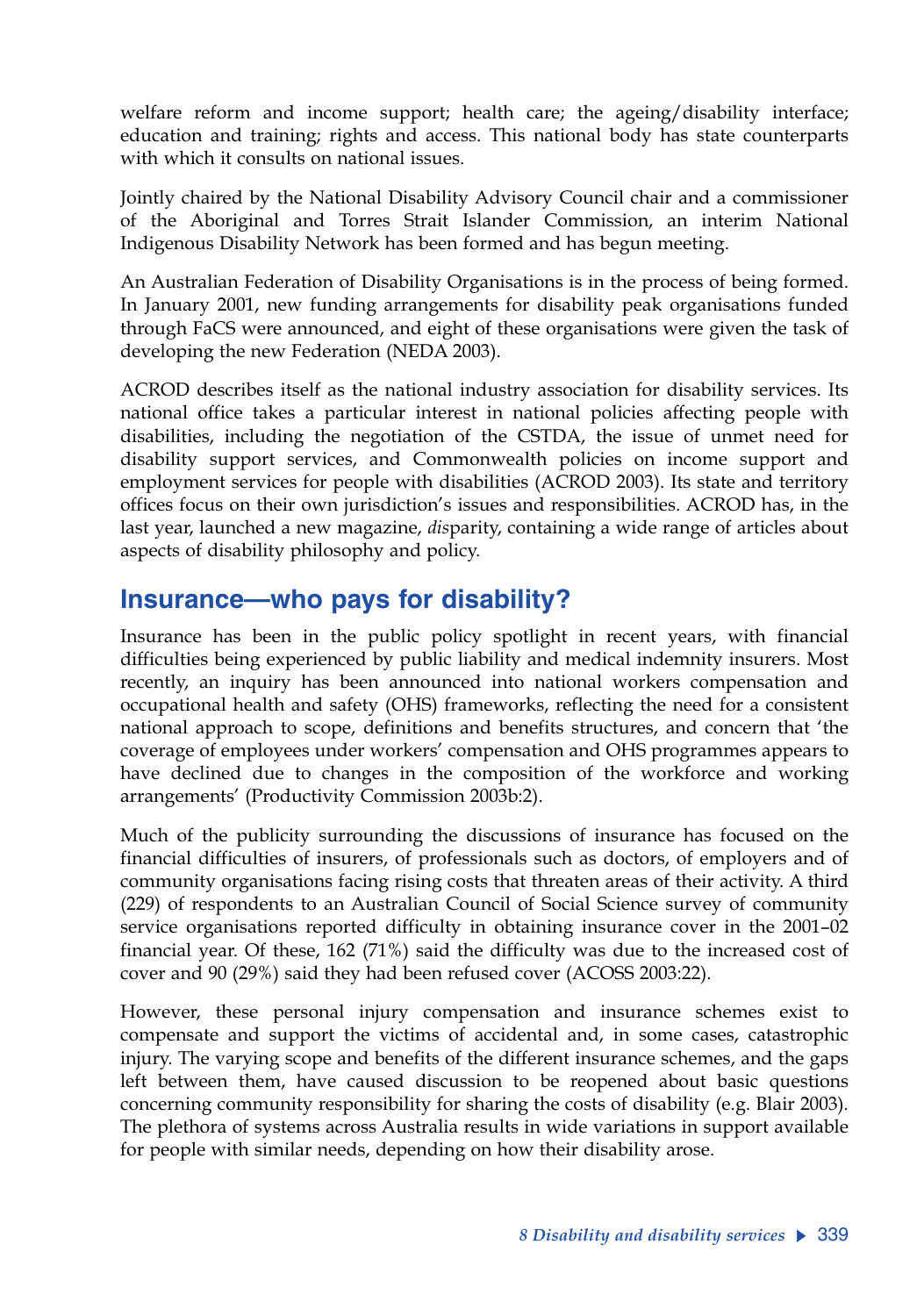welfare reform and income support; health care; the ageing/disability interface; education and training; rights and access. This national body has state counterparts with which it consults on national issues.

Jointly chaired by the National Disability Advisory Council chair and a commissioner of the Aboriginal and Torres Strait Islander Commission, an interim National Indigenous Disability Network has been formed and has begun meeting.

An Australian Federation of Disability Organisations is in the process of being formed. In January 2001, new funding arrangements for disability peak organisations funded through FaCS were announced, and eight of these organisations were given the task of developing the new Federation (NEDA 2003).

ACROD describes itself as the national industry association for disability services. Its national office takes a particular interest in national policies affecting people with disabilities, including the negotiation of the CSTDA, the issue of unmet need for disability support services, and Commonwealth policies on income support and employment services for people with disabilities (ACROD 2003). Its state and territory offices focus on their own jurisdiction's issues and responsibilities. ACROD has, in the last year, launched a new magazine, *dis*parity, containing a wide range of articles about aspects of disability philosophy and policy.

## Insurance—who pays for disability?

Insurance has been in the public policy spotlight in recent years, with financial difficulties being experienced by public liability and medical indemnity insurers. Most recently, an inquiry has been announced into national workers compensation and occupational health and safety (OHS) frameworks, reflecting the need for a consistent national approach to scope, definitions and benefits structures, and concern that 'the coverage of employees under workers' compensation and OHS programmes appears to have declined due to changes in the composition of the workforce and working arrangements' (Productivity Commission 2003b:2).

Much of the publicity surrounding the discussions of insurance has focused on the financial difficulties of insurers, of professionals such as doctors, of employers and of community organisations facing rising costs that threaten areas of their activity. A third (229) of respondents to an Australian Council of Social Science survey of community service organisations reported difficulty in obtaining insurance cover in the 2001–02 financial year. Of these, 162 (71%) said the difficulty was due to the increased cost of cover and 90 (29%) said they had been refused cover (ACOSS 2003:22).

However, these personal injury compensation and insurance schemes exist to compensate and support the victims of accidental and, in some cases, catastrophic injury. The varying scope and benefits of the different insurance schemes, and the gaps left between them, have caused discussion to be reopened about basic questions concerning community responsibility for sharing the costs of disability (e.g. Blair 2003). The plethora of systems across Australia results in wide variations in support available for people with similar needs, depending on how their disability arose.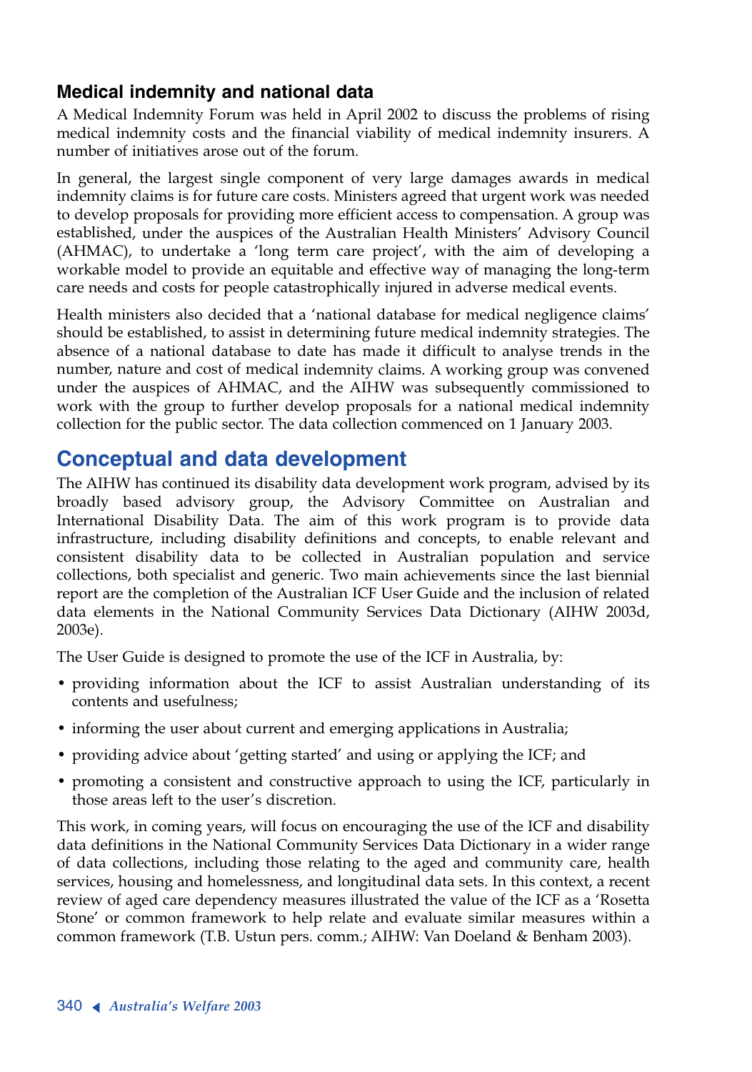### Medical indemnity and national data

A Medical Indemnity Forum was held in April 2002 to discuss the problems of rising medical indemnity costs and the financial viability of medical indemnity insurers. A number of initiatives arose out of the forum.

In general, the largest single component of very large damages awards in medical indemnity claims is for future care costs. Ministers agreed that urgent work was needed to develop proposals for providing more efficient access to compensation. A group was established, under the auspices of the Australian Health Ministers' Advisory Council (AHMAC), to undertake a 'long term care project', with the aim of developing a workable model to provide an equitable and effective way of managing the long-term care needs and costs for people catastrophically injured in adverse medical events.

Health ministers also decided that a 'national database for medical negligence claims' should be established, to assist in determining future medical indemnity strategies. The absence of a national database to date has made it difficult to analyse trends in the number, nature and cost of medical indemnity claims. A working group was convened under the auspices of AHMAC, and the AIHW was subsequently commissioned to work with the group to further develop proposals for a national medical indemnity collection for the public sector. The data collection commenced on 1 January 2003.

## Conceptual and data development

The AIHW has continued its disability data development work program, advised by its broadly based advisory group, the Advisory Committee on Australian and International Disability Data. The aim of this work program is to provide data infrastructure, including disability definitions and concepts, to enable relevant and consistent disability data to be collected in Australian population and service collections, both specialist and generic. Two main achievements since the last biennial report are the completion of the Australian ICF User Guide and the inclusion of related data elements in the National Community Services Data Dictionary (AIHW 2003d, 2003e).

The User Guide is designed to promote the use of the ICF in Australia, by:

- providing information about the ICF to assist Australian understanding of its contents and usefulness;
- informing the user about current and emerging applications in Australia;
- providing advice about 'getting started' and using or applying the ICF; and
- promoting a consistent and constructive approach to using the ICF, particularly in those areas left to the user's discretion.

This work, in coming years, will focus on encouraging the use of the ICF and disability data definitions in the National Community Services Data Dictionary in a wider range of data collections, including those relating to the aged and community care, health services, housing and homelessness, and longitudinal data sets. In this context, a recent review of aged care dependency measures illustrated the value of the ICF as a 'Rosetta Stone' or common framework to help relate and evaluate similar measures within a common framework (T.B. Ustun pers. comm.; AIHW: Van Doeland & Benham 2003).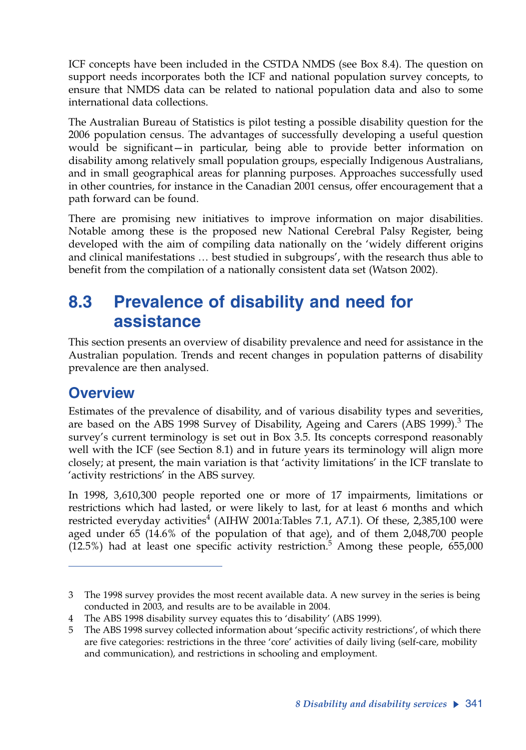ICF concepts have been included in the CSTDA NMDS (see Box 8.4). The question on support needs incorporates both the ICF and national population survey concepts, to ensure that NMDS data can be related to national population data and also to some international data collections.

The Australian Bureau of Statistics is pilot testing a possible disability question for the 2006 population census. The advantages of successfully developing a useful question would be significant—in particular, being able to provide better information on disability among relatively small population groups, especially Indigenous Australians, and in small geographical areas for planning purposes. Approaches successfully used in other countries, for instance in the Canadian 2001 census, offer encouragement that a path forward can be found.

There are promising new initiatives to improve information on major disabilities. Notable among these is the proposed new National Cerebral Palsy Register, being developed with the aim of compiling data nationally on the 'widely different origins and clinical manifestations … best studied in subgroups', with the research thus able to benefit from the compilation of a nationally consistent data set (Watson 2002).

## 8.3 Prevalence of disability and need for assistance

This section presents an overview of disability prevalence and need for assistance in the Australian population. Trends and recent changes in population patterns of disability prevalence are then analysed.

### Overview

Estimates of the prevalence of disability, and of various disability types and severities, are based on the ABS 1998 Survey of Disability, Ageing and Carers (ABS 1999).[3] The survey's current terminology is set out in Box 3.5. Its concepts correspond reasonably well with the ICF (see Section 8.1) and in future years its terminology will align more closely; at present, the main variation is that 'activity limitations' in the ICF translate to 'activity restrictions' in the ABS survey.

In 1998, 3,610,300 people reported one or more of 17 impairments, limitations or restrictions which had lasted, or were likely to last, for at least 6 months and which restricted everyday activities[4] (AIHW 2001a:Tables 7.1, A7.1). Of these, 2,385,100 were aged under 65 (14.6% of the population of that age), and of them 2,048,700 people (12.5%) had at least one specific activity restriction.[5] Among these people, 655,000

---

3 The 1998 survey provides the most recent available data. A new survey in the series is being conducted in 2003, and results are to be available in 2004.

4 The ABS 1998 disability survey equates this to 'disability' (ABS 1999).

5 The ABS 1998 survey collected information about 'specific activity restrictions', of which there are five categories: restrictions in the three 'core' activities of daily living (self-care, mobility and communication), and restrictions in schooling and employment.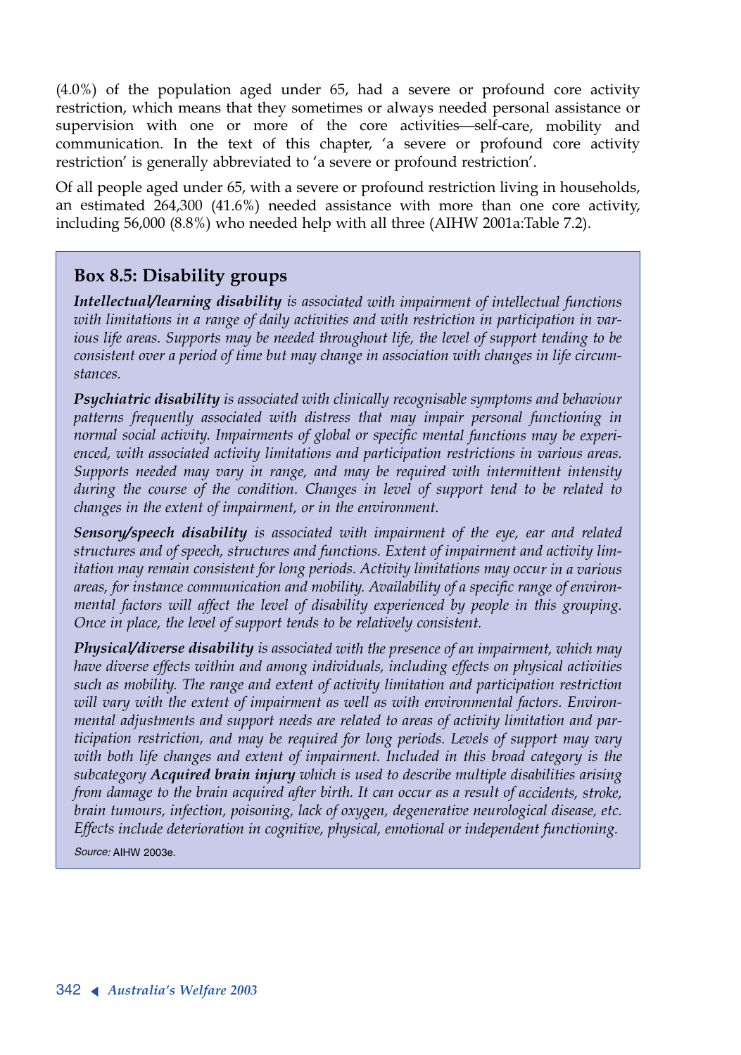(4.0%) of the population aged under 65, had a severe or profound core activity restriction, which means that they sometimes or always needed personal assistance or supervision with one or more of the core activities—self-care, mobility and communication. In the text of this chapter, 'a severe or profound core activity restriction' is generally abbreviated to 'a severe or profound restriction'.

Of all people aged under 65, with a severe or profound restriction living in households, an estimated 264,300 (41.6%) needed assistance with more than one core activity, including 56,000 (8.8%) who needed help with all three (AIHW 2001a:Table 7.2).

## Box 8.5: Disability groups

***Intellectual/learning disability*** *is associated with impairment of intellectual functions with limitations in a range of daily activities and with restriction in participation in various life areas. Supports may be needed throughout life, the level of support tending to be consistent over a period of time but may change in association with changes in life circumstances.*

***Psychiatric disability*** *is associated with clinically recognisable symptoms and behaviour patterns frequently associated with distress that may impair personal functioning in normal social activity. Impairments of global or specific mental functions may be experienced, with associated activity limitations and participation restrictions in various areas. Supports needed may vary in range, and may be required with intermittent intensity during the course of the condition. Changes in level of support tend to be related to changes in the extent of impairment, or in the environment.*

***Sensory/speech disability*** *is associated with impairment of the eye, ear and related structures and of speech, structures and functions. Extent of impairment and activity limitation may remain consistent for long periods. Activity limitations may occur in a various areas, for instance communication and mobility. Availability of a specific range of environmental factors will affect the level of disability experienced by people in this grouping. Once in place, the level of support tends to be relatively consistent.*

***Physical/diverse disability*** *is associated with the presence of an impairment, which may have diverse effects within and among individuals, including effects on physical activities such as mobility. The range and extent of activity limitation and participation restriction will vary with the extent of impairment as well as with environmental factors. Environmental adjustments and support needs are related to areas of activity limitation and participation restriction, and may be required for long periods. Levels of support may vary with both life changes and extent of impairment. Included in this broad category is the subcategory* ***Acquired brain injury*** *which is used to describe multiple disabilities arising from damage to the brain acquired after birth. It can occur as a result of accidents, stroke, brain tumours, infection, poisoning, lack of oxygen, degenerative neurological disease, etc. Effects include deterioration in cognitive, physical, emotional or independent functioning.*

*Source:* AIHW 2003e.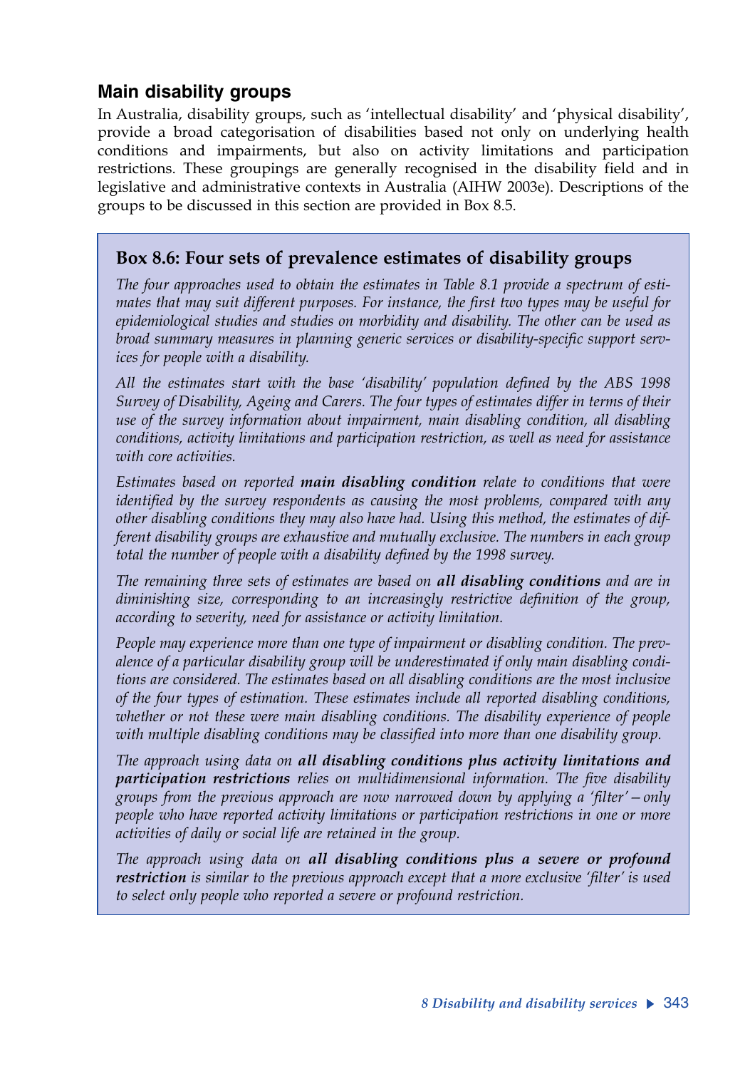## Main disability groups

In Australia, disability groups, such as 'intellectual disability' and 'physical disability', provide a broad categorisation of disabilities based not only on underlying health conditions and impairments, but also on activity limitations and participation restrictions. These groupings are generally recognised in the disability field and in legislative and administrative contexts in Australia (AIHW 2003e). Descriptions of the groups to be discussed in this section are provided in Box 8.5.

### Box 8.6: Four sets of prevalence estimates of disability groups

*The four approaches used to obtain the estimates in Table 8.1 provide a spectrum of estimates that may suit different purposes. For instance, the first two types may be useful for epidemiological studies and studies on morbidity and disability. The other can be used as broad summary measures in planning generic services or disability-specific support services for people with a disability.*

*All the estimates start with the base 'disability' population defined by the ABS 1998 Survey of Disability, Ageing and Carers. The four types of estimates differ in terms of their use of the survey information about impairment, main disabling condition, all disabling conditions, activity limitations and participation restriction, as well as need for assistance with core activities.*

*Estimates based on reported* ***main disabling condition*** *relate to conditions that were identified by the survey respondents as causing the most problems, compared with any other disabling conditions they may also have had. Using this method, the estimates of different disability groups are exhaustive and mutually exclusive. The numbers in each group total the number of people with a disability defined by the 1998 survey.*

*The remaining three sets of estimates are based on* ***all disabling conditions*** *and are in diminishing size, corresponding to an increasingly restrictive definition of the group, according to severity, need for assistance or activity limitation.*

*People may experience more than one type of impairment or disabling condition. The prevalence of a particular disability group will be underestimated if only main disabling conditions are considered. The estimates based on all disabling conditions are the most inclusive of the four types of estimation. These estimates include all reported disabling conditions, whether or not these were main disabling conditions. The disability experience of people with multiple disabling conditions may be classified into more than one disability group.*

*The approach using data on* ***all disabling conditions plus activity limitations and participation restrictions*** *relies on multidimensional information. The five disability groups from the previous approach are now narrowed down by applying a 'filter'—only people who have reported activity limitations or participation restrictions in one or more activities of daily or social life are retained in the group.*

*The approach using data on* ***all disabling conditions plus a severe or profound restriction*** *is similar to the previous approach except that a more exclusive 'filter' is used to select only people who reported a severe or profound restriction.*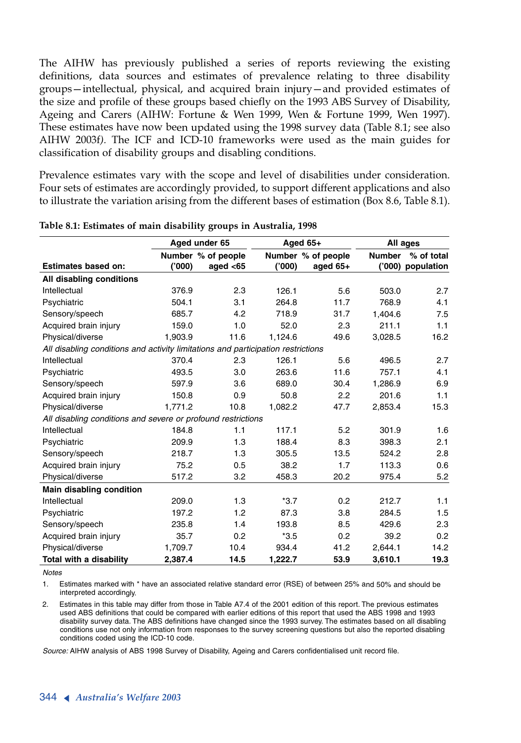The AIHW has previously published a series of reports reviewing the existing definitions, data sources and estimates of prevalence relating to three disability groups—intellectual, physical, and acquired brain injury—and provided estimates of the size and profile of these groups based chiefly on the 1993 ABS Survey of Disability, Ageing and Carers (AIHW: Fortune & Wen 1999, Wen & Fortune 1999, Wen 1997). These estimates have now been updated using the 1998 survey data (Table 8.1; see also AIHW 2003f*).* The ICF and ICD-10 frameworks were used as the main guides for classification of disability groups and disabling conditions.

Prevalence estimates vary with the scope and level of disabilities under consideration. Four sets of estimates are accordingly provided, to support different applications and also to illustrate the variation arising from the different bases of estimation (Box 8.6, Table 8.1).

**Table 8.1: Estimates of main disability groups in Australia, 1998**

| | Aged under 65 | | Aged 65+ | | All ages | |
|---|---|---|---|---|---|---|
| **Estimates based on:** | **Number ('000)** | **% of people aged <65** | **Number ('000)** | **% of people aged 65+** | **Number ('000)** | **% of total population** |
| **All disabling conditions** | | | | | | |
| Intellectual | 376.9 | 2.3 | 126.1 | 5.6 | 503.0 | 2.7 |
| Psychiatric | 504.1 | 3.1 | 264.8 | 11.7 | 768.9 | 4.1 |
| Sensory/speech | 685.7 | 4.2 | 718.9 | 31.7 | 1,404.6 | 7.5 |
| Acquired brain injury | 159.0 | 1.0 | 52.0 | 2.3 | 211.1 | 1.1 |
| Physical/diverse | 1,903.9 | 11.6 | 1,124.6 | 49.6 | 3,028.5 | 16.2 |
| *All disabling conditions and activity limitations and participation restrictions* | | | | | | |
| Intellectual | 370.4 | 2.3 | 126.1 | 5.6 | 496.5 | 2.7 |
| Psychiatric | 493.5 | 3.0 | 263.6 | 11.6 | 757.1 | 4.1 |
| Sensory/speech | 597.9 | 3.6 | 689.0 | 30.4 | 1,286.9 | 6.9 |
| Acquired brain injury | 150.8 | 0.9 | 50.8 | 2.2 | 201.6 | 1.1 |
| Physical/diverse | 1,771.2 | 10.8 | 1,082.2 | 47.7 | 2,853.4 | 15.3 |
| *All disabling conditions and severe or profound restrictions* | | | | | | |
| Intellectual | 184.8 | 1.1 | 117.1 | 5.2 | 301.9 | 1.6 |
| Psychiatric | 209.9 | 1.3 | 188.4 | 8.3 | 398.3 | 2.1 |
| Sensory/speech | 218.7 | 1.3 | 305.5 | 13.5 | 524.2 | 2.8 |
| Acquired brain injury | 75.2 | 0.5 | 38.2 | 1.7 | 113.3 | 0.6 |
| Physical/diverse | 517.2 | 3.2 | 458.3 | 20.2 | 975.4 | 5.2 |
| **Main disabling condition** | | | | | | |
| Intellectual | 209.0 | 1.3 | *3.7 | 0.2 | 212.7 | 1.1 |
| Psychiatric | 197.2 | 1.2 | 87.3 | 3.8 | 284.5 | 1.5 |
| Sensory/speech | 235.8 | 1.4 | 193.8 | 8.5 | 429.6 | 2.3 |
| Acquired brain injury | 35.7 | 0.2 | *3.5 | 0.2 | 39.2 | 0.2 |
| Physical/diverse | 1,709.7 | 10.4 | 934.4 | 41.2 | 2,644.1 | 14.2 |
| **Total with a disability** | **2,387.4** | **14.5** | **1,222.7** | **53.9** | **3,610.1** | **19.3** |

*Notes*

1. Estimates marked with * have an associated relative standard error (RSE) of between 25% and 50% and should be interpreted accordingly.
2. Estimates in this table may differ from those in Table A7.4 of the 2001 edition of this report. The previous estimates used ABS definitions that could be compared with earlier editions of this report that used the ABS 1998 and 1993 disability survey data. The ABS definitions have changed since the 1993 survey. The estimates based on all disabling conditions use not only information from responses to the survey screening questions but also the reported disabling conditions coded using the ICD-10 code.

*Source:* AIHW analysis of ABS 1998 Survey of Disability, Ageing and Carers confidentialised unit record file.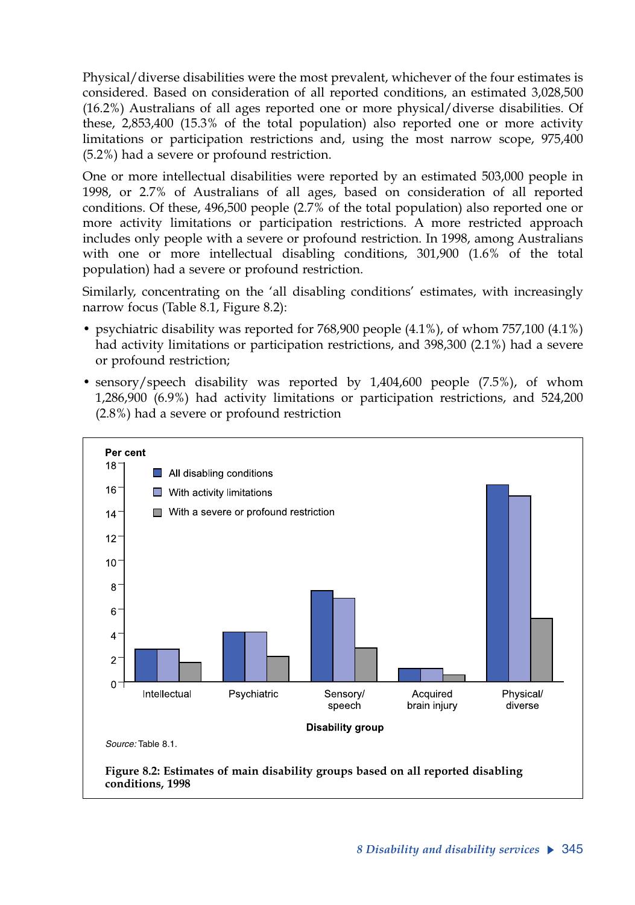Physical/diverse disabilities were the most prevalent, whichever of the four estimates is considered. Based on consideration of all reported conditions, an estimated 3,028,500 (16.2%) Australians of all ages reported one or more physical/diverse disabilities. Of these, 2,853,400 (15.3% of the total population) also reported one or more activity limitations or participation restrictions and, using the most narrow scope, 975,400 (5.2%) had a severe or profound restriction.

One or more intellectual disabilities were reported by an estimated 503,000 people in 1998, or 2.7% of Australians of all ages, based on consideration of all reported conditions. Of these, 496,500 people (2.7% of the total population) also reported one or more activity limitations or participation restrictions. A more restricted approach includes only people with a severe or profound restriction. In 1998, among Australians with one or more intellectual disabling conditions, 301,900 (1.6% of the total population) had a severe or profound restriction.

Similarly, concentrating on the 'all disabling conditions' estimates, with increasingly narrow focus (Table 8.1, Figure 8.2):

- psychiatric disability was reported for 768,900 people (4.1%), of whom 757,100 (4.1%) had activity limitations or participation restrictions, and 398,300 (2.1%) had a severe or profound restriction;
- sensory/speech disability was reported by 1,404,600 people (7.5%), of whom 1,286,900 (6.9%) had activity limitations or participation restrictions, and 524,200 (2.8%) had a severe or profound restriction

*Source:* Table 8.1.

**Figure 8.2: Estimates of main disability groups based on all reported disabling conditions, 1998**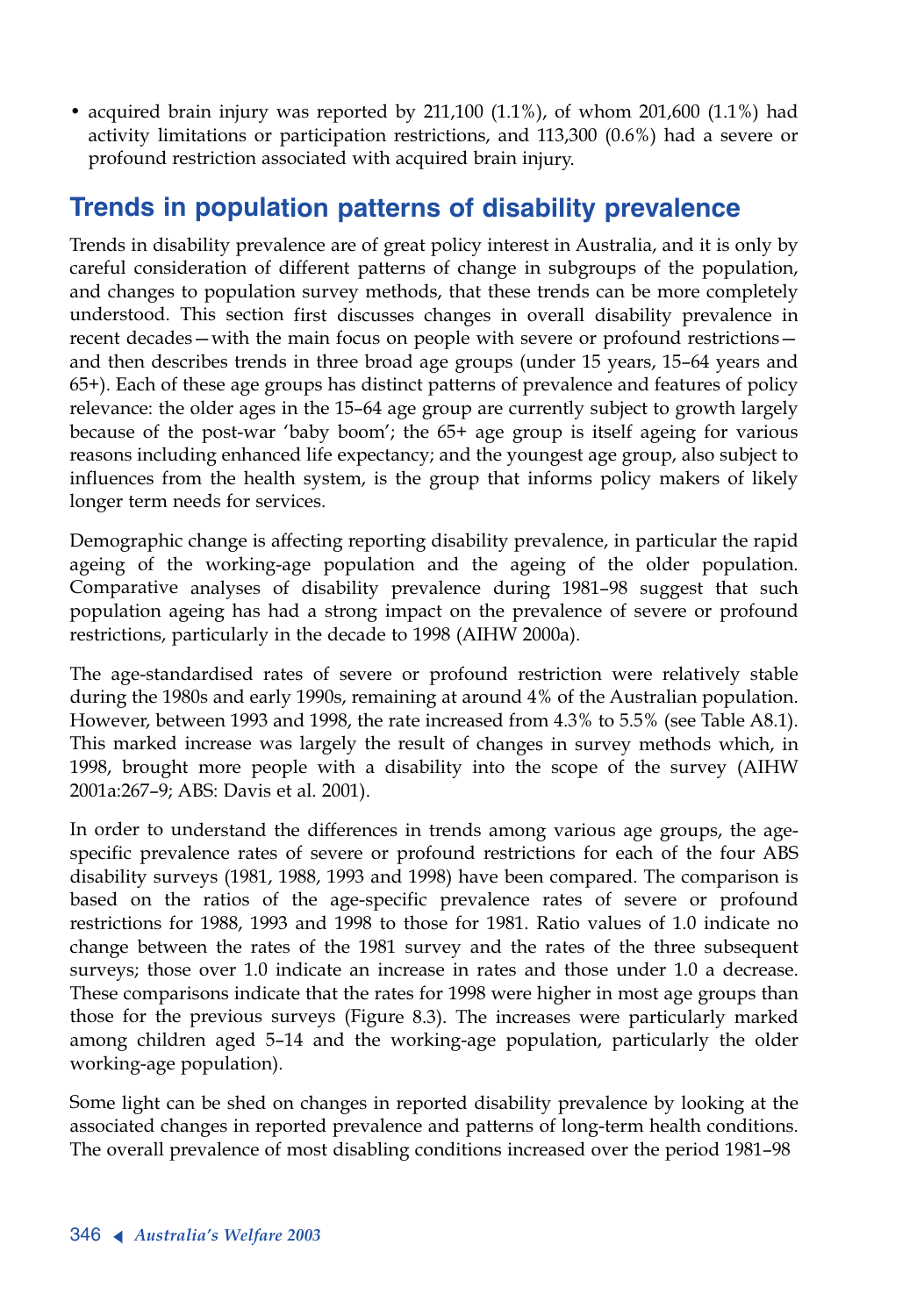- acquired brain injury was reported by 211,100 (1.1%), of whom 201,600 (1.1%) had activity limitations or participation restrictions, and 113,300 (0.6%) had a severe or profound restriction associated with acquired brain injury.

## Trends in population patterns of disability prevalence

Trends in disability prevalence are of great policy interest in Australia, and it is only by careful consideration of different patterns of change in subgroups of the population, and changes to population survey methods, that these trends can be more completely understood. This section first discusses changes in overall disability prevalence in recent decades—with the main focus on people with severe or profound restrictions—and then describes trends in three broad age groups (under 15 years, 15–64 years and 65+). Each of these age groups has distinct patterns of prevalence and features of policy relevance: the older ages in the 15–64 age group are currently subject to growth largely because of the post-war 'baby boom'; the 65+ age group is itself ageing for various reasons including enhanced life expectancy; and the youngest age group, also subject to influences from the health system, is the group that informs policy makers of likely longer term needs for services.

Demographic change is affecting reporting disability prevalence, in particular the rapid ageing of the working-age population and the ageing of the older population. Comparative analyses of disability prevalence during 1981–98 suggest that such population ageing has had a strong impact on the prevalence of severe or profound restrictions, particularly in the decade to 1998 (AIHW 2000a).

The age-standardised rates of severe or profound restriction were relatively stable during the 1980s and early 1990s, remaining at around 4% of the Australian population. However, between 1993 and 1998, the rate increased from 4.3% to 5.5% (see Table A8.1). This marked increase was largely the result of changes in survey methods which, in 1998, brought more people with a disability into the scope of the survey (AIHW 2001a:267–9; ABS: Davis et al. 2001).

In order to understand the differences in trends among various age groups, the age-specific prevalence rates of severe or profound restrictions for each of the four ABS disability surveys (1981, 1988, 1993 and 1998) have been compared. The comparison is based on the ratios of the age-specific prevalence rates of severe or profound restrictions for 1988, 1993 and 1998 to those for 1981. Ratio values of 1.0 indicate no change between the rates of the 1981 survey and the rates of the three subsequent surveys; those over 1.0 indicate an increase in rates and those under 1.0 a decrease. These comparisons indicate that the rates for 1998 were higher in most age groups than those for the previous surveys (Figure 8.3). The increases were particularly marked among children aged 5–14 and the working-age population, particularly the older working-age population).

Some light can be shed on changes in reported disability prevalence by looking at the associated changes in reported prevalence and patterns of long-term health conditions. The overall prevalence of most disabling conditions increased over the period 1981–98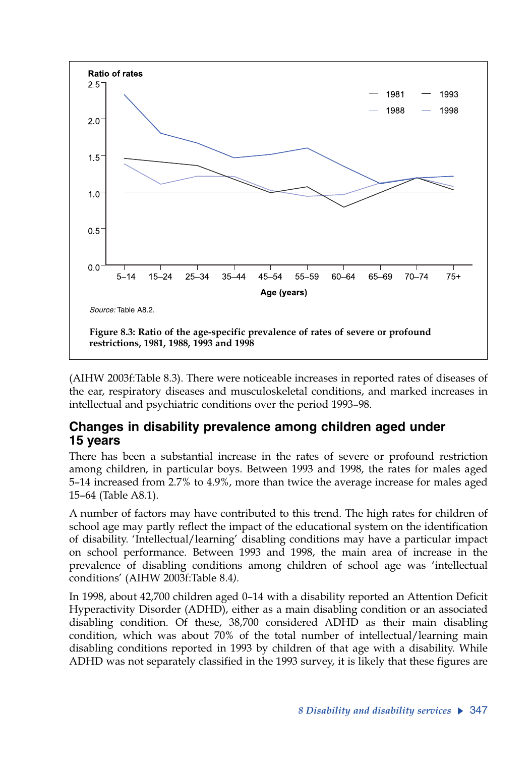Ratio of rates

Source: Table A8.2.

**Figure 8.3: Ratio of the age-specific prevalence of rates of severe or profound restrictions, 1981, 1988, 1993 and 1998**

(AIHW 2003f:Table 8.3). There were noticeable increases in reported rates of diseases of the ear, respiratory diseases and musculoskeletal conditions, and marked increases in intellectual and psychiatric conditions over the period 1993–98.

## Changes in disability prevalence among children aged under 15 years

There has been a substantial increase in the rates of severe or profound restriction among children, in particular boys. Between 1993 and 1998, the rates for males aged 5–14 increased from 2.7% to 4.9%, more than twice the average increase for males aged 15–64 (Table A8.1).

A number of factors may have contributed to this trend. The high rates for children of school age may partly reflect the impact of the educational system on the identification of disability. 'Intellectual/learning' disabling conditions may have a particular impact on school performance. Between 1993 and 1998, the main area of increase in the prevalence of disabling conditions among children of school age was 'intellectual conditions' (AIHW 2003f:Table 8.4).

In 1998, about 42,700 children aged 0–14 with a disability reported an Attention Deficit Hyperactivity Disorder (ADHD), either as a main disabling condition or an associated disabling condition. Of these, 38,700 considered ADHD as their main disabling condition, which was about 70% of the total number of intellectual/learning main disabling conditions reported in 1993 by children of that age with a disability. While ADHD was not separately classified in the 1993 survey, it is likely that these figures are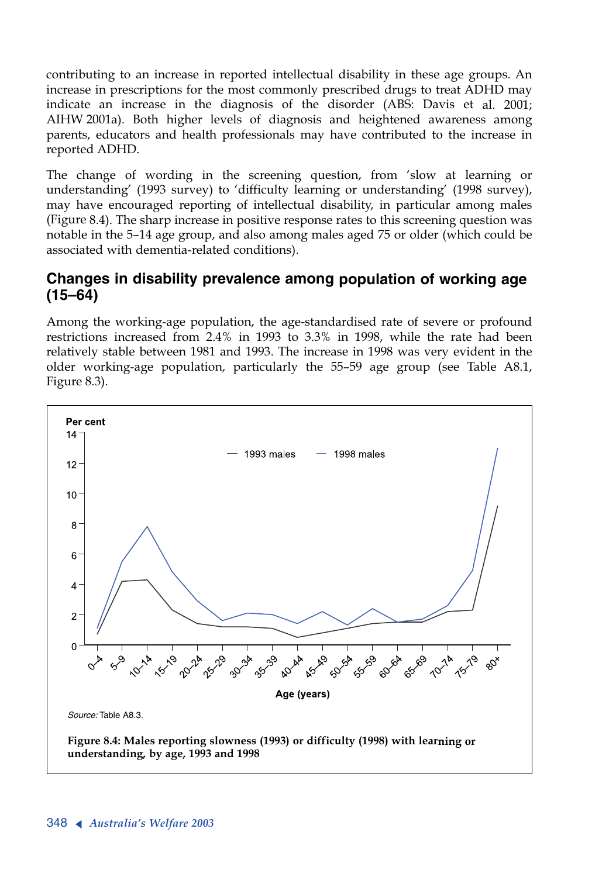contributing to an increase in reported intellectual disability in these age groups. An increase in prescriptions for the most commonly prescribed drugs to treat ADHD may indicate an increase in the diagnosis of the disorder (ABS: Davis et al. 2001; AIHW 2001a). Both higher levels of diagnosis and heightened awareness among parents, educators and health professionals may have contributed to the increase in reported ADHD.

The change of wording in the screening question, from 'slow at learning or understanding' (1993 survey) to 'difficulty learning or understanding' (1998 survey), may have encouraged reporting of intellectual disability, in particular among males (Figure 8.4). The sharp increase in positive response rates to this screening question was notable in the 5–14 age group, and also among males aged 75 or older (which could be associated with dementia-related conditions).

## Changes in disability prevalence among population of working age (15–64)

Among the working-age population, the age-standardised rate of severe or profound restrictions increased from 2.4% in 1993 to 3.3% in 1998, while the rate had been relatively stable between 1981 and 1993. The increase in 1998 was very evident in the older working-age population, particularly the 55–59 age group (see Table A8.1, Figure 8.3).

*Source:* Table A8.3.

**Figure 8.4: Males reporting slowness (1993) or difficulty (1998) with learning or understanding, by age, 1993 and 1998**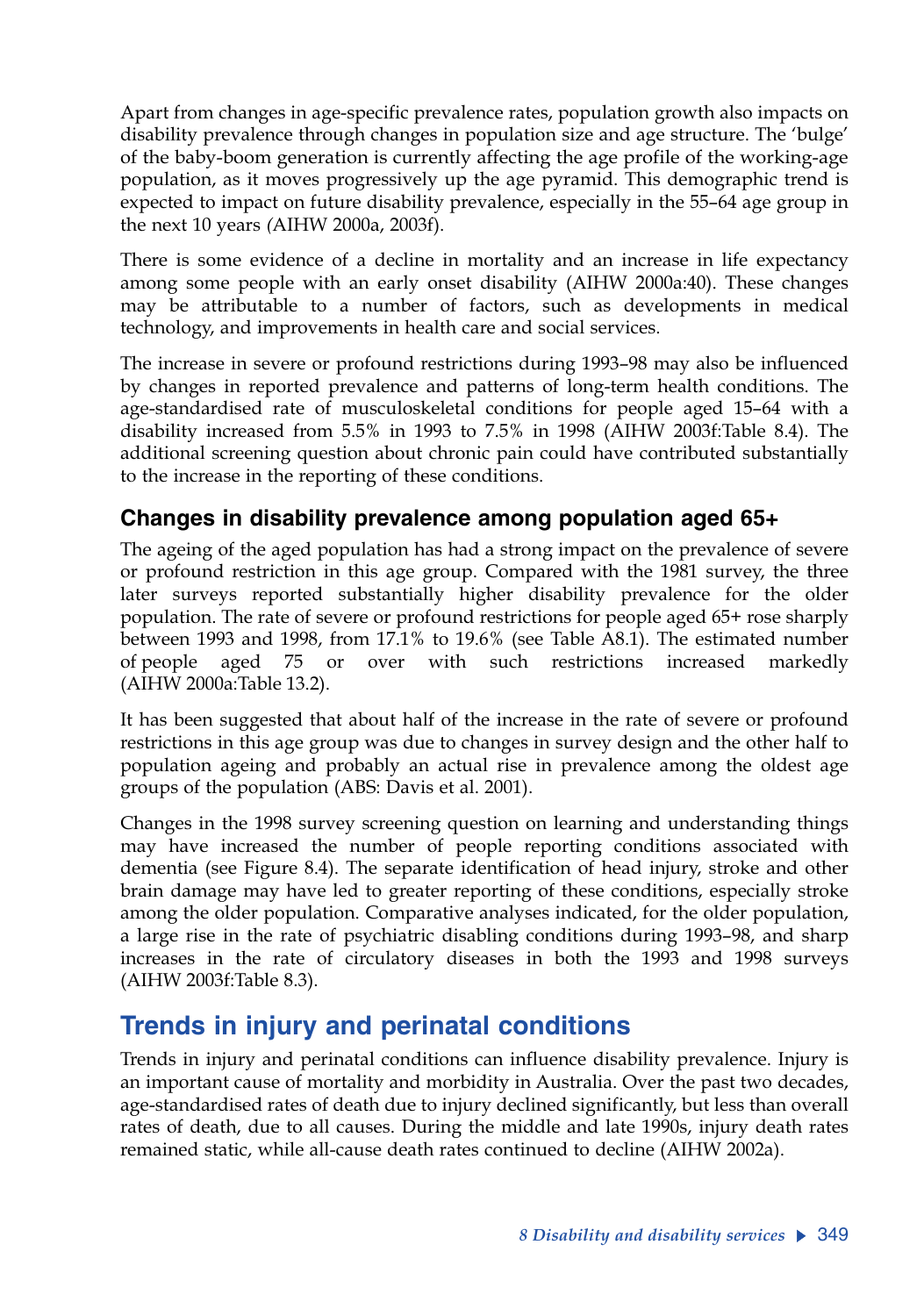Apart from changes in age-specific prevalence rates, population growth also impacts on disability prevalence through changes in population size and age structure. The 'bulge' of the baby-boom generation is currently affecting the age profile of the working-age population, as it moves progressively up the age pyramid. This demographic trend is expected to impact on future disability prevalence, especially in the 55–64 age group in the next 10 years (AIHW 2000a, 2003f).

There is some evidence of a decline in mortality and an increase in life expectancy among some people with an early onset disability (AIHW 2000a:40). These changes may be attributable to a number of factors, such as developments in medical technology, and improvements in health care and social services.

The increase in severe or profound restrictions during 1993–98 may also be influenced by changes in reported prevalence and patterns of long-term health conditions. The age-standardised rate of musculoskeletal conditions for people aged 15–64 with a disability increased from 5.5% in 1993 to 7.5% in 1998 (AIHW 2003f:Table 8.4). The additional screening question about chronic pain could have contributed substantially to the increase in the reporting of these conditions.

### Changes in disability prevalence among population aged 65+

The ageing of the aged population has had a strong impact on the prevalence of severe or profound restriction in this age group. Compared with the 1981 survey, the three later surveys reported substantially higher disability prevalence for the older population. The rate of severe or profound restrictions for people aged 65+ rose sharply between 1993 and 1998, from 17.1% to 19.6% (see Table A8.1). The estimated number of people aged 75 or over with such restrictions increased markedly (AIHW 2000a:Table 13.2).

It has been suggested that about half of the increase in the rate of severe or profound restrictions in this age group was due to changes in survey design and the other half to population ageing and probably an actual rise in prevalence among the oldest age groups of the population (ABS: Davis et al. 2001).

Changes in the 1998 survey screening question on learning and understanding things may have increased the number of people reporting conditions associated with dementia (see Figure 8.4). The separate identification of head injury, stroke and other brain damage may have led to greater reporting of these conditions, especially stroke among the older population. Comparative analyses indicated, for the older population, a large rise in the rate of psychiatric disabling conditions during 1993–98, and sharp increases in the rate of circulatory diseases in both the 1993 and 1998 surveys (AIHW 2003f:Table 8.3).

## Trends in injury and perinatal conditions

Trends in injury and perinatal conditions can influence disability prevalence. Injury is an important cause of mortality and morbidity in Australia. Over the past two decades, age-standardised rates of death due to injury declined significantly, but less than overall rates of death, due to all causes. During the middle and late 1990s, injury death rates remained static, while all-cause death rates continued to decline (AIHW 2002a).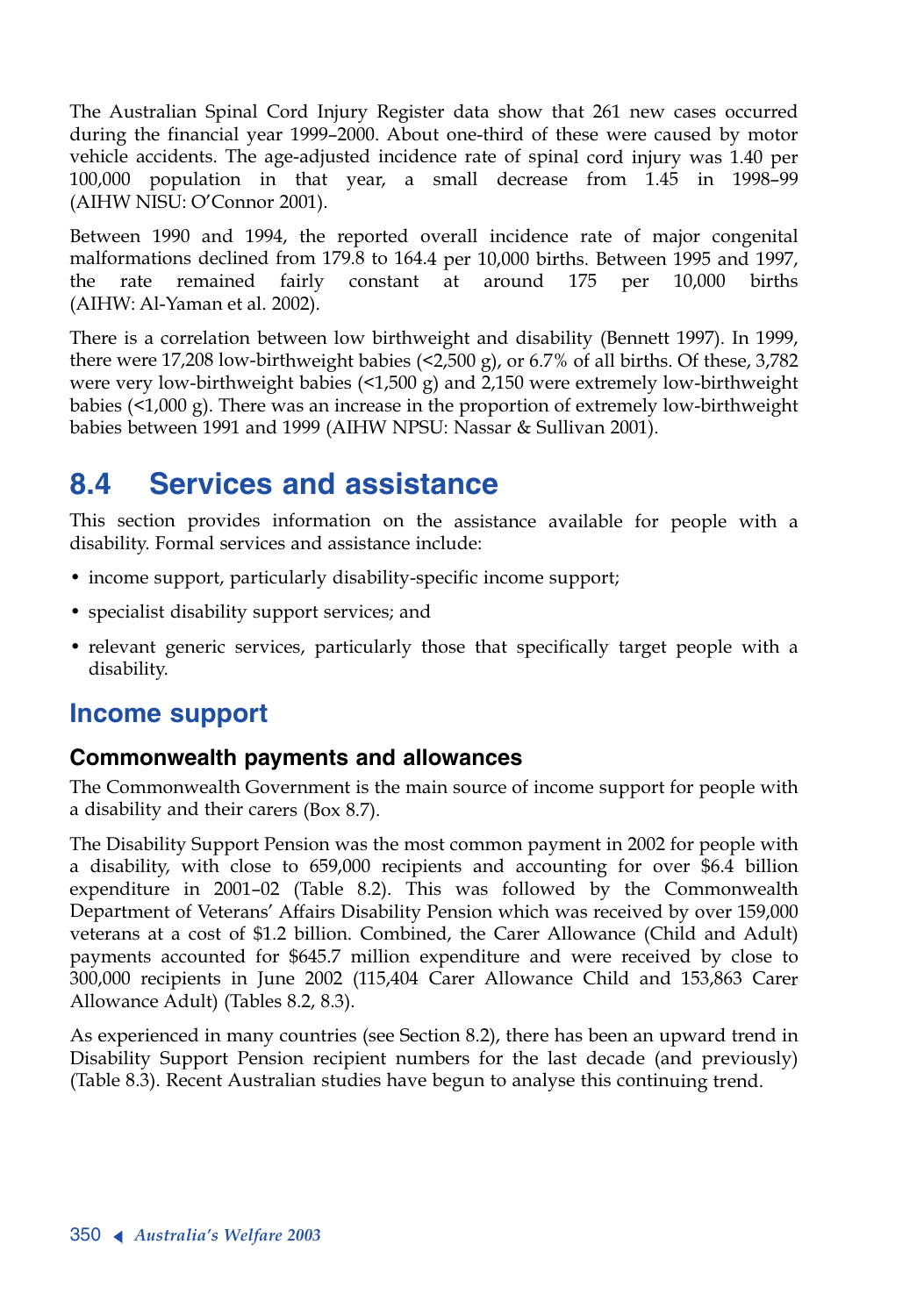The Australian Spinal Cord Injury Register data show that 261 new cases occurred during the financial year 1999–2000. About one-third of these were caused by motor vehicle accidents. The age-adjusted incidence rate of spinal cord injury was 1.40 per 100,000 population in that year, a small decrease from 1.45 in 1998–99 (AIHW NISU: O'Connor 2001).

Between 1990 and 1994, the reported overall incidence rate of major congenital malformations declined from 179.8 to 164.4 per 10,000 births. Between 1995 and 1997, the rate remained fairly constant at around 175 per 10,000 births (AIHW: Al-Yaman et al. 2002).

There is a correlation between low birthweight and disability (Bennett 1997). In 1999, there were 17,208 low-birthweight babies (<2,500 g), or 6.7% of all births. Of these, 3,782 were very low-birthweight babies (<1,500 g) and 2,150 were extremely low-birthweight babies (<1,000 g). There was an increase in the proportion of extremely low-birthweight babies between 1991 and 1999 (AIHW NPSU: Nassar & Sullivan 2001).

## 8.4 Services and assistance

This section provides information on the assistance available for people with a disability. Formal services and assistance include:

- income support, particularly disability-specific income support;
- specialist disability support services; and
- relevant generic services, particularly those that specifically target people with a disability.

### Income support

#### Commonwealth payments and allowances

The Commonwealth Government is the main source of income support for people with a disability and their carers (Box 8.7).

The Disability Support Pension was the most common payment in 2002 for people with a disability, with close to 659,000 recipients and accounting for over $6.4 billion expenditure in 2001–02 (Table 8.2). This was followed by the Commonwealth Department of Veterans' Affairs Disability Pension which was received by over 159,000 veterans at a cost of $1.2 billion. Combined, the Carer Allowance (Child and Adult) payments accounted for $645.7 million expenditure and were received by close to 300,000 recipients in June 2002 (115,404 Carer Allowance Child and 153,863 Carer Allowance Adult) (Tables 8.2, 8.3).

As experienced in many countries (see Section 8.2), there has been an upward trend in Disability Support Pension recipient numbers for the last decade (and previously) (Table 8.3). Recent Australian studies have begun to analyse this continuing trend.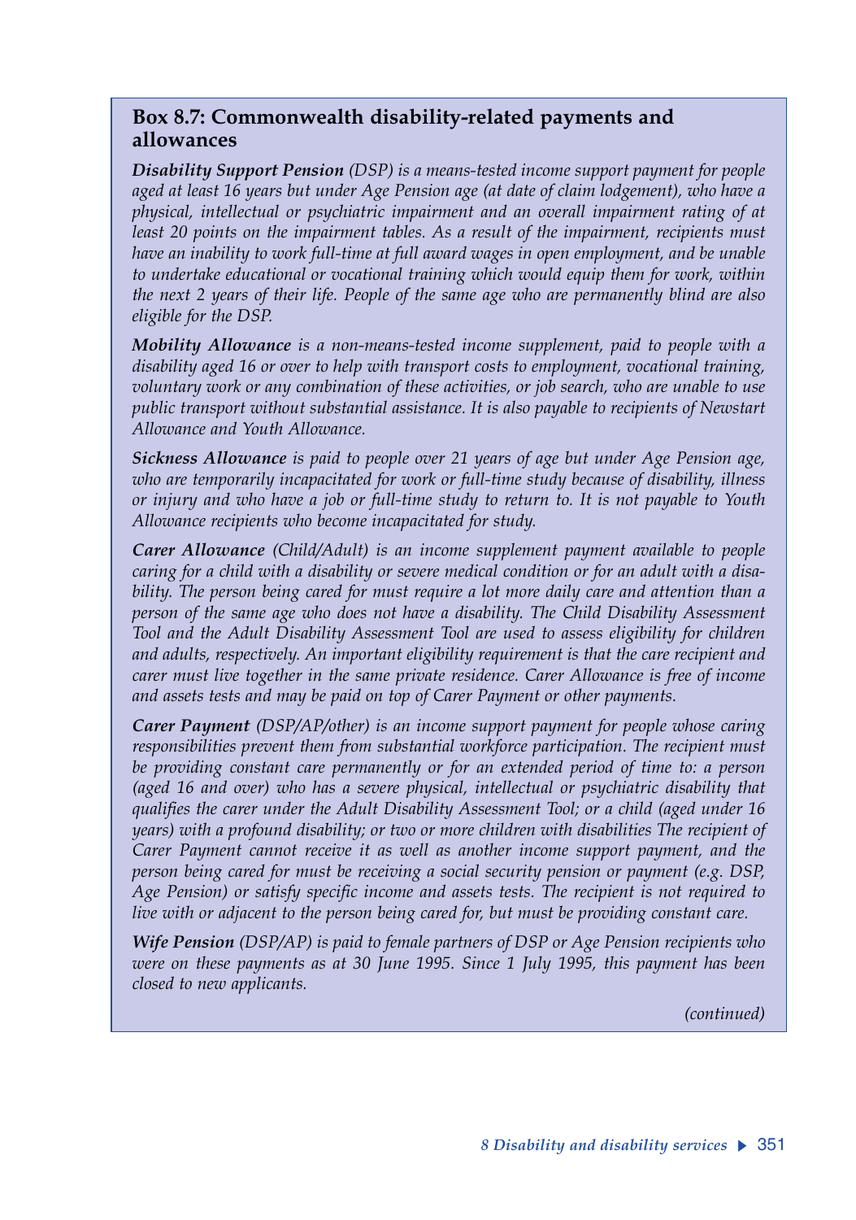### Box 8.7: Commonwealth disability-related payments and allowances

***Disability Support Pension*** *(DSP) is a means-tested income support payment for people aged at least 16 years but under Age Pension age (at date of claim lodgement), who have a physical, intellectual or psychiatric impairment and an overall impairment rating of at least 20 points on the impairment tables. As a result of the impairment, recipients must have an inability to work full-time at full award wages in open employment, and be unable to undertake educational or vocational training which would equip them for work, within the next 2 years of their life. People of the same age who are permanently blind are also eligible for the DSP.*

***Mobility Allowance*** *is a non-means-tested income supplement, paid to people with a disability aged 16 or over to help with transport costs to employment, vocational training, voluntary work or any combination of these activities, or job search, who are unable to use public transport without substantial assistance. It is also payable to recipients of Newstart Allowance and Youth Allowance.*

***Sickness Allowance*** *is paid to people over 21 years of age but under Age Pension age, who are temporarily incapacitated for work or full-time study because of disability, illness or injury and who have a job or full-time study to return to. It is not payable to Youth Allowance recipients who become incapacitated for study.*

***Carer Allowance*** *(Child/Adult) is an income supplement payment available to people caring for a child with a disability or severe medical condition or for an adult with a disability. The person being cared for must require a lot more daily care and attention than a person of the same age who does not have a disability. The Child Disability Assessment Tool and the Adult Disability Assessment Tool are used to assess eligibility for children and adults, respectively. An important eligibility requirement is that the care recipient and carer must live together in the same private residence. Carer Allowance is free of income and assets tests and may be paid on top of Carer Payment or other payments.*

***Carer Payment*** *(DSP/AP/other) is an income support payment for people whose caring responsibilities prevent them from substantial workforce participation. The recipient must be providing constant care permanently or for an extended period of time to: a person (aged 16 and over) who has a severe physical, intellectual or psychiatric disability that qualifies the carer under the Adult Disability Assessment Tool; or a child (aged under 16 years) with a profound disability; or two or more children with disabilities The recipient of Carer Payment cannot receive it as well as another income support payment, and the person being cared for must be receiving a social security pension or payment (e.g. DSP, Age Pension) or satisfy specific income and assets tests. The recipient is not required to live with or adjacent to the person being cared for, but must be providing constant care.*

***Wife Pension*** *(DSP/AP) is paid to female partners of DSP or Age Pension recipients who were on these payments as at 30 June 1995. Since 1 July 1995, this payment has been closed to new applicants.*

*(continued)*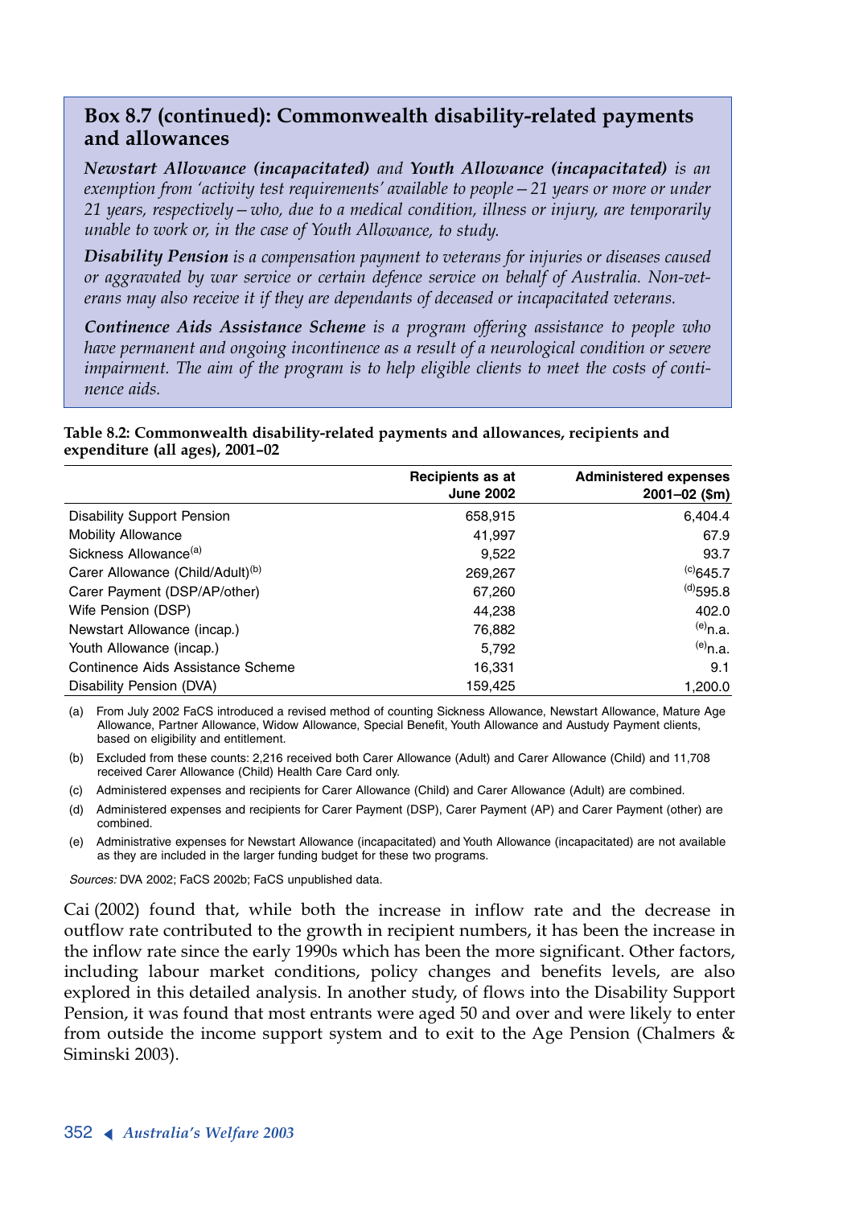## Box 8.7 (continued): Commonwealth disability-related payments and allowances

***Newstart Allowance (incapacitated)*** *and* ***Youth Allowance (incapacitated)*** *is an exemption from 'activity test requirements' available to people—21 years or more or under 21 years, respectively—who, due to a medical condition, illness or injury, are temporarily unable to work or, in the case of Youth Allowance, to study.*

***Disability Pension*** *is a compensation payment to veterans for injuries or diseases caused or aggravated by war service or certain defence service on behalf of Australia. Non-veterans may also receive it if they are dependants of deceased or incapacitated veterans.*

***Continence Aids Assistance Scheme*** *is a program offering assistance to people who have permanent and ongoing incontinence as a result of a neurological condition or severe impairment. The aim of the program is to help eligible clients to meet the costs of continence aids.*

**Table 8.2: Commonwealth disability-related payments and allowances, recipients and expenditure (all ages), 2001–02**

| | Recipients as at June 2002 | Administered expenses 2001–02 ($m) |
|---|---|---|
| Disability Support Pension | 658,915 | 6,404.4 |
| Mobility Allowance | 41,997 | 67.9 |
| Sickness Allowance[(a)] | 9,522 | 93.7 |
| Carer Allowance (Child/Adult)[(b)] | 269,267 | [(c)]645.7 |
| Carer Payment (DSP/AP/other) | 67,260 | [(d)]595.8 |
| Wife Pension (DSP) | 44,238 | 402.0 |
| Newstart Allowance (incap.) | 76,882 | [(e)]n.a. |
| Youth Allowance (incap.) | 5,792 | [(e)]n.a. |
| Continence Aids Assistance Scheme | 16,331 | 9.1 |
| Disability Pension (DVA) | 159,425 | 1,200.0 |

(a) From July 2002 FaCS introduced a revised method of counting Sickness Allowance, Newstart Allowance, Mature Age Allowance, Partner Allowance, Widow Allowance, Special Benefit, Youth Allowance and Austudy Payment clients, based on eligibility and entitlement.

(b) Excluded from these counts: 2,216 received both Carer Allowance (Adult) and Carer Allowance (Child) and 11,708 received Carer Allowance (Child) Health Care Card only.

(c) Administered expenses and recipients for Carer Allowance (Child) and Carer Allowance (Adult) are combined.

(d) Administered expenses and recipients for Carer Payment (DSP), Carer Payment (AP) and Carer Payment (other) are combined.

(e) Administrative expenses for Newstart Allowance (incapacitated) and Youth Allowance (incapacitated) are not available as they are included in the larger funding budget for these two programs.

*Sources:* DVA 2002; FaCS 2002b; FaCS unpublished data.

Cai (2002) found that, while both the increase in inflow rate and the decrease in outflow rate contributed to the growth in recipient numbers, it has been the increase in the inflow rate since the early 1990s which has been the more significant. Other factors, including labour market conditions, policy changes and benefits levels, are also explored in this detailed analysis. In another study, of flows into the Disability Support Pension, it was found that most entrants were aged 50 and over and were likely to enter from outside the income support system and to exit to the Age Pension (Chalmers & Siminski 2003).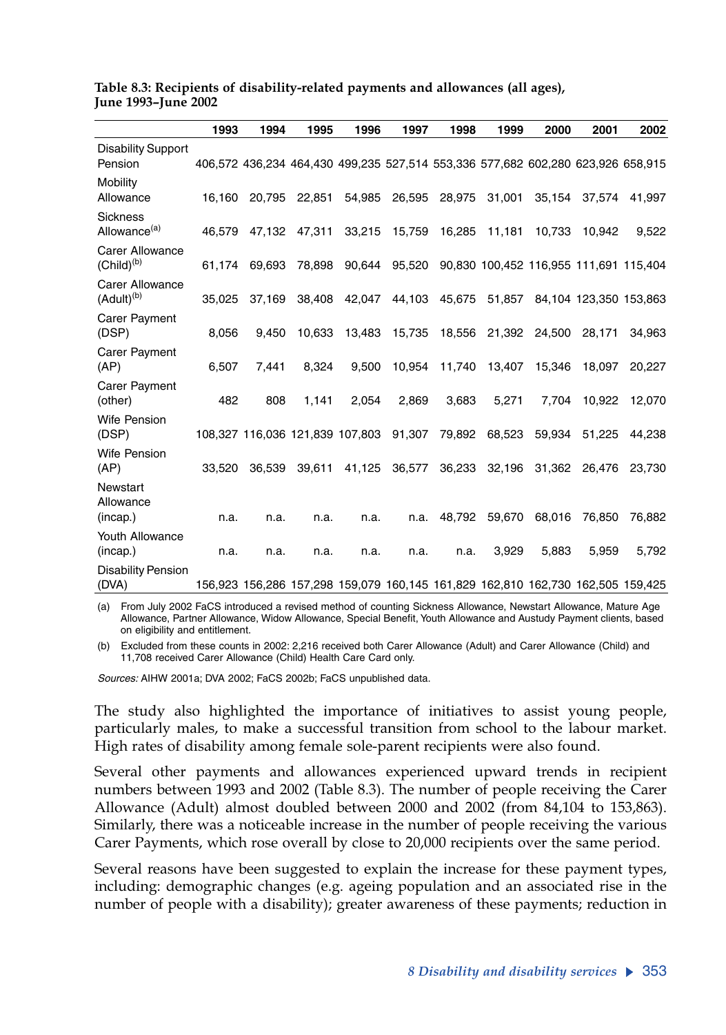**Table 8.3: Recipients of disability-related payments and allowances (all ages), June 1993–June 2002**

| | 1993 | 1994 | 1995 | 1996 | 1997 | 1998 | 1999 | 2000 | 2001 | 2002 |
|---|---|---|---|---|---|---|---|---|---|---|
| Disability Support Pension | 406,572 | 436,234 | 464,430 | 499,235 | 527,514 | 553,336 | 577,682 | 602,280 | 623,926 | 658,915 |
| Mobility Allowance | 16,160 | 20,795 | 22,851 | 54,985 | 26,595 | 28,975 | 31,001 | 35,154 | 37,574 | 41,997 |
| Sickness Allowance[(a)] | 46,579 | 47,132 | 47,311 | 33,215 | 15,759 | 16,285 | 11,181 | 10,733 | 10,942 | 9,522 |
| Carer Allowance (Child)[(b)] | 61,174 | 69,693 | 78,898 | 90,644 | 95,520 | 90,830 | 100,452 | 116,955 | 111,691 | 115,404 |
| Carer Allowance (Adult)[(b)] | 35,025 | 37,169 | 38,408 | 42,047 | 44,103 | 45,675 | 51,857 | 84,104 | 123,350 | 153,863 |
| Carer Payment (DSP) | 8,056 | 9,450 | 10,633 | 13,483 | 15,735 | 18,556 | 21,392 | 24,500 | 28,171 | 34,963 |
| Carer Payment (AP) | 6,507 | 7,441 | 8,324 | 9,500 | 10,954 | 11,740 | 13,407 | 15,346 | 18,097 | 20,227 |
| Carer Payment (other) | 482 | 808 | 1,141 | 2,054 | 2,869 | 3,683 | 5,271 | 7,704 | 10,922 | 12,070 |
| Wife Pension (DSP) | 108,327 | 116,036 | 121,839 | 107,803 | 91,307 | 79,892 | 68,523 | 59,934 | 51,225 | 44,238 |
| Wife Pension (AP) | 33,520 | 36,539 | 39,611 | 41,125 | 36,577 | 36,233 | 32,196 | 31,362 | 26,476 | 23,730 |
| Newstart Allowance (incap.) | n.a. | n.a. | n.a. | n.a. | n.a. | 48,792 | 59,670 | 68,016 | 76,850 | 76,882 |
| Youth Allowance (incap.) | n.a. | n.a. | n.a. | n.a. | n.a. | n.a. | 3,929 | 5,883 | 5,959 | 5,792 |
| Disability Pension (DVA) | 156,923 | 156,286 | 157,298 | 159,079 | 160,145 | 161,829 | 162,810 | 162,730 | 162,505 | 159,425 |

(a) From July 2002 FaCS introduced a revised method of counting Sickness Allowance, Newstart Allowance, Mature Age Allowance, Partner Allowance, Widow Allowance, Special Benefit, Youth Allowance and Austudy Payment clients, based on eligibility and entitlement.

(b) Excluded from these counts in 2002: 2,216 received both Carer Allowance (Adult) and Carer Allowance (Child) and 11,708 received Carer Allowance (Child) Health Care Card only.

*Sources:* AIHW 2001a; DVA 2002; FaCS 2002b; FaCS unpublished data.

The study also highlighted the importance of initiatives to assist young people, particularly males, to make a successful transition from school to the labour market. High rates of disability among female sole-parent recipients were also found.

Several other payments and allowances experienced upward trends in recipient numbers between 1993 and 2002 (Table 8.3). The number of people receiving the Carer Allowance (Adult) almost doubled between 2000 and 2002 (from 84,104 to 153,863). Similarly, there was a noticeable increase in the number of people receiving the various Carer Payments, which rose overall by close to 20,000 recipients over the same period.

Several reasons have been suggested to explain the increase for these payment types, including: demographic changes (e.g. ageing population and an associated rise in the number of people with a disability); greater awareness of these payments; reduction in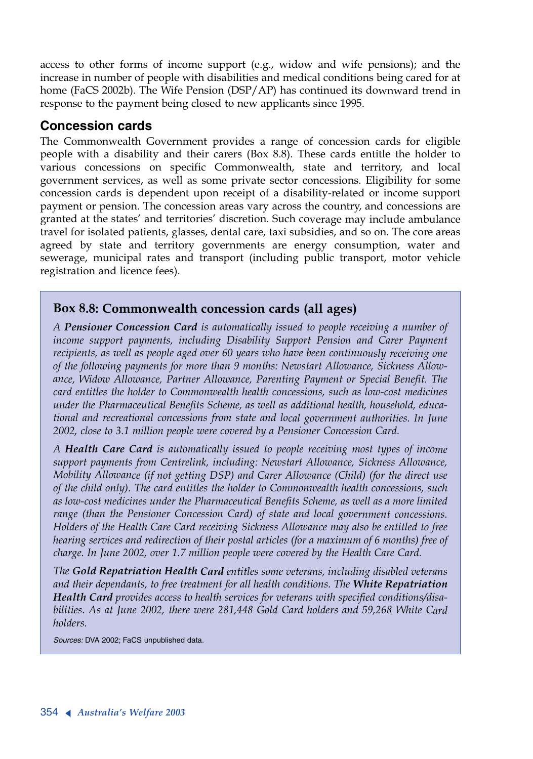access to other forms of income support (e.g., widow and wife pensions); and the increase in number of people with disabilities and medical conditions being cared for at home (FaCS 2002b). The Wife Pension (DSP/AP) has continued its downward trend in response to the payment being closed to new applicants since 1995.

## Concession cards

The Commonwealth Government provides a range of concession cards for eligible people with a disability and their carers (Box 8.8). These cards entitle the holder to various concessions on specific Commonwealth, state and territory, and local government services, as well as some private sector concessions. Eligibility for some concession cards is dependent upon receipt of a disability-related or income support payment or pension. The concession areas vary across the country, and concessions are granted at the states' and territories' discretion. Such coverage may include ambulance travel for isolated patients, glasses, dental care, taxi subsidies, and so on. The core areas agreed by state and territory governments are energy consumption, water and sewerage, municipal rates and transport (including public transport, motor vehicle registration and licence fees).

### Box 8.8: Commonwealth concession cards (all ages)

*A **Pensioner Concession Card** is automatically issued to people receiving a number of income support payments, including Disability Support Pension and Carer Payment recipients, as well as people aged over 60 years who have been continuously receiving one of the following payments for more than 9 months: Newstart Allowance, Sickness Allowance, Widow Allowance, Partner Allowance, Parenting Payment or Special Benefit. The card entitles the holder to Commonwealth health concessions, such as low-cost medicines under the Pharmaceutical Benefits Scheme, as well as additional health, household, educational and recreational concessions from state and local government authorities. In June 2002, close to 3.1 million people were covered by a Pensioner Concession Card.*

*A **Health Care Card** is automatically issued to people receiving most types of income support payments from Centrelink, including: Newstart Allowance, Sickness Allowance, Mobility Allowance (if not getting DSP) and Carer Allowance (Child) (for the direct use of the child only). The card entitles the holder to Commonwealth health concessions, such as low-cost medicines under the Pharmaceutical Benefits Scheme, as well as a more limited range (than the Pensioner Concession Card) of state and local government concessions. Holders of the Health Care Card receiving Sickness Allowance may also be entitled to free hearing services and redirection of their postal articles (for a maximum of 6 months) free of charge. In June 2002, over 1.7 million people were covered by the Health Care Card.*

*The **Gold Repatriation Health Card** entitles some veterans, including disabled veterans and their dependants, to free treatment for all health conditions. The **White Repatriation Health Card** provides access to health services for veterans with specified conditions/disabilities. As at June 2002, there were 281,448 Gold Card holders and 59,268 White Card holders.*

*Sources:* DVA 2002; FaCS unpublished data.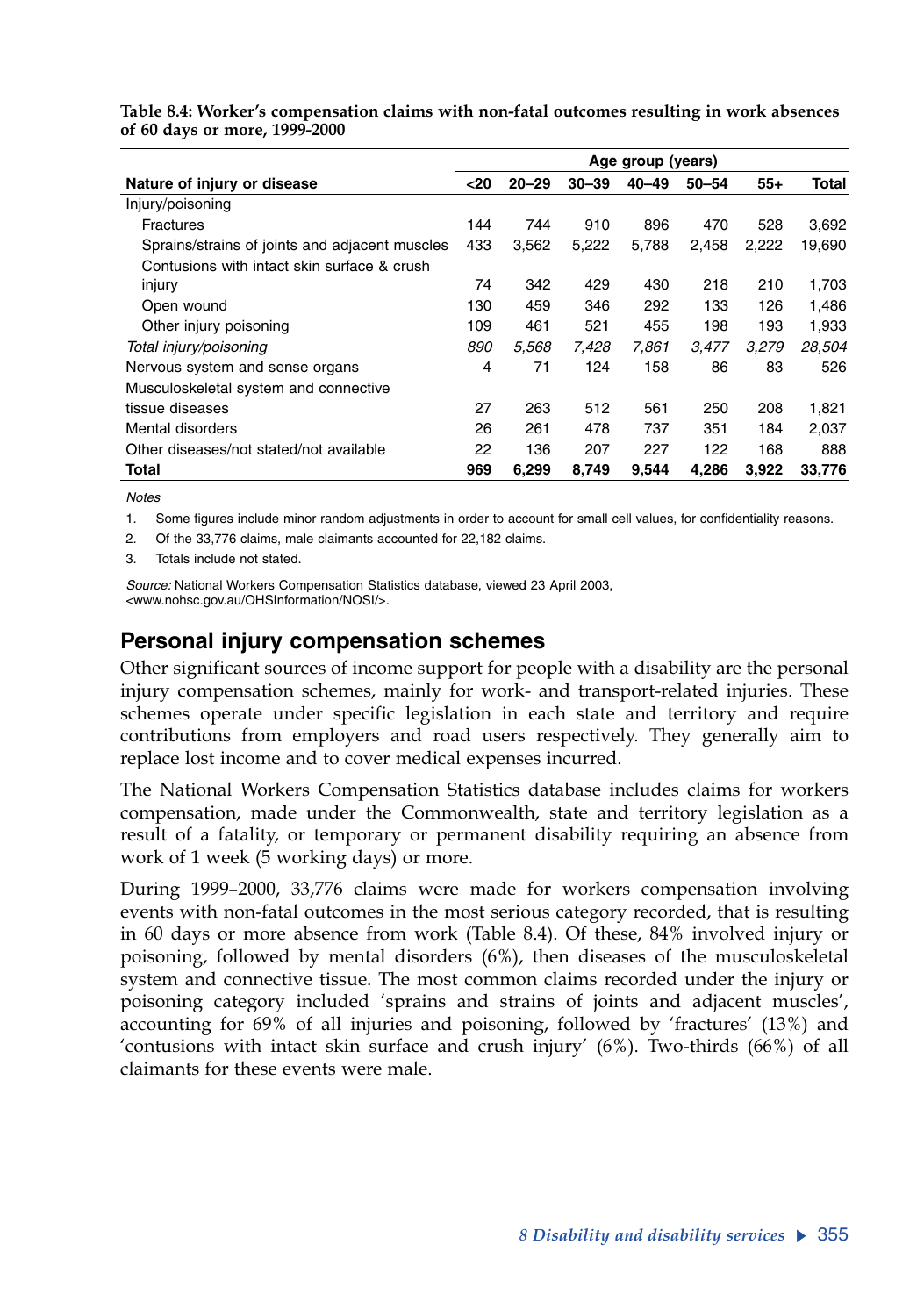**Table 8.4: Worker's compensation claims with non-fatal outcomes resulting in work absences of 60 days or more, 1999-2000**

| | Age group (years) | | | | | | |
|---|---|---|---|---|---|---|---|
| **Nature of injury or disease** | **<20** | **20–29** | **30–39** | **40–49** | **50–54** | **55+** | **Total** |
| Injury/poisoning | | | | | | | |
| Fractures | 144 | 744 | 910 | 896 | 470 | 528 | 3,692 |
| Sprains/strains of joints and adjacent muscles | 433 | 3,562 | 5,222 | 5,788 | 2,458 | 2,222 | 19,690 |
| Contusions with intact skin surface & crush injury | 74 | 342 | 429 | 430 | 218 | 210 | 1,703 |
| Open wound | 130 | 459 | 346 | 292 | 133 | 126 | 1,486 |
| Other injury poisoning | 109 | 461 | 521 | 455 | 198 | 193 | 1,933 |
| *Total injury/poisoning* | *890* | *5,568* | *7,428* | *7,861* | *3,477* | *3,279* | *28,504* |
| Nervous system and sense organs | 4 | 71 | 124 | 158 | 86 | 83 | 526 |
| Musculoskeletal system and connective tissue diseases | 27 | 263 | 512 | 561 | 250 | 208 | 1,821 |
| Mental disorders | 26 | 261 | 478 | 737 | 351 | 184 | 2,037 |
| Other diseases/not stated/not available | 22 | 136 | 207 | 227 | 122 | 168 | 888 |
| **Total** | **969** | **6,299** | **8,749** | **9,544** | **4,286** | **3,922** | **33,776** |

*Notes*

1. Some figures include minor random adjustments in order to account for small cell values, for confidentiality reasons.
2. Of the 33,776 claims, male claimants accounted for 22,182 claims.
3. Totals include not stated.

*Source:* National Workers Compensation Statistics database, viewed 23 April 2003, <www.nohsc.gov.au/OHSInformation/NOSI/>.

## Personal injury compensation schemes

Other significant sources of income support for people with a disability are the personal injury compensation schemes, mainly for work- and transport-related injuries. These schemes operate under specific legislation in each state and territory and require contributions from employers and road users respectively. They generally aim to replace lost income and to cover medical expenses incurred.

The National Workers Compensation Statistics database includes claims for workers compensation, made under the Commonwealth, state and territory legislation as a result of a fatality, or temporary or permanent disability requiring an absence from work of 1 week (5 working days) or more.

During 1999–2000, 33,776 claims were made for workers compensation involving events with non-fatal outcomes in the most serious category recorded, that is resulting in 60 days or more absence from work (Table 8.4). Of these, 84% involved injury or poisoning, followed by mental disorders (6%), then diseases of the musculoskeletal system and connective tissue. The most common claims recorded under the injury or poisoning category included 'sprains and strains of joints and adjacent muscles', accounting for 69% of all injuries and poisoning, followed by 'fractures' (13%) and 'contusions with intact skin surface and crush injury' (6%). Two-thirds (66%) of all claimants for these events were male.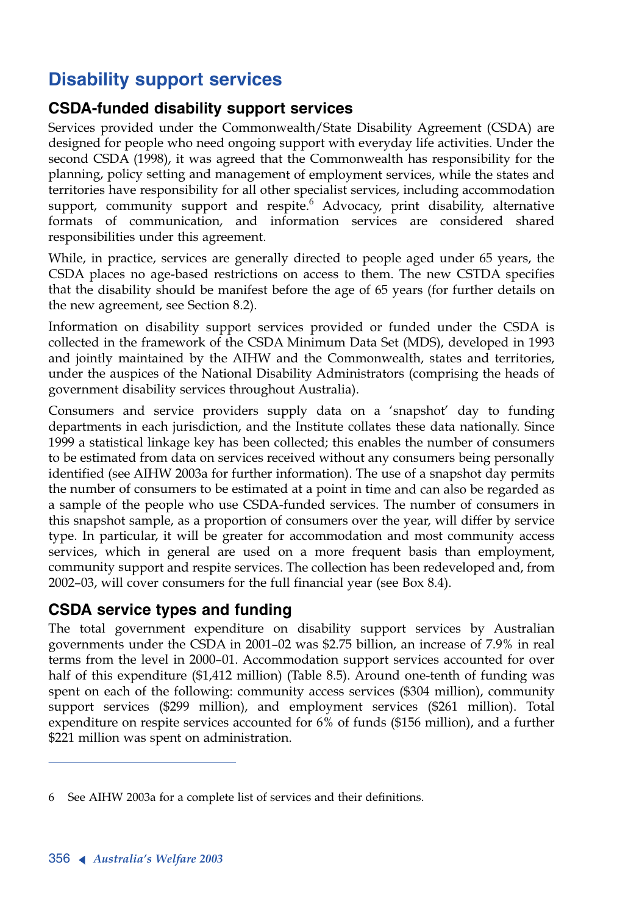## Disability support services

### CSDA-funded disability support services

Services provided under the Commonwealth/State Disability Agreement (CSDA) are designed for people who need ongoing support with everyday life activities. Under the second CSDA (1998), it was agreed that the Commonwealth has responsibility for the planning, policy setting and management of employment services, while the states and territories have responsibility for all other specialist services, including accommodation support, community support and respite.[6] Advocacy, print disability, alternative formats of communication, and information services are considered shared responsibilities under this agreement.

While, in practice, services are generally directed to people aged under 65 years, the CSDA places no age-based restrictions on access to them. The new CSTDA specifies that the disability should be manifest before the age of 65 years (for further details on the new agreement, see Section 8.2).

Information on disability support services provided or funded under the CSDA is collected in the framework of the CSDA Minimum Data Set (MDS), developed in 1993 and jointly maintained by the AIHW and the Commonwealth, states and territories, under the auspices of the National Disability Administrators (comprising the heads of government disability services throughout Australia).

Consumers and service providers supply data on a 'snapshot' day to funding departments in each jurisdiction, and the Institute collates these data nationally. Since 1999 a statistical linkage key has been collected; this enables the number of consumers to be estimated from data on services received without any consumers being personally identified (see AIHW 2003a for further information). The use of a snapshot day permits the number of consumers to be estimated at a point in time and can also be regarded as a sample of the people who use CSDA-funded services. The number of consumers in this snapshot sample, as a proportion of consumers over the year, will differ by service type. In particular, it will be greater for accommodation and most community access services, which in general are used on a more frequent basis than employment, community support and respite services. The collection has been redeveloped and, from 2002–03, will cover consumers for the full financial year (see Box 8.4).

### CSDA service types and funding

The total government expenditure on disability support services by Australian governments under the CSDA in 2001–02 was $2.75 billion, an increase of 7.9% in real terms from the level in 2000–01. Accommodation support services accounted for over half of this expenditure ($1,412 million) (Table 8.5). Around one-tenth of funding was spent on each of the following: community access services ($304 million), community support services ($299 million), and employment services ($261 million). Total expenditure on respite services accounted for 6% of funds ($156 million), and a further $221 million was spent on administration.

---

6 See AIHW 2003a for a complete list of services and their definitions.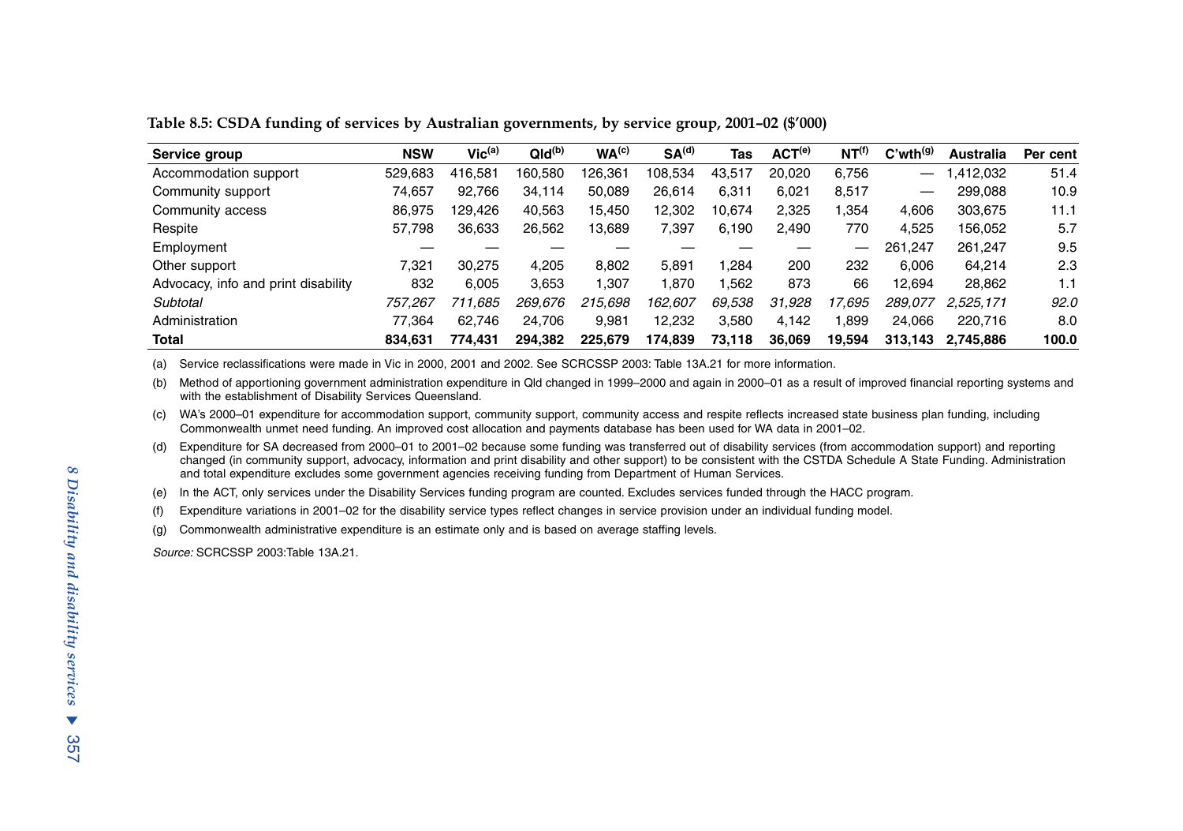**Table 8.5: CSDA funding of services by Australian governments, by service group, 2001–02 ($'000)**

| Service group | NSW | Vic[(a)] | Qld[(b)] | WA[(c)] | SA[(d)] | Tas | ACT[(e)] | NT[(f)] | C'wth[(g)] | Australia | Per cent |
|---|---|---|---|---|---|---|---|---|---|---|---|
| Accommodation support | 529,683 | 416,581 | 160,580 | 126,361 | 108,534 | 43,517 | 20,020 | 6,756 | — | 1,412,032 | 51.4 |
| Community support | 74,657 | 92,766 | 34,114 | 50,089 | 26,614 | 6,311 | 6,021 | 8,517 | — | 299,088 | 10.9 |
| Community access | 86,975 | 129,426 | 40,563 | 15,450 | 12,302 | 10,674 | 2,325 | 1,354 | 4,606 | 303,675 | 11.1 |
| Respite | 57,798 | 36,633 | 26,562 | 13,689 | 7,397 | 6,190 | 2,490 | 770 | 4,525 | 156,052 | 5.7 |
| Employment | — | — | — | — | — | — | — | — | 261,247 | 261,247 | 9.5 |
| Other support | 7,321 | 30,275 | 4,205 | 8,802 | 5,891 | 1,284 | 200 | 232 | 6,006 | 64,214 | 2.3 |
| Advocacy, info and print disability | 832 | 6,005 | 3,653 | 1,307 | 1,870 | 1,562 | 873 | 66 | 12,694 | 28,862 | 1.1 |
| *Subtotal* | *757,267* | *711,685* | *269,676* | *215,698* | *162,607* | *69,538* | *31,928* | *17,695* | *289,077* | *2,525,171* | *92.0* |
| Administration | 77,364 | 62,746 | 24,706 | 9,981 | 12,232 | 3,580 | 4,142 | 1,899 | 24,066 | 220,716 | 8.0 |
| **Total** | **834,631** | **774,431** | **294,382** | **225,679** | **174,839** | **73,118** | **36,069** | **19,594** | **313,143** | **2,745,886** | **100.0** |

(a) Service reclassifications were made in Vic in 2000, 2001 and 2002. See SCRCSSP 2003: Table 13A.21 for more information.

(b) Method of apportioning government administration expenditure in Qld changed in 1999–2000 and again in 2000–01 as a result of improved financial reporting systems and with the establishment of Disability Services Queensland.

(c) WA's 2000–01 expenditure for accommodation support, community support, community access and respite reflects increased state business plan funding, including Commonwealth unmet need funding. An improved cost allocation and payments database has been used for WA data in 2001–02.

(d) Expenditure for SA decreased from 2000–01 to 2001–02 because some funding was transferred out of disability services (from accommodation support) and reporting changed (in community support, advocacy, information and print disability and other support) to be consistent with the CSTDA Schedule A State Funding. Administration and total expenditure excludes some government agencies receiving funding from Department of Human Services.

(e) In the ACT, only services under the Disability Services funding program are counted. Excludes services funded through the HACC program.

(f) Expenditure variations in 2001–02 for the disability service types reflect changes in service provision under an individual funding model.

(g) Commonwealth administrative expenditure is an estimate only and is based on average staffing levels.

*Source:* SCRCSSP 2003:Table 13A.21.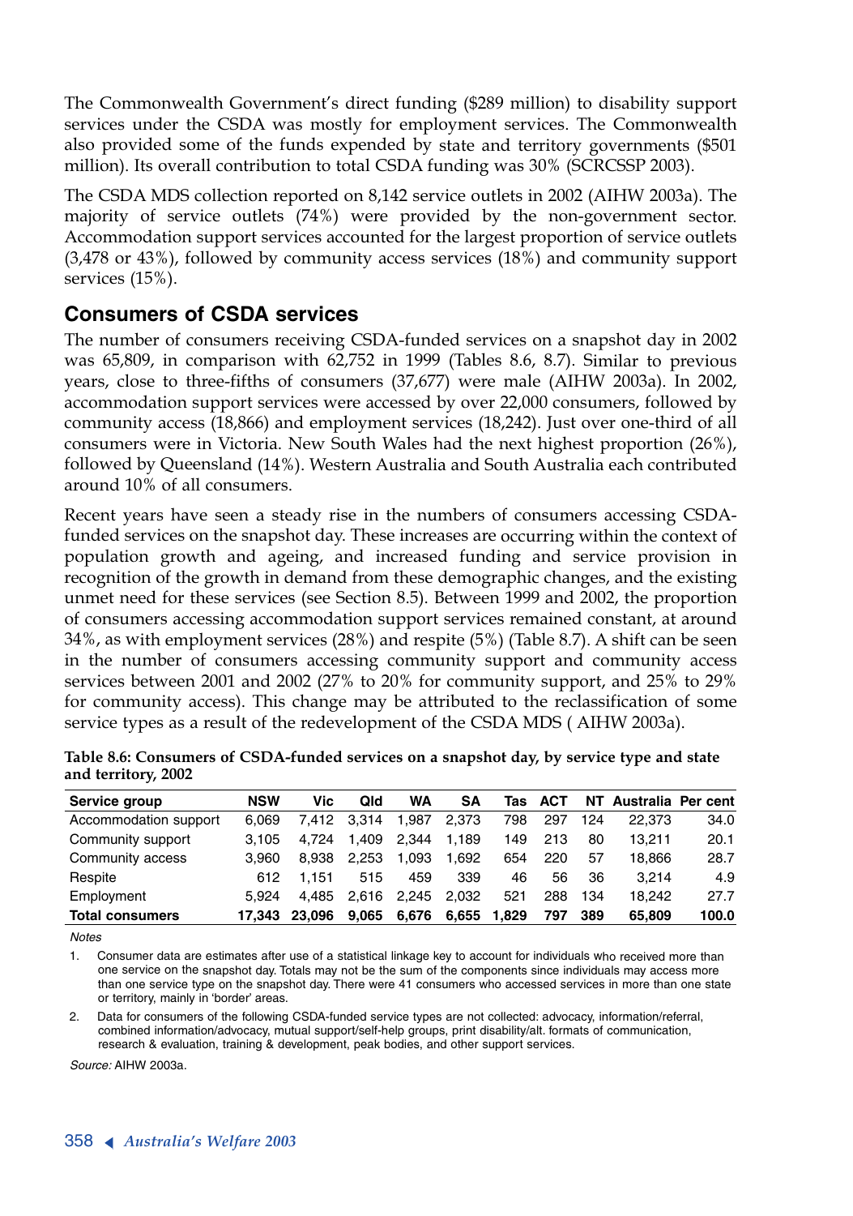The Commonwealth Government's direct funding ($289 million) to disability support services under the CSDA was mostly for employment services. The Commonwealth also provided some of the funds expended by state and territory governments ($501 million). Its overall contribution to total CSDA funding was 30% (SCRCSSP 2003).

The CSDA MDS collection reported on 8,142 service outlets in 2002 (AIHW 2003a). The majority of service outlets (74%) were provided by the non-government sector. Accommodation support services accounted for the largest proportion of service outlets (3,478 or 43%), followed by community access services (18%) and community support services (15%).

## Consumers of CSDA services

The number of consumers receiving CSDA-funded services on a snapshot day in 2002 was 65,809, in comparison with 62,752 in 1999 (Tables 8.6, 8.7). Similar to previous years, close to three-fifths of consumers (37,677) were male (AIHW 2003a). In 2002, accommodation support services were accessed by over 22,000 consumers, followed by community access (18,866) and employment services (18,242). Just over one-third of all consumers were in Victoria. New South Wales had the next highest proportion (26%), followed by Queensland (14%). Western Australia and South Australia each contributed around 10% of all consumers.

Recent years have seen a steady rise in the numbers of consumers accessing CSDA-funded services on the snapshot day. These increases are occurring within the context of population growth and ageing, and increased funding and service provision in recognition of the growth in demand from these demographic changes, and the existing unmet need for these services (see Section 8.5). Between 1999 and 2002, the proportion of consumers accessing accommodation support services remained constant, at around 34%, as with employment services (28%) and respite (5%) (Table 8.7). A shift can be seen in the number of consumers accessing community support and community access services between 2001 and 2002 (27% to 20% for community support, and 25% to 29% for community access). This change may be attributed to the reclassification of some service types as a result of the redevelopment of the CSDA MDS ( AIHW 2003a).

**Table 8.6: Consumers of CSDA-funded services on a snapshot day, by service type and state and territory, 2002**

| Service group | NSW | Vic | Qld | WA | SA | Tas | ACT | NT | Australia | Per cent |
|---|---|---|---|---|---|---|---|---|---|---|
| Accommodation support | 6,069 | 7,412 | 3,314 | 1,987 | 2,373 | 798 | 297 | 124 | 22,373 | 34.0 |
| Community support | 3,105 | 4,724 | 1,409 | 2,344 | 1,189 | 149 | 213 | 80 | 13,211 | 20.1 |
| Community access | 3,960 | 8,938 | 2,253 | 1,093 | 1,692 | 654 | 220 | 57 | 18,866 | 28.7 |
| Respite | 612 | 1,151 | 515 | 459 | 339 | 46 | 56 | 36 | 3,214 | 4.9 |
| Employment | 5,924 | 4,485 | 2,616 | 2,245 | 2,032 | 521 | 288 | 134 | 18,242 | 27.7 |
| **Total consumers** | **17,343** | **23,096** | **9,065** | **6,676** | **6,655** | **1,829** | **797** | **389** | **65,809** | **100.0** |

*Notes*

1. Consumer data are estimates after use of a statistical linkage key to account for individuals who received more than one service on the snapshot day. Totals may not be the sum of the components since individuals may access more than one service type on the snapshot day. There were 41 consumers who accessed services in more than one state or territory, mainly in 'border' areas.
2. Data for consumers of the following CSDA-funded service types are not collected: advocacy, information/referral, combined information/advocacy, mutual support/self-help groups, print disability/alt. formats of communication, research & evaluation, training & development, peak bodies, and other support services.

*Source:* AIHW 2003a.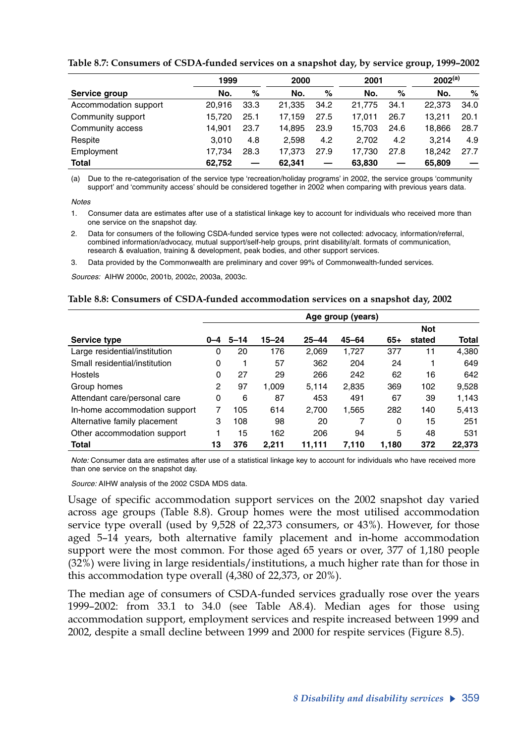**Table 8.7: Consumers of CSDA-funded services on a snapshot day, by service group, 1999–2002**

| | 1999 | | 2000 | | 2001 | | 2002[(a)] | |
|---|---|---|---|---|---|---|---|---|
| **Service group** | **No.** | **%** | **No.** | **%** | **No.** | **%** | **No.** | **%** |
| Accommodation support | 20,916 | 33.3 | 21,335 | 34.2 | 21,775 | 34.1 | 22,373 | 34.0 |
| Community support | 15,720 | 25.1 | 17,159 | 27.5 | 17,011 | 26.7 | 13,211 | 20.1 |
| Community access | 14,901 | 23.7 | 14,895 | 23.9 | 15,703 | 24.6 | 18,866 | 28.7 |
| Respite | 3,010 | 4.8 | 2,598 | 4.2 | 2,702 | 4.2 | 3,214 | 4.9 |
| Employment | 17,734 | 28.3 | 17,373 | 27.9 | 17,730 | 27.8 | 18,242 | 27.7 |
| **Total** | **62,752** | **—** | **62,341** | **—** | **63,830** | **—** | **65,809** | **—** |

(a) Due to the re-categorisation of the service type 'recreation/holiday programs' in 2002, the service groups 'community support' and 'community access' should be considered together in 2002 when comparing with previous years data.

*Notes*

1. Consumer data are estimates after use of a statistical linkage key to account for individuals who received more than one service on the snapshot day.
2. Data for consumers of the following CSDA-funded service types were not collected: advocacy, information/referral, combined information/advocacy, mutual support/self-help groups, print disability/alt. formats of communication, research & evaluation, training & development, peak bodies, and other support services.
3. Data provided by the Commonwealth are preliminary and cover 99% of Commonwealth-funded services.

*Sources:* AIHW 2000c, 2001b, 2002c, 2003a, 2003c.

**Table 8.8: Consumers of CSDA-funded accommodation services on a snapshot day, 2002**

| | Age group (years) | | | | | | | |
|---|---|---|---|---|---|---|---|---|
| **Service type** | **0–4** | **5–14** | **15–24** | **25–44** | **45–64** | **65+** | **Not stated** | **Total** |
| Large residential/institution | 0 | 20 | 176 | 2,069 | 1,727 | 377 | 11 | 4,380 |
| Small residential/institution | 0 | 1 | 57 | 362 | 204 | 24 | 1 | 649 |
| Hostels | 0 | 27 | 29 | 266 | 242 | 62 | 16 | 642 |
| Group homes | 2 | 97 | 1,009 | 5,114 | 2,835 | 369 | 102 | 9,528 |
| Attendant care/personal care | 0 | 6 | 87 | 453 | 491 | 67 | 39 | 1,143 |
| In-home accommodation support | 7 | 105 | 614 | 2,700 | 1,565 | 282 | 140 | 5,413 |
| Alternative family placement | 3 | 108 | 98 | 20 | 7 | 0 | 15 | 251 |
| Other accommodation support | 1 | 15 | 162 | 206 | 94 | 5 | 48 | 531 |
| **Total** | **13** | **376** | **2,211** | **11,111** | **7,110** | **1,180** | **372** | **22,373** |

*Note:* Consumer data are estimates after use of a statistical linkage key to account for individuals who have received more than one service on the snapshot day.

*Source:* AIHW analysis of the 2002 CSDA MDS data.

Usage of specific accommodation support services on the 2002 snapshot day varied across age groups (Table 8.8). Group homes were the most utilised accommodation service type overall (used by 9,528 of 22,373 consumers, or 43%). However, for those aged 5–14 years, both alternative family placement and in-home accommodation support were the most common. For those aged 65 years or over, 377 of 1,180 people (32%) were living in large residentials/institutions, a much higher rate than for those in this accommodation type overall (4,380 of 22,373, or 20%).

The median age of consumers of CSDA-funded services gradually rose over the years 1999–2002: from 33.1 to 34.0 (see Table A8.4). Median ages for those using accommodation support, employment services and respite increased between 1999 and 2002, despite a small decline between 1999 and 2000 for respite services (Figure 8.5).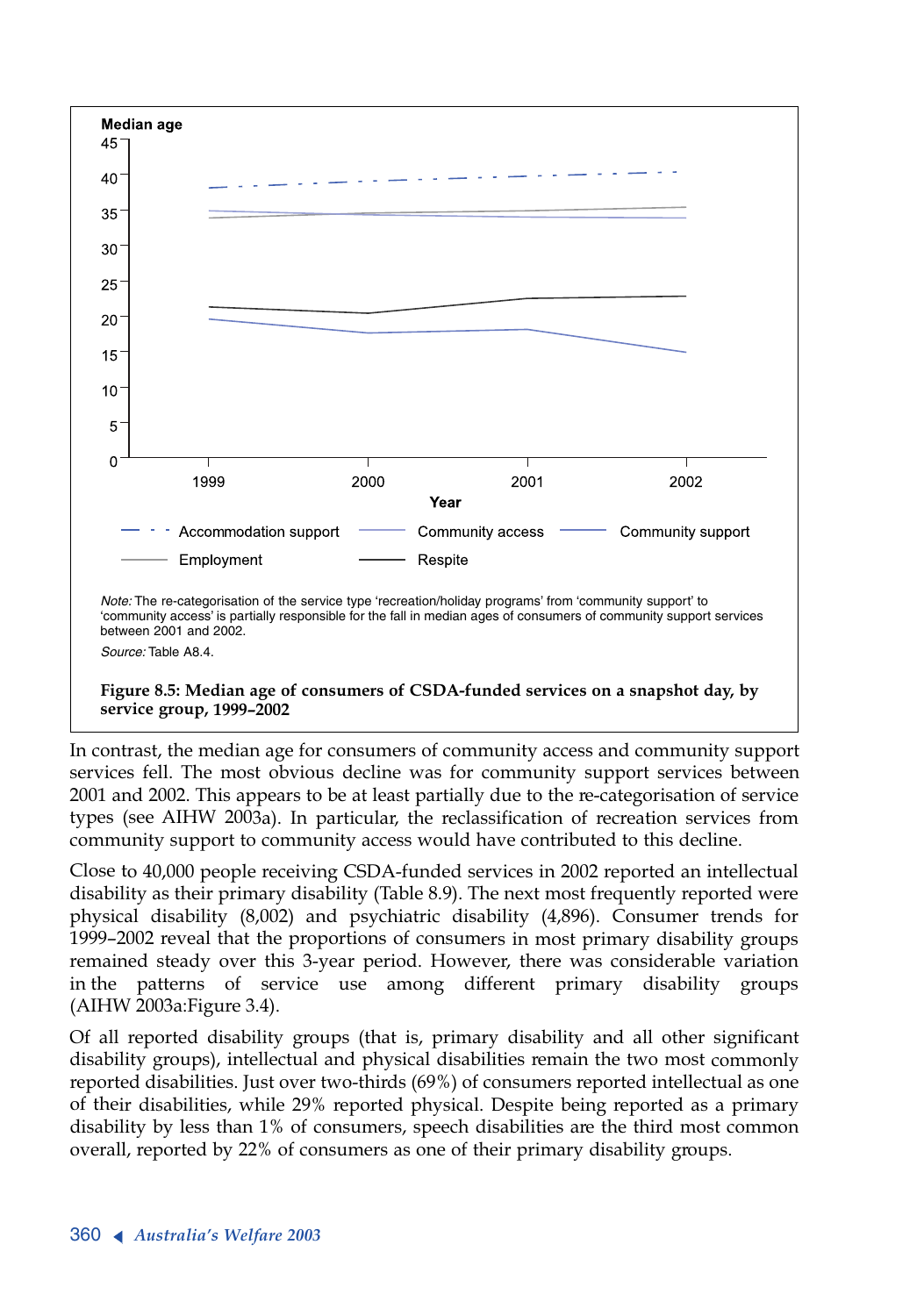Note: The re-categorisation of the service type 'recreation/holiday programs' from 'community support' to 'community access' is partially responsible for the fall in median ages of consumers of community support services between 2001 and 2002.

Source: Table A8.4.

**Figure 8.5: Median age of consumers of CSDA-funded services on a snapshot day, by service group, 1999–2002**

In contrast, the median age for consumers of community access and community support services fell. The most obvious decline was for community support services between 2001 and 2002. This appears to be at least partially due to the re-categorisation of service types (see AIHW 2003a). In particular, the reclassification of recreation services from community support to community access would have contributed to this decline.

Close to 40,000 people receiving CSDA-funded services in 2002 reported an intellectual disability as their primary disability (Table 8.9). The next most frequently reported were physical disability (8,002) and psychiatric disability (4,896). Consumer trends for 1999–2002 reveal that the proportions of consumers in most primary disability groups remained steady over this 3-year period. However, there was considerable variation in the patterns of service use among different primary disability groups (AIHW 2003a:Figure 3.4).

Of all reported disability groups (that is, primary disability and all other significant disability groups), intellectual and physical disabilities remain the two most commonly reported disabilities. Just over two-thirds (69%) of consumers reported intellectual as one of their disabilities, while 29% reported physical. Despite being reported as a primary disability by less than 1% of consumers, speech disabilities are the third most common overall, reported by 22% of consumers as one of their primary disability groups.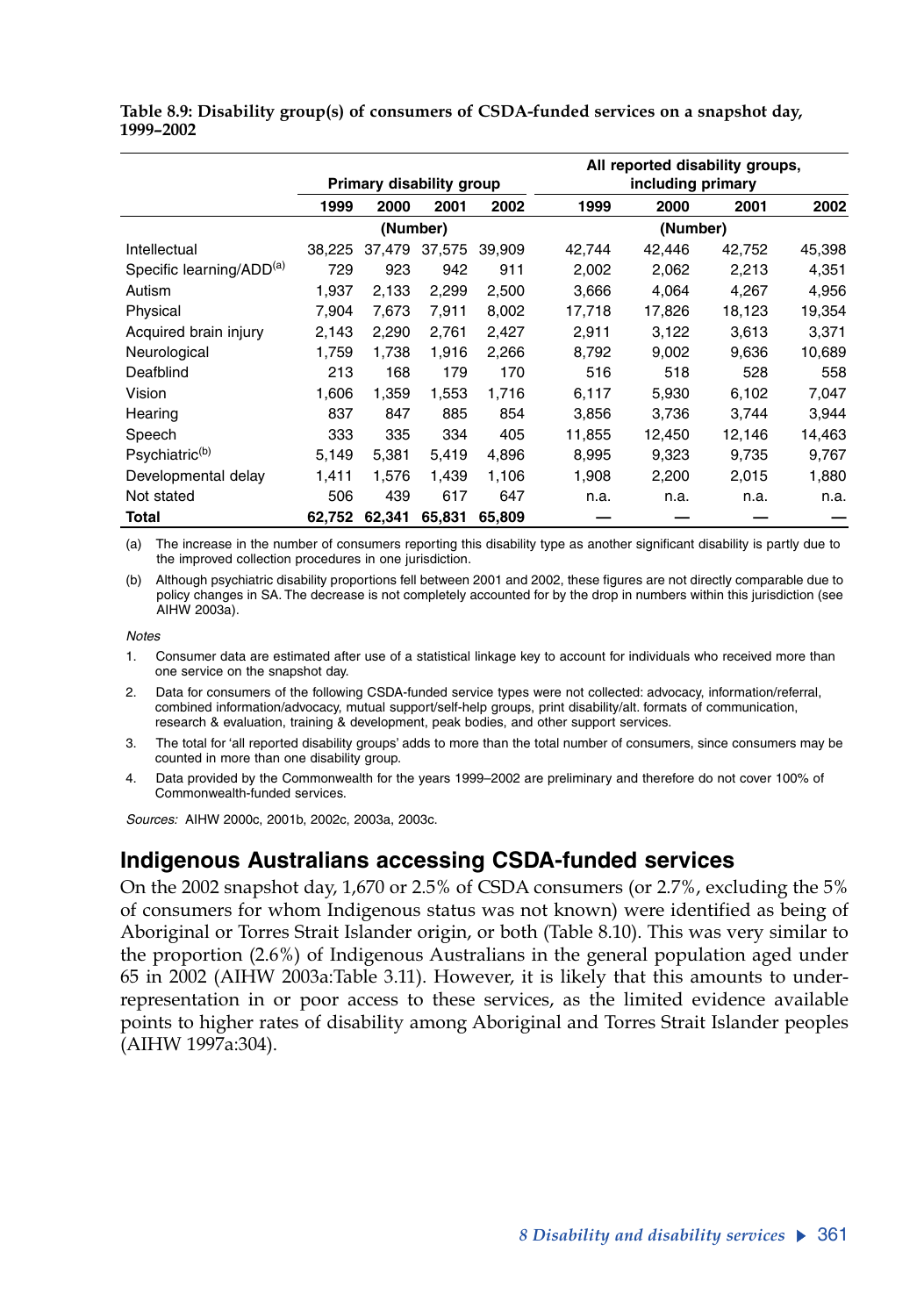**Table 8.9: Disability group(s) of consumers of CSDA-funded services on a snapshot day, 1999–2002**

| | Primary disability group | | | | All reported disability groups, including primary | | | |
|---|---|---|---|---|---|---|---|---|
| | 1999 | 2000 | 2001 | 2002 | 1999 | 2000 | 2001 | 2002 |
| | (Number) | | | | (Number) | | | |
| Intellectual | 38,225 | 37,479 | 37,575 | 39,909 | 42,744 | 42,446 | 42,752 | 45,398 |
| Specific learning/ADD[(a)] | 729 | 923 | 942 | 911 | 2,002 | 2,062 | 2,213 | 4,351 |
| Autism | 1,937 | 2,133 | 2,299 | 2,500 | 3,666 | 4,064 | 4,267 | 4,956 |
| Physical | 7,904 | 7,673 | 7,911 | 8,002 | 17,718 | 17,826 | 18,123 | 19,354 |
| Acquired brain injury | 2,143 | 2,290 | 2,761 | 2,427 | 2,911 | 3,122 | 3,613 | 3,371 |
| Neurological | 1,759 | 1,738 | 1,916 | 2,266 | 8,792 | 9,002 | 9,636 | 10,689 |
| Deafblind | 213 | 168 | 179 | 170 | 516 | 518 | 528 | 558 |
| Vision | 1,606 | 1,359 | 1,553 | 1,716 | 6,117 | 5,930 | 6,102 | 7,047 |
| Hearing | 837 | 847 | 885 | 854 | 3,856 | 3,736 | 3,744 | 3,944 |
| Speech | 333 | 335 | 334 | 405 | 11,855 | 12,450 | 12,146 | 14,463 |
| Psychiatric[(b)] | 5,149 | 5,381 | 5,419 | 4,896 | 8,995 | 9,323 | 9,735 | 9,767 |
| Developmental delay | 1,411 | 1,576 | 1,439 | 1,106 | 1,908 | 2,200 | 2,015 | 1,880 |
| Not stated | 506 | 439 | 617 | 647 | n.a. | n.a. | n.a. | n.a. |
| **Total** | **62,752** | **62,341** | **65,831** | **65,809** | — | — | — | — |

(a) The increase in the number of consumers reporting this disability type as another significant disability is partly due to the improved collection procedures in one jurisdiction.

(b) Although psychiatric disability proportions fell between 2001 and 2002, these figures are not directly comparable due to policy changes in SA. The decrease is not completely accounted for by the drop in numbers within this jurisdiction (see AIHW 2003a).

*Notes*

1. Consumer data are estimated after use of a statistical linkage key to account for individuals who received more than one service on the snapshot day.
2. Data for consumers of the following CSDA-funded service types were not collected: advocacy, information/referral, combined information/advocacy, mutual support/self-help groups, print disability/alt. formats of communication, research & evaluation, training & development, peak bodies, and other support services.
3. The total for 'all reported disability groups' adds to more than the total number of consumers, since consumers may be counted in more than one disability group.
4. Data provided by the Commonwealth for the years 1999–2002 are preliminary and therefore do not cover 100% of Commonwealth-funded services.

*Sources:* AIHW 2000c, 2001b, 2002c, 2003a, 2003c.

## Indigenous Australians accessing CSDA-funded services

On the 2002 snapshot day, 1,670 or 2.5% of CSDA consumers (or 2.7%, excluding the 5% of consumers for whom Indigenous status was not known) were identified as being of Aboriginal or Torres Strait Islander origin, or both (Table 8.10). This was very similar to the proportion (2.6%) of Indigenous Australians in the general population aged under 65 in 2002 (AIHW 2003a:Table 3.11). However, it is likely that this amounts to under-representation in or poor access to these services, as the limited evidence available points to higher rates of disability among Aboriginal and Torres Strait Islander peoples (AIHW 1997a:304).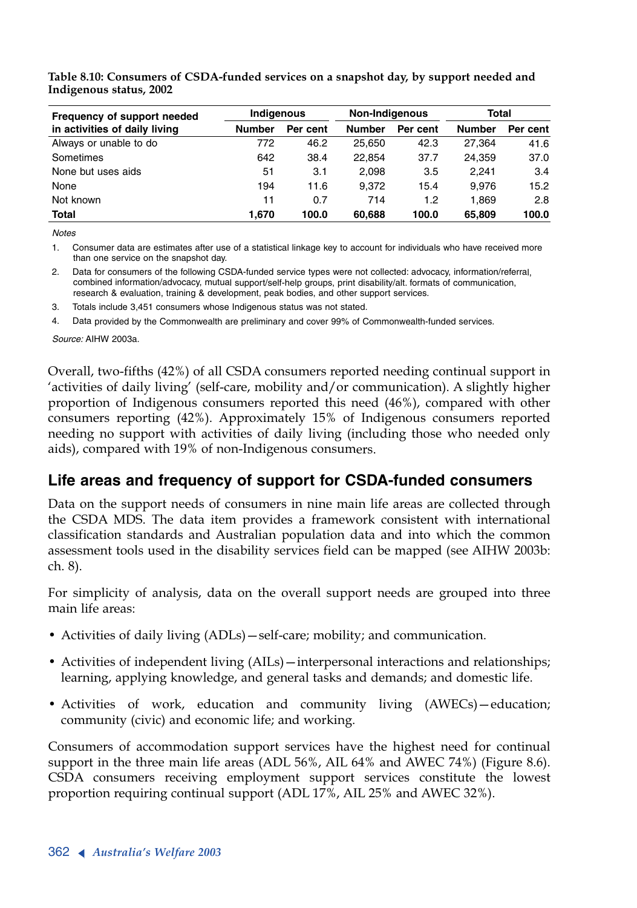**Table 8.10: Consumers of CSDA-funded services on a snapshot day, by support needed and Indigenous status, 2002**

| Frequency of support needed in activities of daily living | Indigenous | | Non-Indigenous | | Total | |
|---|---|---|---|---|---|---|
| | Number | Per cent | Number | Per cent | Number | Per cent |
| Always or unable to do | 772 | 46.2 | 25,650 | 42.3 | 27,364 | 41.6 |
| Sometimes | 642 | 38.4 | 22,854 | 37.7 | 24,359 | 37.0 |
| None but uses aids | 51 | 3.1 | 2,098 | 3.5 | 2,241 | 3.4 |
| None | 194 | 11.6 | 9,372 | 15.4 | 9,976 | 15.2 |
| Not known | 11 | 0.7 | 714 | 1.2 | 1,869 | 2.8 |
| **Total** | **1,670** | **100.0** | **60,688** | **100.0** | **65,809** | **100.0** |

*Notes*

1. Consumer data are estimates after use of a statistical linkage key to account for individuals who have received more than one service on the snapshot day.
2. Data for consumers of the following CSDA-funded service types were not collected: advocacy, information/referral, combined information/advocacy, mutual support/self-help groups, print disability/alt. formats of communication, research & evaluation, training & development, peak bodies, and other support services.
3. Totals include 3,451 consumers whose Indigenous status was not stated.
4. Data provided by the Commonwealth are preliminary and cover 99% of Commonwealth-funded services.

*Source:* AIHW 2003a.

Overall, two-fifths (42%) of all CSDA consumers reported needing continual support in 'activities of daily living' (self-care, mobility and/or communication). A slightly higher proportion of Indigenous consumers reported this need (46%), compared with other consumers reporting (42%). Approximately 15% of Indigenous consumers reported needing no support with activities of daily living (including those who needed only aids), compared with 19% of non-Indigenous consumers.

## Life areas and frequency of support for CSDA-funded consumers

Data on the support needs of consumers in nine main life areas are collected through the CSDA MDS. The data item provides a framework consistent with international classification standards and Australian population data and into which the common assessment tools used in the disability services field can be mapped (see AIHW 2003b: ch. 8).

For simplicity of analysis, data on the overall support needs are grouped into three main life areas:

- Activities of daily living (ADLs)—self-care; mobility; and communication.
- Activities of independent living (AILs)—interpersonal interactions and relationships; learning, applying knowledge, and general tasks and demands; and domestic life.
- Activities of work, education and community living (AWECs)—education; community (civic) and economic life; and working.

Consumers of accommodation support services have the highest need for continual support in the three main life areas (ADL 56%, AIL 64% and AWEC 74%) (Figure 8.6). CSDA consumers receiving employment support services constitute the lowest proportion requiring continual support (ADL 17%, AIL 25% and AWEC 32%).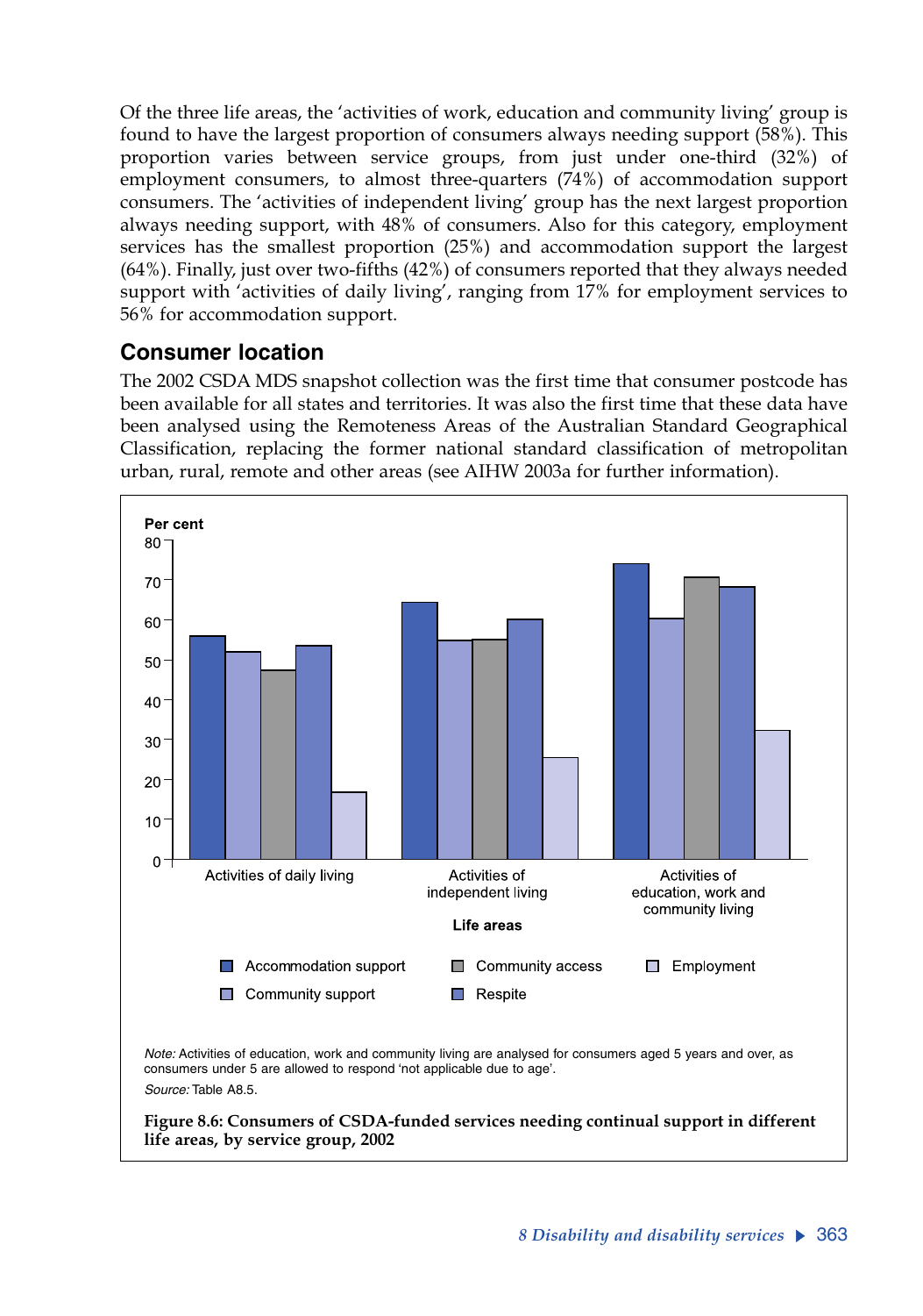Of the three life areas, the 'activities of work, education and community living' group is found to have the largest proportion of consumers always needing support (58%). This proportion varies between service groups, from just under one-third (32%) of employment consumers, to almost three-quarters (74%) of accommodation support consumers. The 'activities of independent living' group has the next largest proportion always needing support, with 48% of consumers. Also for this category, employment services has the smallest proportion (25%) and accommodation support the largest (64%). Finally, just over two-fifths (42%) of consumers reported that they always needed support with 'activities of daily living', ranging from 17% for employment services to 56% for accommodation support.

## Consumer location

The 2002 CSDA MDS snapshot collection was the first time that consumer postcode has been available for all states and territories. It was also the first time that these data have been analysed using the Remoteness Areas of the Australian Standard Geographical Classification, replacing the former national standard classification of metropolitan urban, rural, remote and other areas (see AIHW 2003a for further information).

*Note:* Activities of education, work and community living are analysed for consumers aged 5 years and over, as consumers under 5 are allowed to respond 'not applicable due to age'.

*Source:* Table A8.5.

**Figure 8.6: Consumers of CSDA-funded services needing continual support in different life areas, by service group, 2002**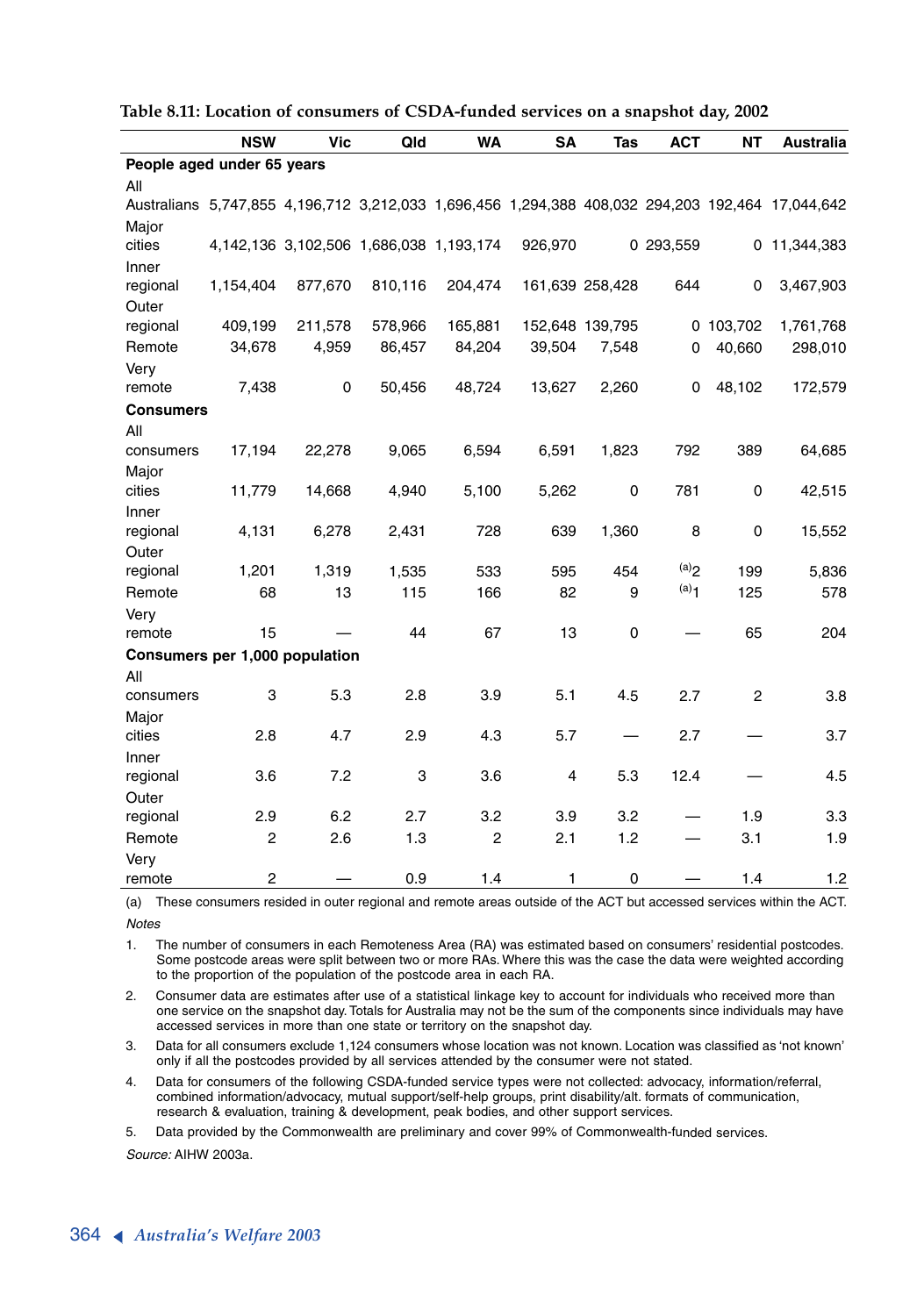**Table 8.11: Location of consumers of CSDA-funded services on a snapshot day, 2002**

| | NSW | Vic | Qld | WA | SA | Tas | ACT | NT | Australia |
|---|---|---|---|---|---|---|---|---|---|
| **People aged under 65 years** | | | | | | | | | |
| All Australians | 5,747,855 | 4,196,712 | 3,212,033 | 1,696,456 | 1,294,388 | 408,032 | 294,203 | 192,464 | 17,044,642 |
| Major cities | 4,142,136 | 3,102,506 | 1,686,038 | 1,193,174 | 926,970 | 0 | 293,559 | 0 | 11,344,383 |
| Inner regional | 1,154,404 | 877,670 | 810,116 | 204,474 | 161,639 | 258,428 | 644 | 0 | 3,467,903 |
| Outer regional | 409,199 | 211,578 | 578,966 | 165,881 | 152,648 | 139,795 | 0 | 103,702 | 1,761,768 |
| Remote | 34,678 | 4,959 | 86,457 | 84,204 | 39,504 | 7,548 | 0 | 40,660 | 298,010 |
| Very remote | 7,438 | 0 | 50,456 | 48,724 | 13,627 | 2,260 | 0 | 48,102 | 172,579 |
| **Consumers** | | | | | | | | | |
| All consumers | 17,194 | 22,278 | 9,065 | 6,594 | 6,591 | 1,823 | 792 | 389 | 64,685 |
| Major cities | 11,779 | 14,668 | 4,940 | 5,100 | 5,262 | 0 | 781 | 0 | 42,515 |
| Inner regional | 4,131 | 6,278 | 2,431 | 728 | 639 | 1,360 | 8 | 0 | 15,552 |
| Outer regional | 1,201 | 1,319 | 1,535 | 533 | 595 | 454 | [(a)]2 | 199 | 5,836 |
| Remote | 68 | 13 | 115 | 166 | 82 | 9 | [(a)]1 | 125 | 578 |
| Very remote | 15 | — | 44 | 67 | 13 | 0 | — | 65 | 204 |
| **Consumers per 1,000 population** | | | | | | | | | |
| All consumers | 3 | 5.3 | 2.8 | 3.9 | 5.1 | 4.5 | 2.7 | 2 | 3.8 |
| Major cities | 2.8 | 4.7 | 2.9 | 4.3 | 5.7 | — | 2.7 | — | 3.7 |
| Inner regional | 3.6 | 7.2 | 3 | 3.6 | 4 | 5.3 | 12.4 | — | 4.5 |
| Outer regional | 2.9 | 6.2 | 2.7 | 3.2 | 3.9 | 3.2 | — | 1.9 | 3.3 |
| Remote | 2 | 2.6 | 1.3 | 2 | 2.1 | 1.2 | — | 3.1 | 1.9 |
| Very remote | 2 | — | 0.9 | 1.4 | 1 | 0 | — | 1.4 | 1.2 |

(a) These consumers resided in outer regional and remote areas outside of the ACT but accessed services within the ACT.

*Notes*

1. The number of consumers in each Remoteness Area (RA) was estimated based on consumers' residential postcodes. Some postcode areas were split between two or more RAs. Where this was the case the data were weighted according to the proportion of the population of the postcode area in each RA.
2. Consumer data are estimates after use of a statistical linkage key to account for individuals who received more than one service on the snapshot day. Totals for Australia may not be the sum of the components since individuals may have accessed services in more than one state or territory on the snapshot day.
3. Data for all consumers exclude 1,124 consumers whose location was not known. Location was classified as 'not known' only if all the postcodes provided by all services attended by the consumer were not stated.
4. Data for consumers of the following CSDA-funded service types were not collected: advocacy, information/referral, combined information/advocacy, mutual support/self-help groups, print disability/alt. formats of communication, research & evaluation, training & development, peak bodies, and other support services.
5. Data provided by the Commonwealth are preliminary and cover 99% of Commonwealth-funded services.

*Source:* AIHW 2003a.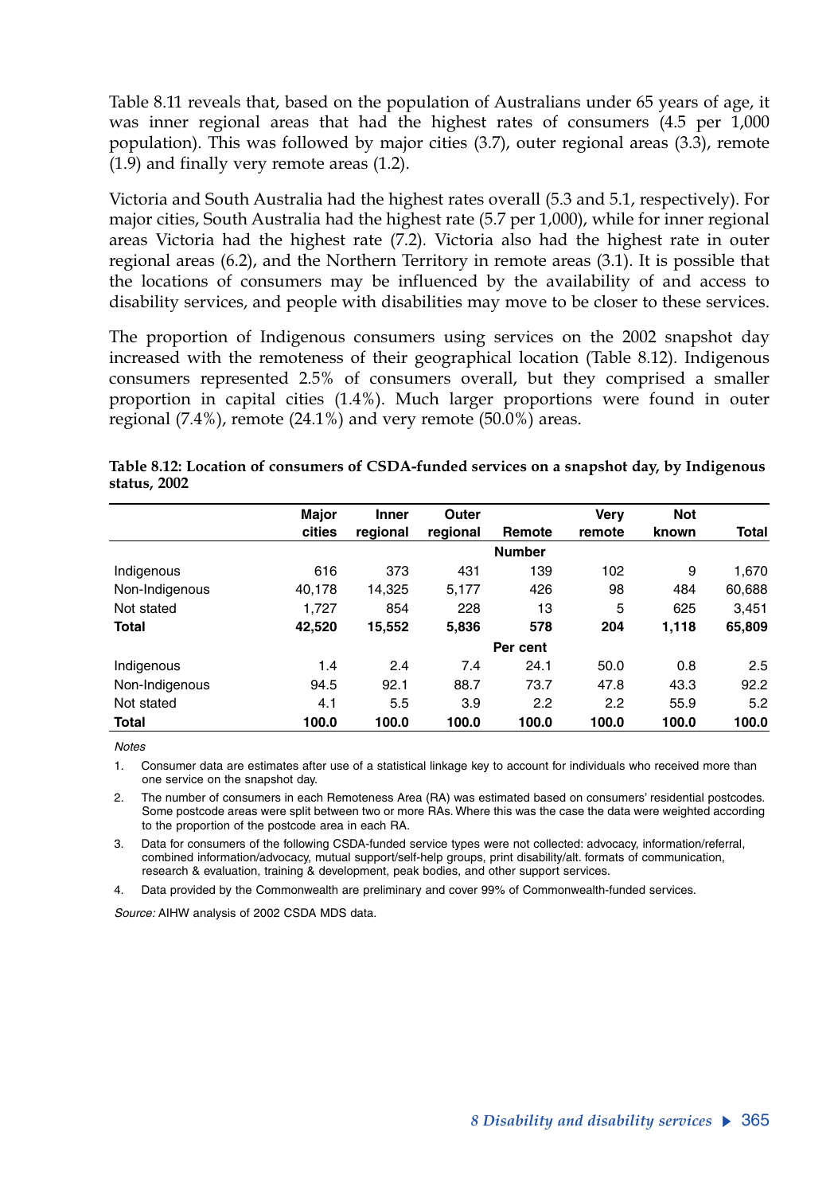Table 8.11 reveals that, based on the population of Australians under 65 years of age, it was inner regional areas that had the highest rates of consumers (4.5 per 1,000 population). This was followed by major cities (3.7), outer regional areas (3.3), remote (1.9) and finally very remote areas (1.2).

Victoria and South Australia had the highest rates overall (5.3 and 5.1, respectively). For major cities, South Australia had the highest rate (5.7 per 1,000), while for inner regional areas Victoria had the highest rate (7.2). Victoria also had the highest rate in outer regional areas (6.2), and the Northern Territory in remote areas (3.1). It is possible that the locations of consumers may be influenced by the availability of and access to disability services, and people with disabilities may move to be closer to these services.

The proportion of Indigenous consumers using services on the 2002 snapshot day increased with the remoteness of their geographical location (Table 8.12). Indigenous consumers represented 2.5% of consumers overall, but they comprised a smaller proportion in capital cities (1.4%). Much larger proportions were found in outer regional (7.4%), remote (24.1%) and very remote (50.0%) areas.

**Table 8.12: Location of consumers of CSDA-funded services on a snapshot day, by Indigenous status, 2002**

| | Major cities | Inner regional | Outer regional | Remote | Very remote | Not known | Total |
|---|---|---|---|---|---|---|---|
| | | | | **Number** | | | |
| Indigenous | 616 | 373 | 431 | 139 | 102 | 9 | 1,670 |
| Non-Indigenous | 40,178 | 14,325 | 5,177 | 426 | 98 | 484 | 60,688 |
| Not stated | 1,727 | 854 | 228 | 13 | 5 | 625 | 3,451 |
| **Total** | **42,520** | **15,552** | **5,836** | **578** | **204** | **1,118** | **65,809** |
| | | | | **Per cent** | | | |
| Indigenous | 1.4 | 2.4 | 7.4 | 24.1 | 50.0 | 0.8 | 2.5 |
| Non-Indigenous | 94.5 | 92.1 | 88.7 | 73.7 | 47.8 | 43.3 | 92.2 |
| Not stated | 4.1 | 5.5 | 3.9 | 2.2 | 2.2 | 55.9 | 5.2 |
| **Total** | **100.0** | **100.0** | **100.0** | **100.0** | **100.0** | **100.0** | **100.0** |

*Notes*

1. Consumer data are estimates after use of a statistical linkage key to account for individuals who received more than one service on the snapshot day.
2. The number of consumers in each Remoteness Area (RA) was estimated based on consumers' residential postcodes. Some postcode areas were split between two or more RAs. Where this was the case the data were weighted according to the proportion of the postcode area in each RA.
3. Data for consumers of the following CSDA-funded service types were not collected: advocacy, information/referral, combined information/advocacy, mutual support/self-help groups, print disability/alt. formats of communication, research & evaluation, training & development, peak bodies, and other support services.
4. Data provided by the Commonwealth are preliminary and cover 99% of Commonwealth-funded services.

*Source:* AIHW analysis of 2002 CSDA MDS data.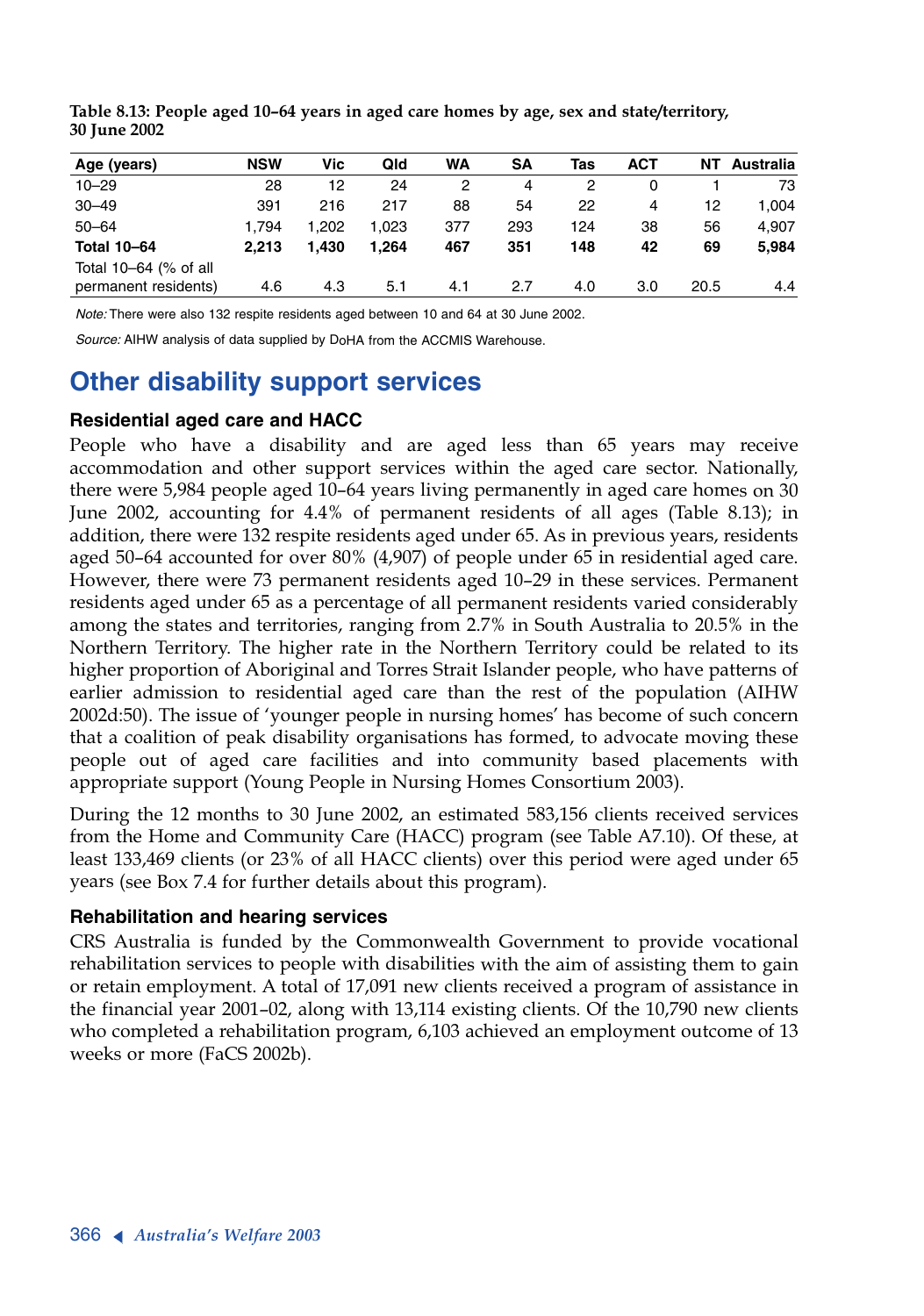**Table 8.13: People aged 10–64 years in aged care homes by age, sex and state/territory, 30 June 2002**

| Age (years) | NSW | Vic | Qld | WA | SA | Tas | ACT | NT | Australia |
|---|---|---|---|---|---|---|---|---|---|
| 10–29 | 28 | 12 | 24 | 2 | 4 | 2 | 0 | 1 | 73 |
| 30–49 | 391 | 216 | 217 | 88 | 54 | 22 | 4 | 12 | 1,004 |
| 50–64 | 1,794 | 1,202 | 1,023 | 377 | 293 | 124 | 38 | 56 | 4,907 |
| **Total 10–64** | **2,213** | **1,430** | **1,264** | **467** | **351** | **148** | **42** | **69** | **5,984** |
| Total 10–64 (% of all permanent residents) | 4.6 | 4.3 | 5.1 | 4.1 | 2.7 | 4.0 | 3.0 | 20.5 | 4.4 |

*Note:* There were also 132 respite residents aged between 10 and 64 at 30 June 2002.

*Source:* AIHW analysis of data supplied by DoHA from the ACCMIS Warehouse.

## Other disability support services

### Residential aged care and HACC

People who have a disability and are aged less than 65 years may receive accommodation and other support services within the aged care sector. Nationally, there were 5,984 people aged 10–64 years living permanently in aged care homes on 30 June 2002, accounting for 4.4% of permanent residents of all ages (Table 8.13); in addition, there were 132 respite residents aged under 65. As in previous years, residents aged 50–64 accounted for over 80% (4,907) of people under 65 in residential aged care. However, there were 73 permanent residents aged 10–29 in these services. Permanent residents aged under 65 as a percentage of all permanent residents varied considerably among the states and territories, ranging from 2.7% in South Australia to 20.5% in the Northern Territory. The higher rate in the Northern Territory could be related to its higher proportion of Aboriginal and Torres Strait Islander people, who have patterns of earlier admission to residential aged care than the rest of the population (AIHW 2002d:50). The issue of 'younger people in nursing homes' has become of such concern that a coalition of peak disability organisations has formed, to advocate moving these people out of aged care facilities and into community based placements with appropriate support (Young People in Nursing Homes Consortium 2003).

During the 12 months to 30 June 2002, an estimated 583,156 clients received services from the Home and Community Care (HACC) program (see Table A7.10). Of these, at least 133,469 clients (or 23% of all HACC clients) over this period were aged under 65 years (see Box 7.4 for further details about this program).

### Rehabilitation and hearing services

CRS Australia is funded by the Commonwealth Government to provide vocational rehabilitation services to people with disabilities with the aim of assisting them to gain or retain employment. A total of 17,091 new clients received a program of assistance in the financial year 2001–02, along with 13,114 existing clients. Of the 10,790 new clients who completed a rehabilitation program, 6,103 achieved an employment outcome of 13 weeks or more (FaCS 2002b).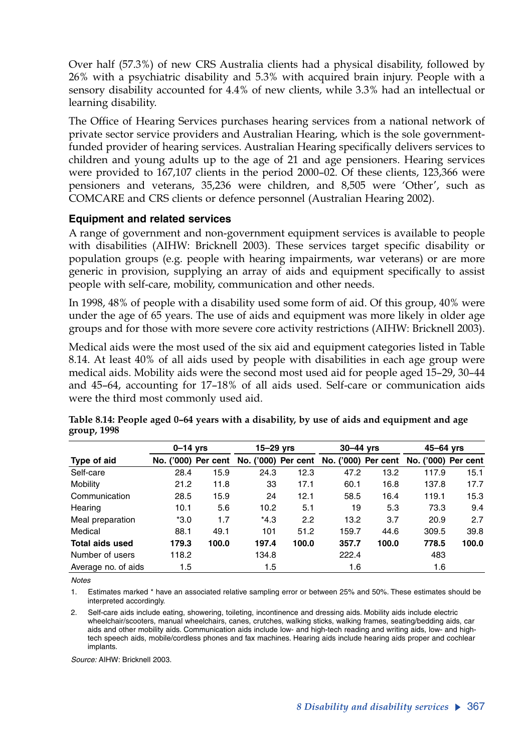Over half (57.3%) of new CRS Australia clients had a physical disability, followed by 26% with a psychiatric disability and 5.3% with acquired brain injury. People with a sensory disability accounted for 4.4% of new clients, while 3.3% had an intellectual or learning disability.

The Office of Hearing Services purchases hearing services from a national network of private sector service providers and Australian Hearing, which is the sole government-funded provider of hearing services. Australian Hearing specifically delivers services to children and young adults up to the age of 21 and age pensioners. Hearing services were provided to 167,107 clients in the period 2000–02. Of these clients, 123,366 were pensioners and veterans, 35,236 were children, and 8,505 were 'Other', such as COMCARE and CRS clients or defence personnel (Australian Hearing 2002).

### Equipment and related services

A range of government and non-government equipment services is available to people with disabilities (AIHW: Bricknell 2003). These services target specific disability or population groups (e.g. people with hearing impairments, war veterans) or are more generic in provision, supplying an array of aids and equipment specifically to assist people with self-care, mobility, communication and other needs.

In 1998, 48% of people with a disability used some form of aid. Of this group, 40% were under the age of 65 years. The use of aids and equipment was more likely in older age groups and for those with more severe core activity restrictions (AIHW: Bricknell 2003).

Medical aids were the most used of the six aid and equipment categories listed in Table 8.14. At least 40% of all aids used by people with disabilities in each age group were medical aids. Mobility aids were the second most used aid for people aged 15–29, 30–44 and 45–64, accounting for 17–18% of all aids used. Self-care or communication aids were the third most commonly used aid.

**Table 8.14: People aged 0–64 years with a disability, by use of aids and equipment and age group, 1998**

| | 0–14 yrs | | 15–29 yrs | | 30–44 yrs | | 45–64 yrs | |
|---|---|---|---|---|---|---|---|---|
| **Type of aid** | **No. ('000)** | **Per cent** | **No. ('000)** | **Per cent** | **No. ('000)** | **Per cent** | **No. ('000)** | **Per cent** |
| Self-care | 28.4 | 15.9 | 24.3 | 12.3 | 47.2 | 13.2 | 117.9 | 15.1 |
| Mobility | 21.2 | 11.8 | 33 | 17.1 | 60.1 | 16.8 | 137.8 | 17.7 |
| Communication | 28.5 | 15.9 | 24 | 12.1 | 58.5 | 16.4 | 119.1 | 15.3 |
| Hearing | 10.1 | 5.6 | 10.2 | 5.1 | 19 | 5.3 | 73.3 | 9.4 |
| Meal preparation | *3.0 | 1.7 | *4.3 | 2.2 | 13.2 | 3.7 | 20.9 | 2.7 |
| Medical | 88.1 | 49.1 | 101 | 51.2 | 159.7 | 44.6 | 309.5 | 39.8 |
| **Total aids used** | **179.3** | **100.0** | **197.4** | **100.0** | **357.7** | **100.0** | **778.5** | **100.0** |
| Number of users | 118.2 | | 134.8 | | 222.4 | | 483 | |
| Average no. of aids | 1.5 | | 1.5 | | 1.6 | | 1.6 | |

*Notes*

1. Estimates marked * have an associated relative sampling error or between 25% and 50%. These estimates should be interpreted accordingly.

2. Self-care aids include eating, showering, toileting, incontinence and dressing aids. Mobility aids include electric wheelchair/scooters, manual wheelchairs, canes, crutches, walking sticks, walking frames, seating/bedding aids, car aids and other mobility aids. Communication aids include low- and high-tech reading and writing aids, low- and high-tech speech aids, mobile/cordless phones and fax machines. Hearing aids include hearing aids proper and cochlear implants.

*Source:* AIHW: Bricknell 2003.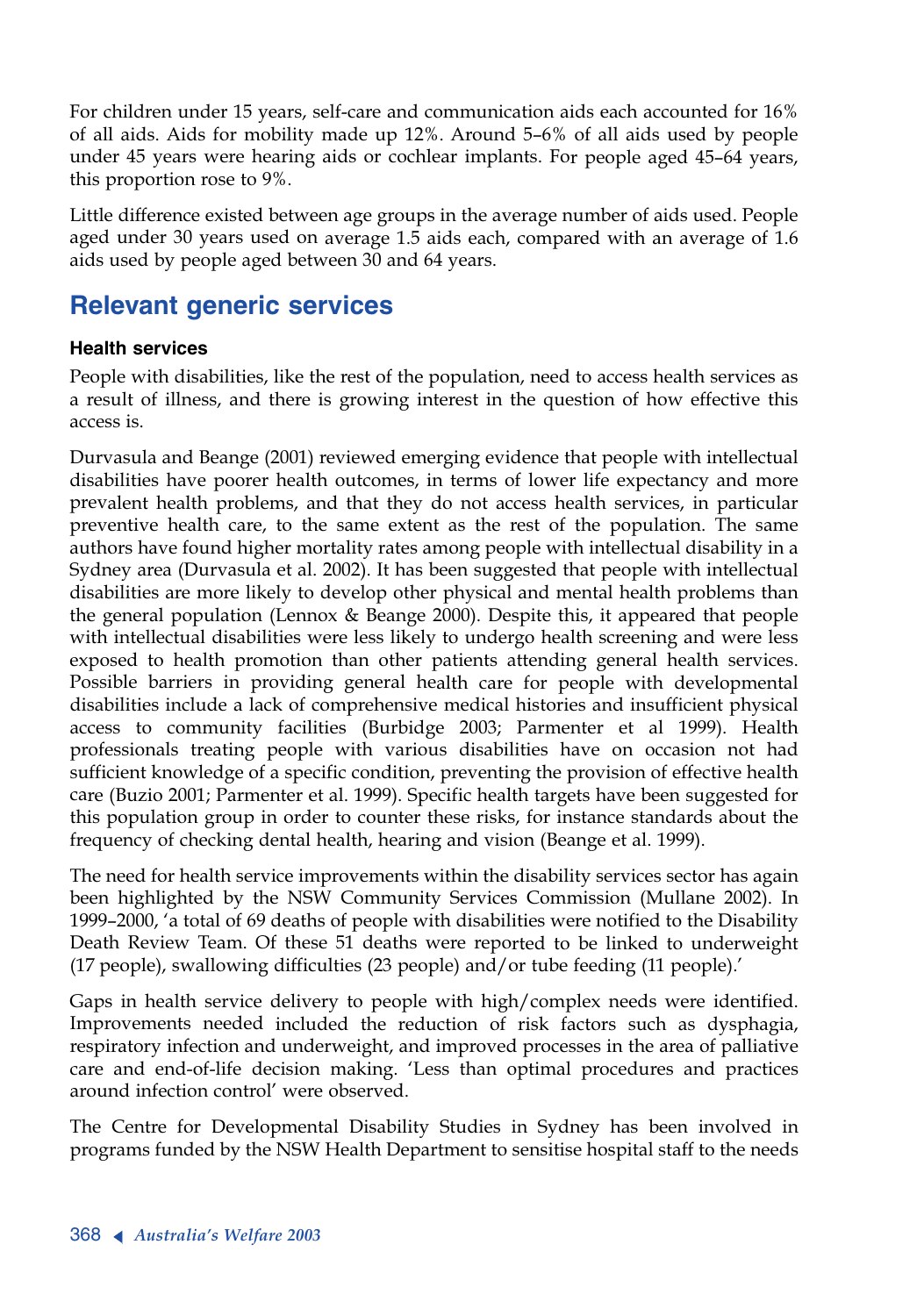For children under 15 years, self-care and communication aids each accounted for 16% of all aids. Aids for mobility made up 12%. Around 5–6% of all aids used by people under 45 years were hearing aids or cochlear implants. For people aged 45–64 years, this proportion rose to 9%.

Little difference existed between age groups in the average number of aids used. People aged under 30 years used on average 1.5 aids each, compared with an average of 1.6 aids used by people aged between 30 and 64 years.

## Relevant generic services

### Health services

People with disabilities, like the rest of the population, need to access health services as a result of illness, and there is growing interest in the question of how effective this access is.

Durvasula and Beange (2001) reviewed emerging evidence that people with intellectual disabilities have poorer health outcomes, in terms of lower life expectancy and more prevalent health problems, and that they do not access health services, in particular preventive health care, to the same extent as the rest of the population. The same authors have found higher mortality rates among people with intellectual disability in a Sydney area (Durvasula et al. 2002). It has been suggested that people with intellectual disabilities are more likely to develop other physical and mental health problems than the general population (Lennox & Beange 2000). Despite this, it appeared that people with intellectual disabilities were less likely to undergo health screening and were less exposed to health promotion than other patients attending general health services. Possible barriers in providing general health care for people with developmental disabilities include a lack of comprehensive medical histories and insufficient physical access to community facilities (Burbidge 2003; Parmenter et al 1999). Health professionals treating people with various disabilities have on occasion not had sufficient knowledge of a specific condition, preventing the provision of effective health care (Buzio 2001; Parmenter et al. 1999). Specific health targets have been suggested for this population group in order to counter these risks, for instance standards about the frequency of checking dental health, hearing and vision (Beange et al. 1999).

The need for health service improvements within the disability services sector has again been highlighted by the NSW Community Services Commission (Mullane 2002). In 1999–2000, 'a total of 69 deaths of people with disabilities were notified to the Disability Death Review Team. Of these 51 deaths were reported to be linked to underweight (17 people), swallowing difficulties (23 people) and/or tube feeding (11 people).'

Gaps in health service delivery to people with high/complex needs were identified. Improvements needed included the reduction of risk factors such as dysphagia, respiratory infection and underweight, and improved processes in the area of palliative care and end-of-life decision making. 'Less than optimal procedures and practices around infection control' were observed.

The Centre for Developmental Disability Studies in Sydney has been involved in programs funded by the NSW Health Department to sensitise hospital staff to the needs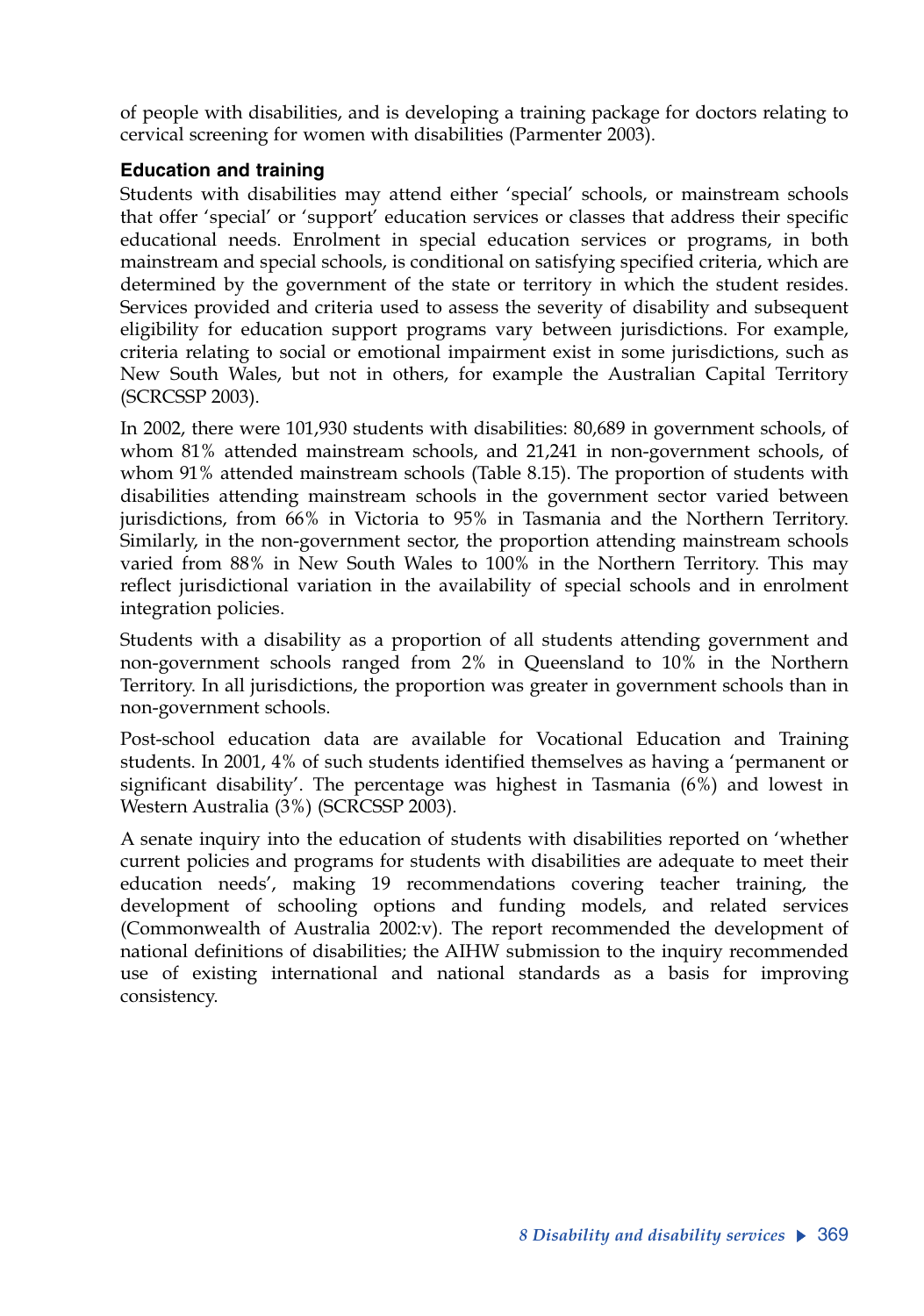of people with disabilities, and is developing a training package for doctors relating to cervical screening for women with disabilities (Parmenter 2003).

### Education and training

Students with disabilities may attend either 'special' schools, or mainstream schools that offer 'special' or 'support' education services or classes that address their specific educational needs. Enrolment in special education services or programs, in both mainstream and special schools, is conditional on satisfying specified criteria, which are determined by the government of the state or territory in which the student resides. Services provided and criteria used to assess the severity of disability and subsequent eligibility for education support programs vary between jurisdictions. For example, criteria relating to social or emotional impairment exist in some jurisdictions, such as New South Wales, but not in others, for example the Australian Capital Territory (SCRCSSP 2003).

In 2002, there were 101,930 students with disabilities: 80,689 in government schools, of whom 81% attended mainstream schools, and 21,241 in non-government schools, of whom 91% attended mainstream schools (Table 8.15). The proportion of students with disabilities attending mainstream schools in the government sector varied between jurisdictions, from 66% in Victoria to 95% in Tasmania and the Northern Territory. Similarly, in the non-government sector, the proportion attending mainstream schools varied from 88% in New South Wales to 100% in the Northern Territory. This may reflect jurisdictional variation in the availability of special schools and in enrolment integration policies.

Students with a disability as a proportion of all students attending government and non-government schools ranged from 2% in Queensland to 10% in the Northern Territory. In all jurisdictions, the proportion was greater in government schools than in non-government schools.

Post-school education data are available for Vocational Education and Training students. In 2001, 4% of such students identified themselves as having a 'permanent or significant disability'. The percentage was highest in Tasmania (6%) and lowest in Western Australia (3%) (SCRCSSP 2003).

A senate inquiry into the education of students with disabilities reported on 'whether current policies and programs for students with disabilities are adequate to meet their education needs', making 19 recommendations covering teacher training, the development of schooling options and funding models, and related services (Commonwealth of Australia 2002:v). The report recommended the development of national definitions of disabilities; the AIHW submission to the inquiry recommended use of existing international and national standards as a basis for improving consistency.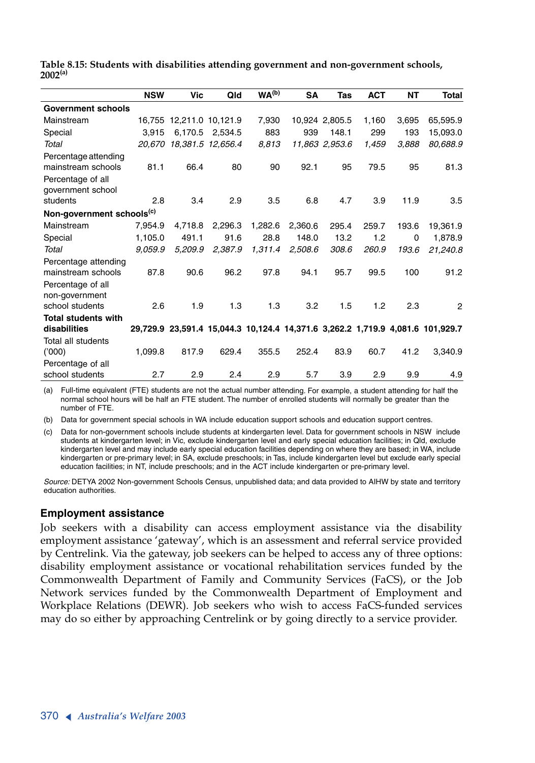**Table 8.15: Students with disabilities attending government and non-government schools, 2002[a]**

| | NSW | Vic | Qld | WA[b] | SA | Tas | ACT | NT | Total |
|---|---|---|---|---|---|---|---|---|---|
| **Government schools** | | | | | | | | | |
| Mainstream | 16,755 | 12,211.0 | 10,121.9 | 7,930 | 10,924 | 2,805.5 | 1,160 | 3,695 | 65,595.9 |
| Special | 3,915 | 6,170.5 | 2,534.5 | 883 | 939 | 148.1 | 299 | 193 | 15,093.0 |
| *Total* | *20,670* | *18,381.5* | *12,656.4* | *8,813* | *11,863* | *2,953.6* | *1,459* | *3,888* | *80,688.9* |
| Percentage attending mainstream schools | 81.1 | 66.4 | 80 | 90 | 92.1 | 95 | 79.5 | 95 | 81.3 |
| Percentage of all government school students | 2.8 | 3.4 | 2.9 | 3.5 | 6.8 | 4.7 | 3.9 | 11.9 | 3.5 |
| **Non-government schools[c]** | | | | | | | | | |
| Mainstream | 7,954.9 | 4,718.8 | 2,296.3 | 1,282.6 | 2,360.6 | 295.4 | 259.7 | 193.6 | 19,361.9 |
| Special | 1,105.0 | 491.1 | 91.6 | 28.8 | 148.0 | 13.2 | 1.2 | 0 | 1,878.9 |
| *Total* | *9,059.9* | *5,209.9* | *2,387.9* | *1,311.4* | *2,508.6* | *308.6* | *260.9* | *193.6* | *21,240.8* |
| Percentage attending mainstream schools | 87.8 | 90.6 | 96.2 | 97.8 | 94.1 | 95.7 | 99.5 | 100 | 91.2 |
| Percentage of all non-government school students | 2.6 | 1.9 | 1.3 | 1.3 | 3.2 | 1.5 | 1.2 | 2.3 | 2 |
| **Total students with disabilities** | **29,729.9** | **23,591.4** | **15,044.3** | **10,124.4** | **14,371.6** | **3,262.2** | **1,719.9** | **4,081.6** | **101,929.7** |
| Total all students ('000) | 1,099.8 | 817.9 | 629.4 | 355.5 | 252.4 | 83.9 | 60.7 | 41.2 | 3,340.9 |
| Percentage of all school students | 2.7 | 2.9 | 2.4 | 2.9 | 5.7 | 3.9 | 2.9 | 9.9 | 4.9 |

(a) Full-time equivalent (FTE) students are not the actual number attending. For example, a student attending for half the normal school hours will be half an FTE student. The number of enrolled students will normally be greater than the number of FTE.

(b) Data for government special schools in WA include education support schools and education support centres.

(c) Data for non-government schools include students at kindergarten level. Data for government schools in NSW include students at kindergarten level; in Vic, exclude kindergarten level and early special education facilities; in Qld, exclude kindergarten level and may include early special education facilities depending on where they are based; in WA, include kindergarten or pre-primary level; in SA, exclude preschools; in Tas, include kindergarten level but exclude early special education facilities; in NT, include preschools; and in the ACT include kindergarten or pre-primary level.

*Source:* DETYA 2002 Non-government Schools Census, unpublished data; and data provided to AIHW by state and territory education authorities.

## Employment assistance

Job seekers with a disability can access employment assistance via the disability employment assistance 'gateway', which is an assessment and referral service provided by Centrelink. Via the gateway, job seekers can be helped to access any of three options: disability employment assistance or vocational rehabilitation services funded by the Commonwealth Department of Family and Community Services (FaCS), or the Job Network services funded by the Commonwealth Department of Employment and Workplace Relations (DEWR). Job seekers who wish to access FaCS-funded services may do so either by approaching Centrelink or by going directly to a service provider.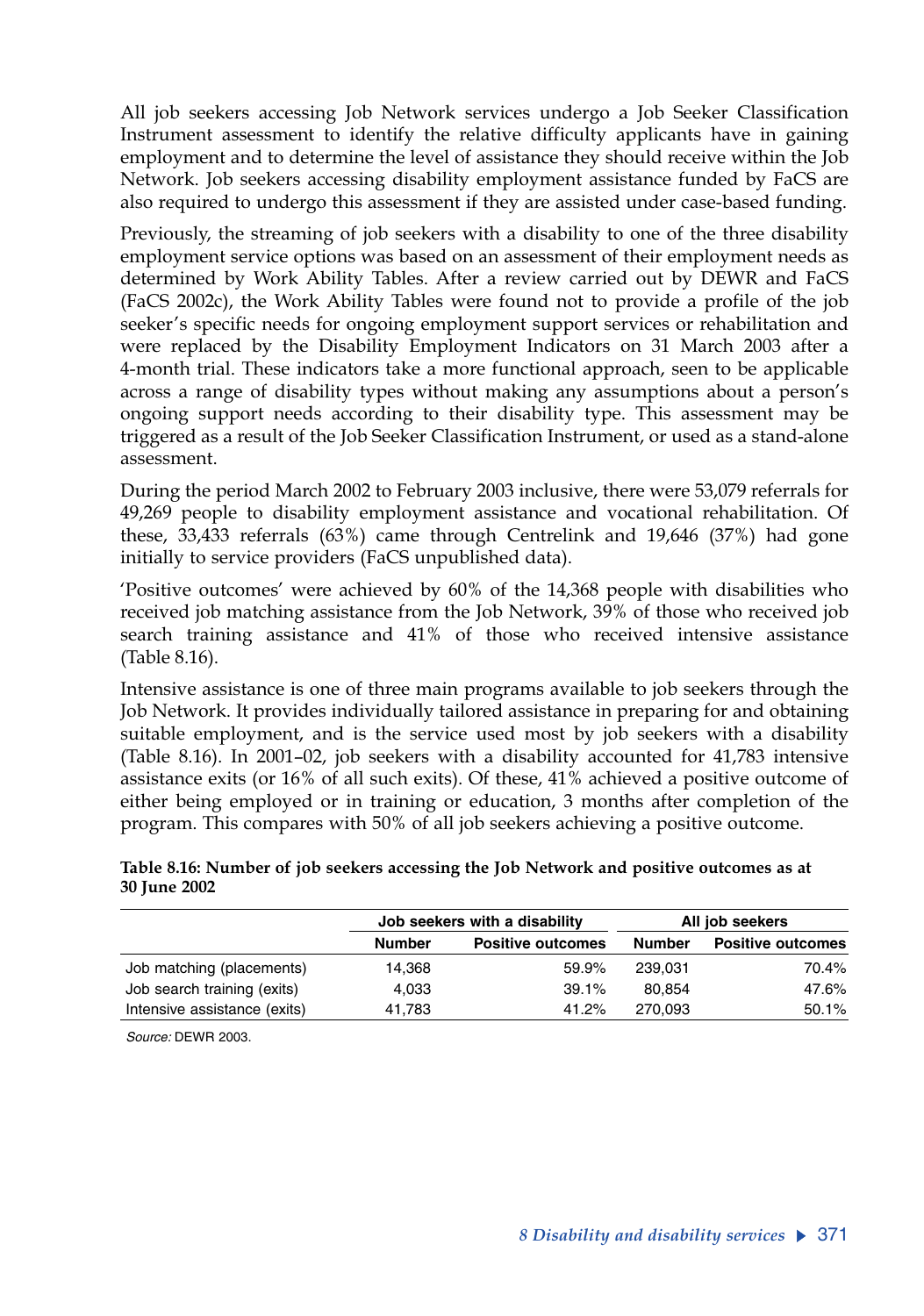All job seekers accessing Job Network services undergo a Job Seeker Classification Instrument assessment to identify the relative difficulty applicants have in gaining employment and to determine the level of assistance they should receive within the Job Network. Job seekers accessing disability employment assistance funded by FaCS are also required to undergo this assessment if they are assisted under case-based funding.

Previously, the streaming of job seekers with a disability to one of the three disability employment service options was based on an assessment of their employment needs as determined by Work Ability Tables. After a review carried out by DEWR and FaCS (FaCS 2002c), the Work Ability Tables were found not to provide a profile of the job seeker's specific needs for ongoing employment support services or rehabilitation and were replaced by the Disability Employment Indicators on 31 March 2003 after a 4-month trial. These indicators take a more functional approach, seen to be applicable across a range of disability types without making any assumptions about a person's ongoing support needs according to their disability type. This assessment may be triggered as a result of the Job Seeker Classification Instrument, or used as a stand-alone assessment.

During the period March 2002 to February 2003 inclusive, there were 53,079 referrals for 49,269 people to disability employment assistance and vocational rehabilitation. Of these, 33,433 referrals (63%) came through Centrelink and 19,646 (37%) had gone initially to service providers (FaCS unpublished data).

'Positive outcomes' were achieved by 60% of the 14,368 people with disabilities who received job matching assistance from the Job Network, 39% of those who received job search training assistance and 41% of those who received intensive assistance (Table 8.16).

Intensive assistance is one of three main programs available to job seekers through the Job Network. It provides individually tailored assistance in preparing for and obtaining suitable employment, and is the service used most by job seekers with a disability (Table 8.16). In 2001–02, job seekers with a disability accounted for 41,783 intensive assistance exits (or 16% of all such exits). Of these, 41% achieved a positive outcome of either being employed or in training or education, 3 months after completion of the program. This compares with 50% of all job seekers achieving a positive outcome.

**Table 8.16: Number of job seekers accessing the Job Network and positive outcomes as at 30 June 2002**

| | Job seekers with a disability | | All job seekers | |
|---|---|---|---|---|
| | Number | Positive outcomes | Number | Positive outcomes |
| Job matching (placements) | 14,368 | 59.9% | 239,031 | 70.4% |
| Job search training (exits) | 4,033 | 39.1% | 80,854 | 47.6% |
| Intensive assistance (exits) | 41,783 | 41.2% | 270,093 | 50.1% |

*Source:* DEWR 2003.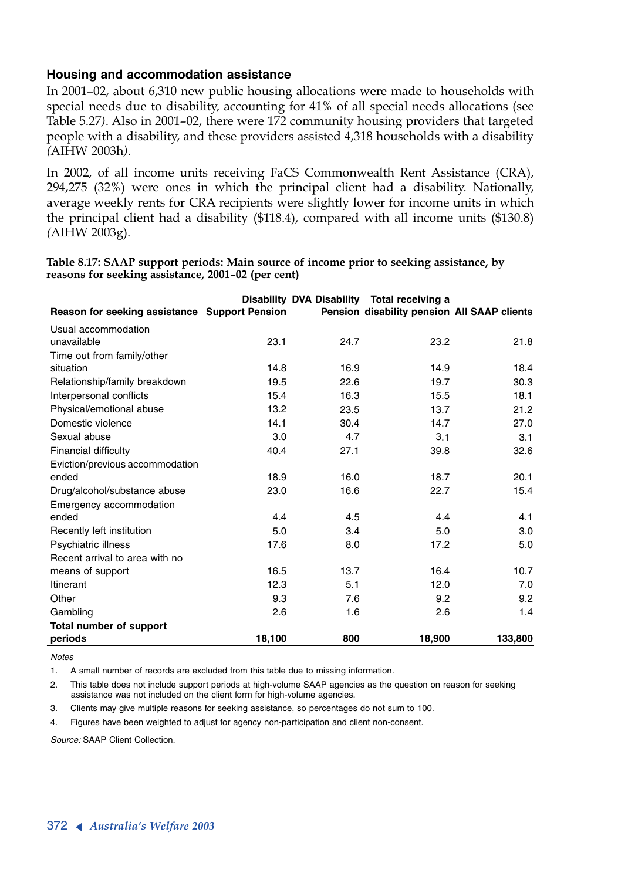### Housing and accommodation assistance

In 2001–02, about 6,310 new public housing allocations were made to households with special needs due to disability, accounting for 41% of all special needs allocations (see Table 5.27). Also in 2001–02, there were 172 community housing providers that targeted people with a disability, and these providers assisted 4,318 households with a disability (AIHW 2003h).

In 2002, of all income units receiving FaCS Commonwealth Rent Assistance (CRA), 294,275 (32%) were ones in which the principal client had a disability. Nationally, average weekly rents for CRA recipients were slightly lower for income units in which the principal client had a disability ($118.4), compared with all income units ($130.8) (AIHW 2003g).

**Table 8.17: SAAP support periods: Main source of income prior to seeking assistance, by reasons for seeking assistance, 2001–02 (per cent)**

| Reason for seeking assistance | Disability Support Pension | DVA Disability Pension | Total receiving a disability pension | All SAAP clients |
|---|---|---|---|---|
| Usual accommodation unavailable | 23.1 | 24.7 | 23.2 | 21.8 |
| Time out from family/other situation | 14.8 | 16.9 | 14.9 | 18.4 |
| Relationship/family breakdown | 19.5 | 22.6 | 19.7 | 30.3 |
| Interpersonal conflicts | 15.4 | 16.3 | 15.5 | 18.1 |
| Physical/emotional abuse | 13.2 | 23.5 | 13.7 | 21.2 |
| Domestic violence | 14.1 | 30.4 | 14.7 | 27.0 |
| Sexual abuse | 3.0 | 4.7 | 3.1 | 3.1 |
| Financial difficulty | 40.4 | 27.1 | 39.8 | 32.6 |
| Eviction/previous accommodation ended | 18.9 | 16.0 | 18.7 | 20.1 |
| Drug/alcohol/substance abuse | 23.0 | 16.6 | 22.7 | 15.4 |
| Emergency accommodation ended | 4.4 | 4.5 | 4.4 | 4.1 |
| Recently left institution | 5.0 | 3.4 | 5.0 | 3.0 |
| Psychiatric illness | 17.6 | 8.0 | 17.2 | 5.0 |
| Recent arrival to area with no means of support | 16.5 | 13.7 | 16.4 | 10.7 |
| Itinerant | 12.3 | 5.1 | 12.0 | 7.0 |
| Other | 9.3 | 7.6 | 9.2 | 9.2 |
| Gambling | 2.6 | 1.6 | 2.6 | 1.4 |
| **Total number of support periods** | **18,100** | **800** | **18,900** | **133,800** |

*Notes*

1. A small number of records are excluded from this table due to missing information.
2. This table does not include support periods at high-volume SAAP agencies as the question on reason for seeking assistance was not included on the client form for high-volume agencies.
3. Clients may give multiple reasons for seeking assistance, so percentages do not sum to 100.
4. Figures have been weighted to adjust for agency non-participation and client non-consent.

*Source:* SAAP Client Collection.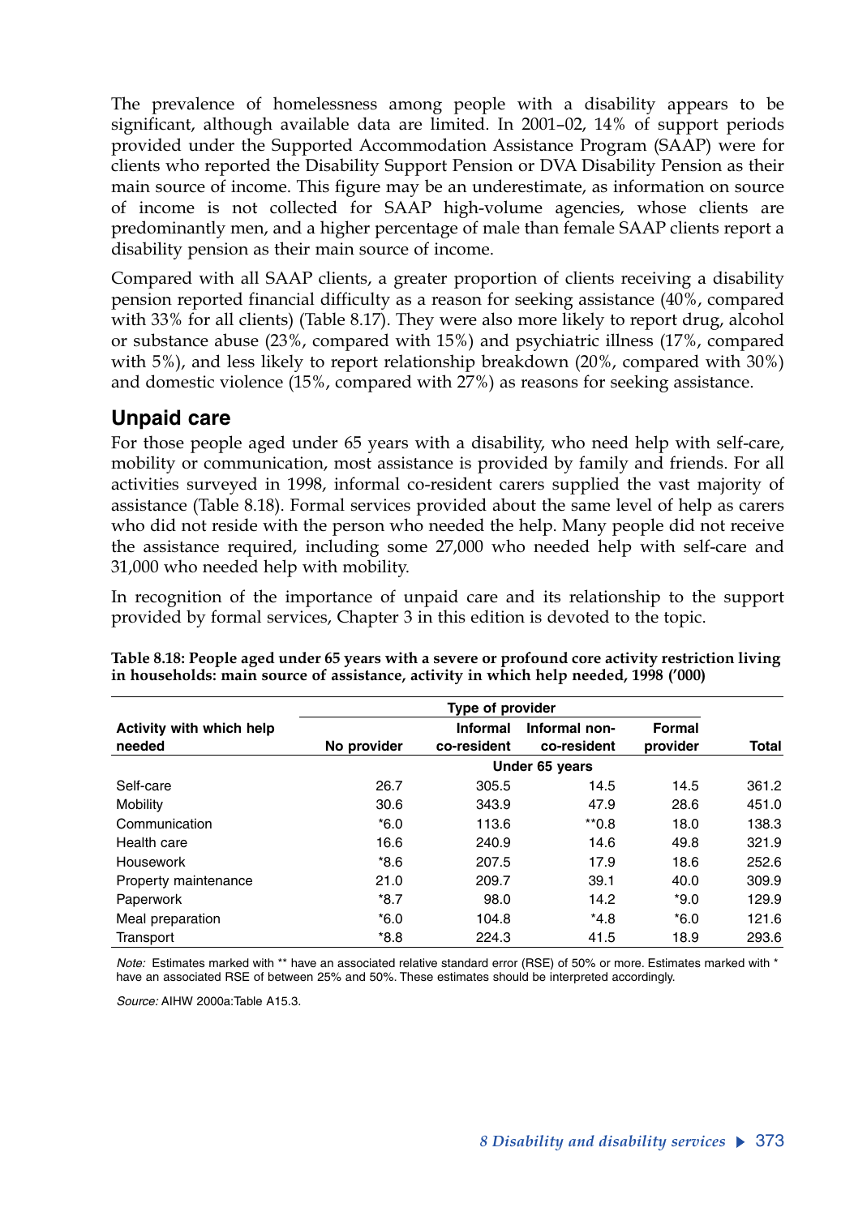The prevalence of homelessness among people with a disability appears to be significant, although available data are limited. In 2001–02, 14% of support periods provided under the Supported Accommodation Assistance Program (SAAP) were for clients who reported the Disability Support Pension or DVA Disability Pension as their main source of income. This figure may be an underestimate, as information on source of income is not collected for SAAP high-volume agencies, whose clients are predominantly men, and a higher percentage of male than female SAAP clients report a disability pension as their main source of income.

Compared with all SAAP clients, a greater proportion of clients receiving a disability pension reported financial difficulty as a reason for seeking assistance (40%, compared with 33% for all clients) (Table 8.17). They were also more likely to report drug, alcohol or substance abuse (23%, compared with 15%) and psychiatric illness (17%, compared with 5%), and less likely to report relationship breakdown (20%, compared with 30%) and domestic violence (15%, compared with 27%) as reasons for seeking assistance.

## Unpaid care

For those people aged under 65 years with a disability, who need help with self-care, mobility or communication, most assistance is provided by family and friends. For all activities surveyed in 1998, informal co-resident carers supplied the vast majority of assistance (Table 8.18). Formal services provided about the same level of help as carers who did not reside with the person who needed the help. Many people did not receive the assistance required, including some 27,000 who needed help with self-care and 31,000 who needed help with mobility.

In recognition of the importance of unpaid care and its relationship to the support provided by formal services, Chapter 3 in this edition is devoted to the topic.

**Table 8.18: People aged under 65 years with a severe or profound core activity restriction living in households: main source of assistance, activity in which help needed, 1998 ('000)**

| | Type of provider | | | | |
|---|---|---|---|---|---|
| Activity with which help needed | No provider | Informal co-resident | Informal non-co-resident | Formal provider | Total |
| | | Under 65 years | | | |
| Self-care | 26.7 | 305.5 | 14.5 | 14.5 | 361.2 |
| Mobility | 30.6 | 343.9 | 47.9 | 28.6 | 451.0 |
| Communication | *6.0 | 113.6 | **0.8 | 18.0 | 138.3 |
| Health care | 16.6 | 240.9 | 14.6 | 49.8 | 321.9 |
| Housework | *8.6 | 207.5 | 17.9 | 18.6 | 252.6 |
| Property maintenance | 21.0 | 209.7 | 39.1 | 40.0 | 309.9 |
| Paperwork | *8.7 | 98.0 | 14.2 | *9.0 | 129.9 |
| Meal preparation | *6.0 | 104.8 | *4.8 | *6.0 | 121.6 |
| Transport | *8.8 | 224.3 | 41.5 | 18.9 | 293.6 |

*Note:* Estimates marked with ** have an associated relative standard error (RSE) of 50% or more. Estimates marked with * have an associated RSE of between 25% and 50%. These estimates should be interpreted accordingly.

*Source:* AIHW 2000a:Table A15.3.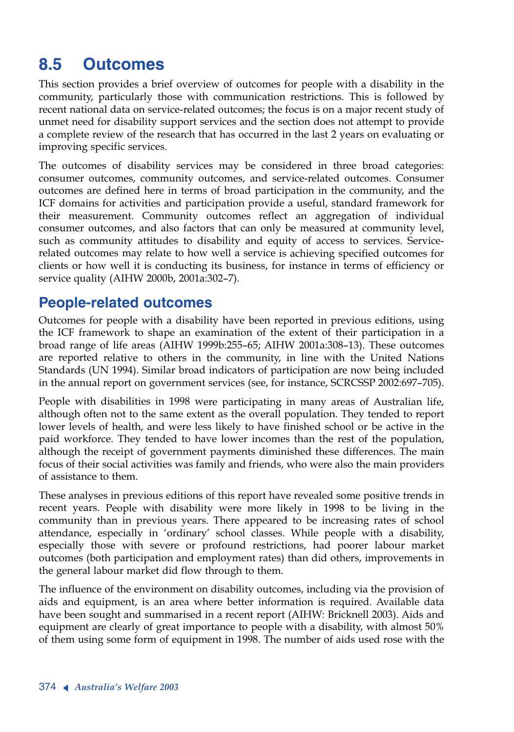## 8.5 Outcomes

This section provides a brief overview of outcomes for people with a disability in the community, particularly those with communication restrictions. This is followed by recent national data on service-related outcomes; the focus is on a major recent study of unmet need for disability support services and the section does not attempt to provide a complete review of the research that has occurred in the last 2 years on evaluating or improving specific services.

The outcomes of disability services may be considered in three broad categories: consumer outcomes, community outcomes, and service-related outcomes. Consumer outcomes are defined here in terms of broad participation in the community, and the ICF domains for activities and participation provide a useful, standard framework for their measurement. Community outcomes reflect an aggregation of individual consumer outcomes, and also factors that can only be measured at community level, such as community attitudes to disability and equity of access to services. Service-related outcomes may relate to how well a service is achieving specified outcomes for clients or how well it is conducting its business, for instance in terms of efficiency or service quality (AIHW 2000b, 2001a:302–7).

### People-related outcomes

Outcomes for people with a disability have been reported in previous editions, using the ICF framework to shape an examination of the extent of their participation in a broad range of life areas (AIHW 1999b:255–65; AIHW 2001a:308–13). These outcomes are reported relative to others in the community, in line with the United Nations Standards (UN 1994). Similar broad indicators of participation are now being included in the annual report on government services (see, for instance, SCRCSSP 2002:697–705).

People with disabilities in 1998 were participating in many areas of Australian life, although often not to the same extent as the overall population. They tended to report lower levels of health, and were less likely to have finished school or be active in the paid workforce. They tended to have lower incomes than the rest of the population, although the receipt of government payments diminished these differences. The main focus of their social activities was family and friends, who were also the main providers of assistance to them.

These analyses in previous editions of this report have revealed some positive trends in recent years. People with disability were more likely in 1998 to be living in the community than in previous years. There appeared to be increasing rates of school attendance, especially in 'ordinary' school classes. While people with a disability, especially those with severe or profound restrictions, had poorer labour market outcomes (both participation and employment rates) than did others, improvements in the general labour market did flow through to them.

The influence of the environment on disability outcomes, including via the provision of aids and equipment, is an area where better information is required. Available data have been sought and summarised in a recent report (AIHW: Bricknell 2003). Aids and equipment are clearly of great importance to people with a disability, with almost 50% of them using some form of equipment in 1998. The number of aids used rose with the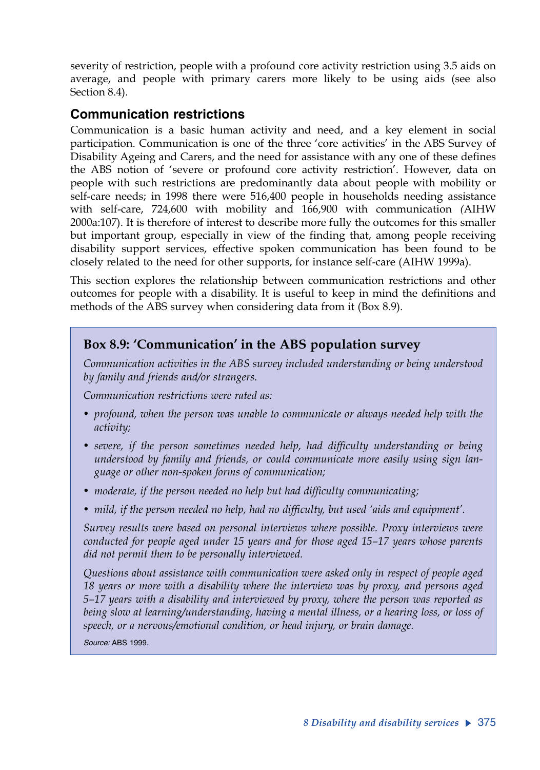severity of restriction, people with a profound core activity restriction using 3.5 aids on average, and people with primary carers more likely to be using aids (see also Section 8.4).

## Communication restrictions

Communication is a basic human activity and need, and a key element in social participation. Communication is one of the three 'core activities' in the ABS Survey of Disability Ageing and Carers, and the need for assistance with any one of these defines the ABS notion of 'severe or profound core activity restriction'. However, data on people with such restrictions are predominantly data about people with mobility or self-care needs; in 1998 there were 516,400 people in households needing assistance with self-care, 724,600 with mobility and 166,900 with communication (AIHW 2000a:107). It is therefore of interest to describe more fully the outcomes for this smaller but important group, especially in view of the finding that, among people receiving disability support services, effective spoken communication has been found to be closely related to the need for other supports, for instance self-care (AIHW 1999a).

This section explores the relationship between communication restrictions and other outcomes for people with a disability. It is useful to keep in mind the definitions and methods of the ABS survey when considering data from it (Box 8.9).

### Box 8.9: 'Communication' in the ABS population survey

*Communication activities in the ABS survey included understanding or being understood by family and friends and/or strangers.*

*Communication restrictions were rated as:*

- *profound, when the person was unable to communicate or always needed help with the activity;*
- *severe, if the person sometimes needed help, had difficulty understanding or being understood by family and friends, or could communicate more easily using sign language or other non-spoken forms of communication;*
- *moderate, if the person needed no help but had difficulty communicating;*
- *mild, if the person needed no help, had no difficulty, but used 'aids and equipment'.*

*Survey results were based on personal interviews where possible. Proxy interviews were conducted for people aged under 15 years and for those aged 15–17 years whose parents did not permit them to be personally interviewed.*

*Questions about assistance with communication were asked only in respect of people aged 18 years or more with a disability where the interview was by proxy, and persons aged 5–17 years with a disability and interviewed by proxy, where the person was reported as being slow at learning/understanding, having a mental illness, or a hearing loss, or loss of speech, or a nervous/emotional condition, or head injury, or brain damage.*

*Source:* ABS 1999.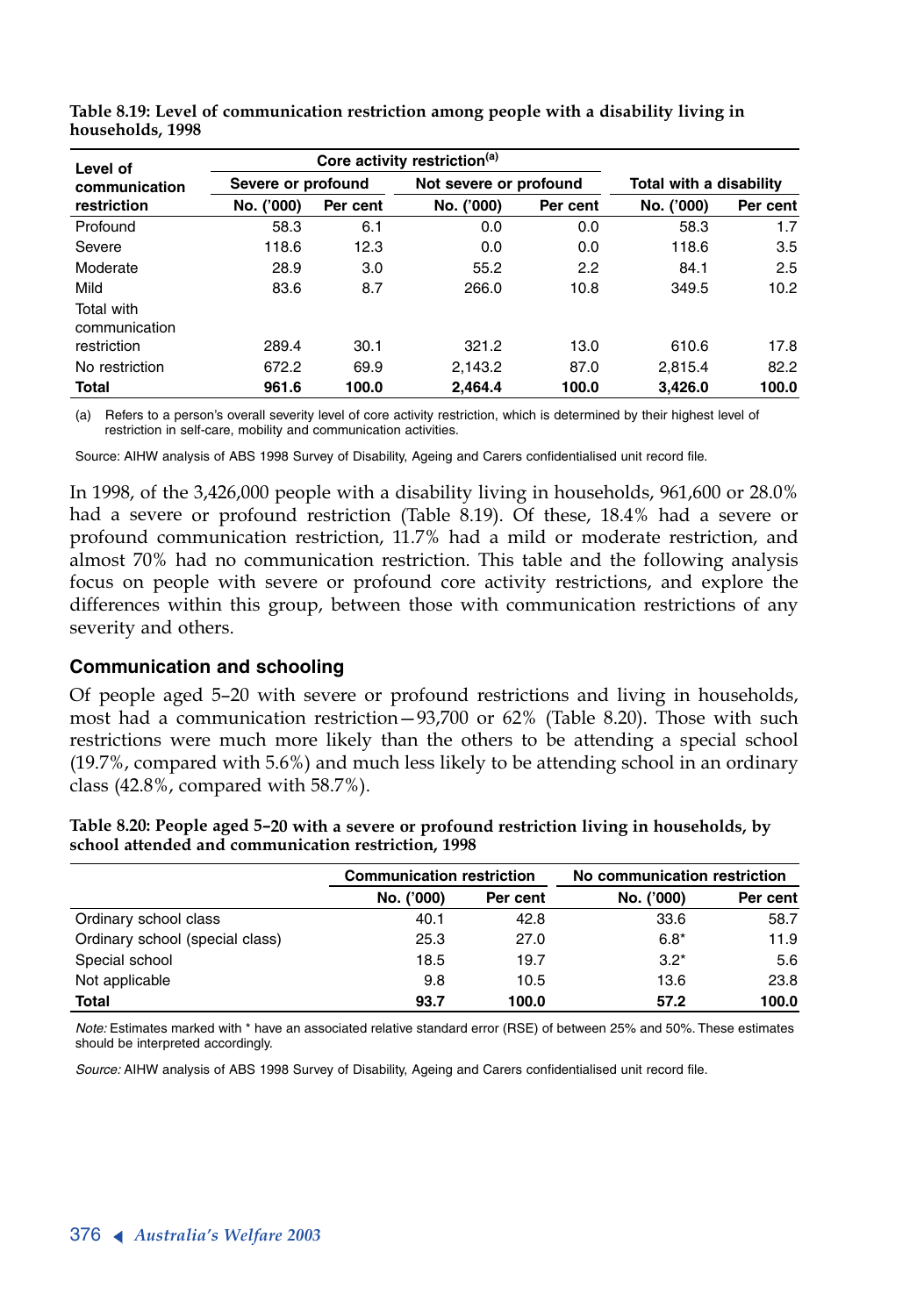**Table 8.19: Level of communication restriction among people with a disability living in households, 1998**

| Level of communication restriction | Core activity restriction[(a)] | | | | | |
|---|---|---|---|---|---|---|
| | Severe or profound | | Not severe or profound | | Total with a disability | |
| | No. ('000) | Per cent | No. ('000) | Per cent | No. ('000) | Per cent |
| Profound | 58.3 | 6.1 | 0.0 | 0.0 | 58.3 | 1.7 |
| Severe | 118.6 | 12.3 | 0.0 | 0.0 | 118.6 | 3.5 |
| Moderate | 28.9 | 3.0 | 55.2 | 2.2 | 84.1 | 2.5 |
| Mild | 83.6 | 8.7 | 266.0 | 10.8 | 349.5 | 10.2 |
| Total with communication restriction | 289.4 | 30.1 | 321.2 | 13.0 | 610.6 | 17.8 |
| No restriction | 672.2 | 69.9 | 2,143.2 | 87.0 | 2,815.4 | 82.2 |
| **Total** | **961.6** | **100.0** | **2,464.4** | **100.0** | **3,426.0** | **100.0** |

(a) Refers to a person's overall severity level of core activity restriction, which is determined by their highest level of restriction in self-care, mobility and communication activities.

Source: AIHW analysis of ABS 1998 Survey of Disability, Ageing and Carers confidentialised unit record file.

In 1998, of the 3,426,000 people with a disability living in households, 961,600 or 28.0% had a severe or profound restriction (Table 8.19). Of these, 18.4% had a severe or profound communication restriction, 11.7% had a mild or moderate restriction, and almost 70% had no communication restriction. This table and the following analysis focus on people with severe or profound core activity restrictions, and explore the differences within this group, between those with communication restrictions of any severity and others.

### Communication and schooling

Of people aged 5–20 with severe or profound restrictions and living in households, most had a communication restriction—93,700 or 62% (Table 8.20). Those with such restrictions were much more likely than the others to be attending a special school (19.7%, compared with 5.6%) and much less likely to attending school in an ordinary class (42.8%, compared with 58.7%).

**Table 8.20: People aged 5–20 with a severe or profound restriction living in households, by school attended and communication restriction, 1998**

| | Communication restriction | | No communication restriction | |
|---|---|---|---|---|
| | No. ('000) | Per cent | No. ('000) | Per cent |
| Ordinary school class | 40.1 | 42.8 | 33.6 | 58.7 |
| Ordinary school (special class) | 25.3 | 27.0 | 6.8* | 11.9 |
| Special school | 18.5 | 19.7 | 3.2* | 5.6 |
| Not applicable | 9.8 | 10.5 | 13.6 | 23.8 |
| **Total** | **93.7** | **100.0** | **57.2** | **100.0** |

*Note:* Estimates marked with * have an associated relative standard error (RSE) of between 25% and 50%. These estimates should be interpreted accordingly.

*Source:* AIHW analysis of ABS 1998 Survey of Disability, Ageing and Carers confidentialised unit record file.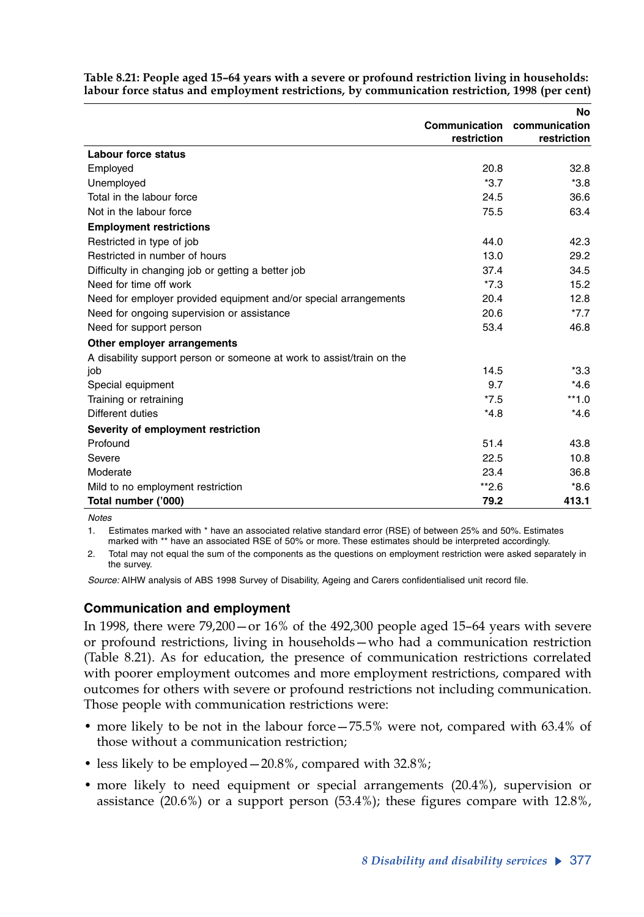**Table 8.21: People aged 15–64 years with a severe or profound restriction living in households: labour force status and employment restrictions, by communication restriction, 1998 (per cent)**

| | Communication restriction | No communication restriction |
|---|---|---|
| **Labour force status** | | |
| Employed | 20.8 | 32.8 |
| Unemployed | *3.7 | *3.8 |
| Total in the labour force | 24.5 | 36.6 |
| Not in the labour force | 75.5 | 63.4 |
| **Employment restrictions** | | |
| Restricted in type of job | 44.0 | 42.3 |
| Restricted in number of hours | 13.0 | 29.2 |
| Difficulty in changing job or getting a better job | 37.4 | 34.5 |
| Need for time off work | *7.3 | 15.2 |
| Need for employer provided equipment and/or special arrangements | 20.4 | 12.8 |
| Need for ongoing supervision or assistance | 20.6 | *7.7 |
| Need for support person | 53.4 | 46.8 |
| **Other employer arrangements** | | |
| A disability support person or someone at work to assist/train on the job | 14.5 | *3.3 |
| Special equipment | 9.7 | *4.6 |
| Training or retraining | *7.5 | **1.0 |
| Different duties | *4.8 | *4.6 |
| **Severity of employment restriction** | | |
| Profound | 51.4 | 43.8 |
| Severe | 22.5 | 10.8 |
| Moderate | 23.4 | 36.8 |
| Mild to no employment restriction | **2.6 | *8.6 |
| **Total number ('000)** | **79.2** | **413.1** |

*Notes*

1. Estimates marked with * have an associated relative standard error (RSE) of between 25% and 50%. Estimates marked with ** have an associated RSE of 50% or more. These estimates should be interpreted accordingly.
2. Total may not equal the sum of the components as the questions on employment restriction were asked separately in the survey.

*Source:* AIHW analysis of ABS 1998 Survey of Disability, Ageing and Carers confidentialised unit record file.

### Communication and employment

In 1998, there were 79,200—or 16% of the 492,300 people aged 15–64 years with severe or profound restrictions, living in households—who had a communication restriction (Table 8.21). As for education, the presence of communication restrictions correlated with poorer employment outcomes and more employment restrictions, compared with outcomes for others with severe or profound restrictions not including communication. Those people with communication restrictions were:

- more likely to be not in the labour force—75.5% were not, compared with 63.4% of those without a communication restriction;
- less likely to be employed—20.8%, compared with 32.8%;
- more likely to need equipment or special arrangements (20.4%), supervision or assistance (20.6%) or a support person (53.4%); these figures compare with 12.8%,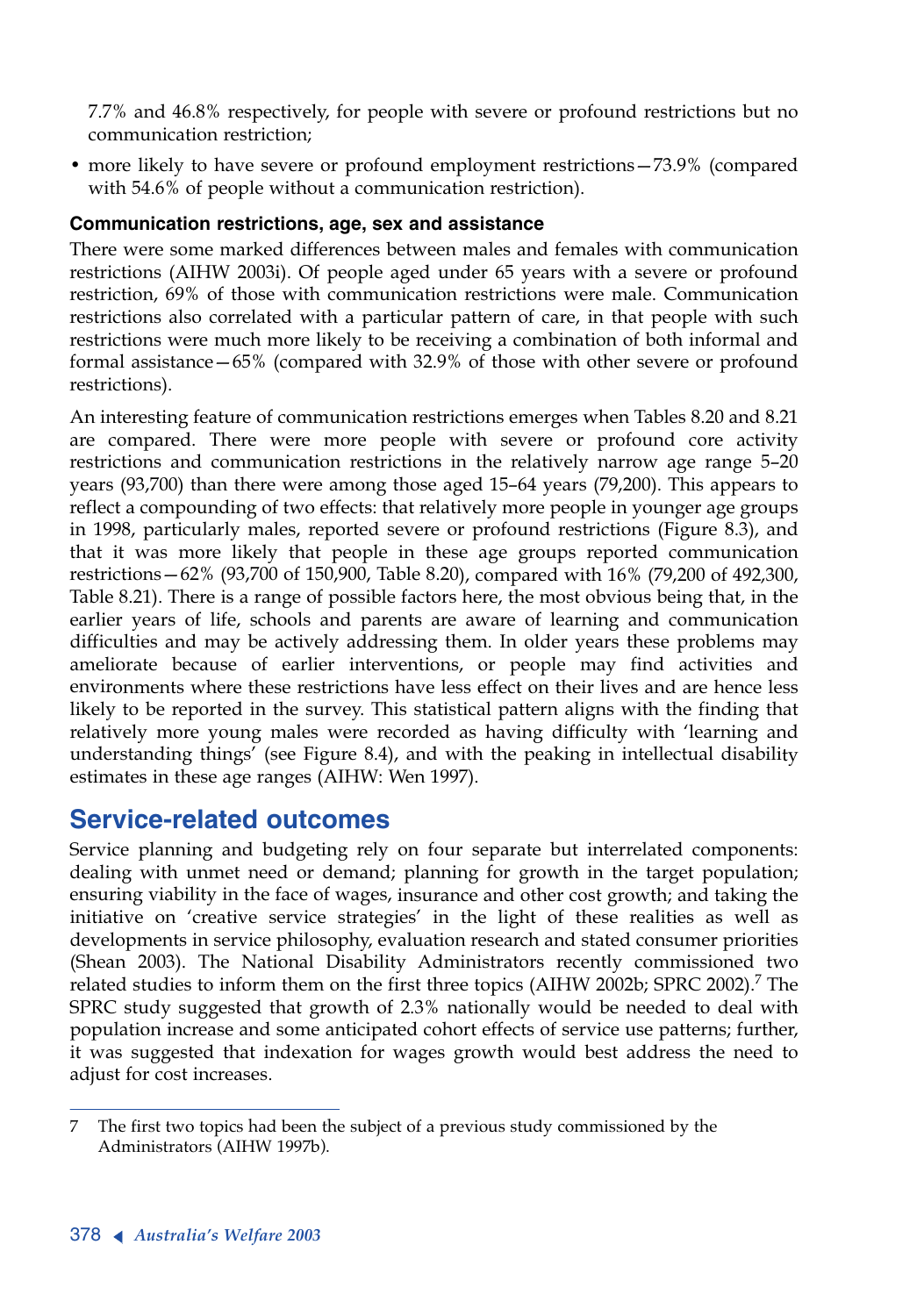7.7% and 46.8% respectively, for people with severe or profound restrictions but no communication restriction;

- more likely to have severe or profound employment restrictions—73.9% (compared with 54.6% of people without a communication restriction).

### Communication restrictions, age, sex and assistance

There were some marked differences between males and females with communication restrictions (AIHW 2003i). Of people aged under 65 years with a severe or profound restriction, 69% of those with communication restrictions were male. Communication restrictions also correlated with a particular pattern of care, in that people with such restrictions were much more likely to be receiving a combination of both informal and formal assistance—65% (compared with 32.9% of those with other severe or profound restrictions).

An interesting feature of communication restrictions emerges when Tables 8.20 and 8.21 are compared. There were more people with severe or profound core activity restrictions and communication restrictions in the relatively narrow age range 5–20 years (93,700) than there were among those aged 15–64 years (79,200). This appears to reflect a compounding of two effects: that relatively more people in younger age groups in 1998, particularly males, reported severe or profound restrictions (Figure 8.3), and that it was more likely that people in these age groups reported communication restrictions—62% (93,700 of 150,900, Table 8.20), compared with 16% (79,200 of 492,300, Table 8.21). There is a range of possible factors here, the most obvious being that, in the earlier years of life, schools and parents are aware of learning and communication difficulties and may be actively addressing them. In older years these problems may ameliorate because of earlier interventions, or people may find activities and environments where these restrictions have less effect on their lives and are hence less likely to be reported in the survey. This statistical pattern aligns with the finding that relatively more young males were recorded as having difficulty with 'learning and understanding things' (see Figure 8.4), and with the peaking in intellectual disability estimates in these age ranges (AIHW: Wen 1997).

## Service-related outcomes

Service planning and budgeting rely on four separate but interrelated components: dealing with unmet need or demand; planning for growth in the target population; ensuring viability in the face of wages, insurance and other cost growth; and taking the initiative on 'creative service strategies' in the light of these realities as well as developments in service philosophy, evaluation research and stated consumer priorities (Shean 2003). The National Disability Administrators recently commissioned two related studies to inform them on the first three topics (AIHW 2002b; SPRC 2002).[7] The SPRC study suggested that growth of 2.3% nationally would be needed to deal with population increase and some anticipated cohort effects of service use patterns; further, it was suggested that indexation for wages growth would best address the need to adjust for cost increases.

---

7 The first two topics had been the subject of a previous study commissioned by the Administrators (AIHW 1997b).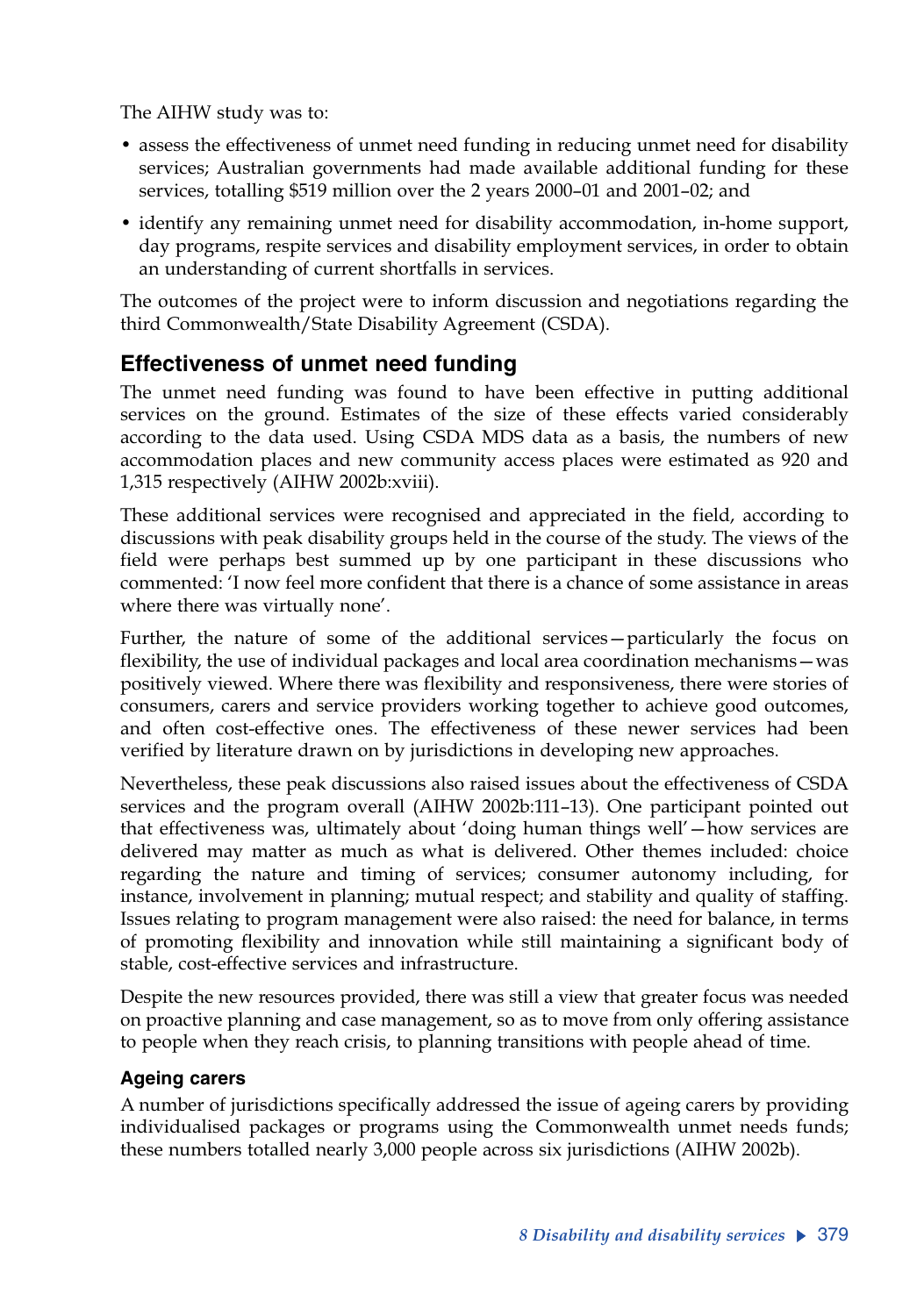The AIHW study was to:

- assess the effectiveness of unmet need funding in reducing unmet need for disability services; Australian governments had made available additional funding for these services, totalling $519 million over the 2 years 2000–01 and 2001–02; and
- identify any remaining unmet need for disability accommodation, in-home support, day programs, respite services and disability employment services, in order to obtain an understanding of current shortfalls in services.

The outcomes of the project were to inform discussion and negotiations regarding the third Commonwealth/State Disability Agreement (CSDA).

## Effectiveness of unmet need funding

The unmet need funding was found to have been effective in putting additional services on the ground. Estimates of the size of these effects varied considerably according to the data used. Using CSDA MDS data as a basis, the numbers of new accommodation places and new community access places were estimated as 920 and 1,315 respectively (AIHW 2002b:xviii).

These additional services were recognised and appreciated in the field, according to discussions with peak disability groups held in the course of the study. The views of the field were perhaps best summed up by one participant in these discussions who commented: 'I now feel more confident that there is a chance of some assistance in areas where there was virtually none'.

Further, the nature of some of the additional services—particularly the focus on flexibility, the use of individual packages and local area coordination mechanisms—was positively viewed. Where there was flexibility and responsiveness, there were stories of consumers, carers and service providers working together to achieve good outcomes, and often cost-effective ones. The effectiveness of these newer services had been verified by literature drawn on by jurisdictions in developing new approaches.

Nevertheless, these peak discussions also raised issues about the effectiveness of CSDA services and the program overall (AIHW 2002b:111–13). One participant pointed out that effectiveness was, ultimately about 'doing human things well'—how services are delivered may matter as much as what is delivered. Other themes included: choice regarding the nature and timing of services; consumer autonomy including, for instance, involvement in planning; mutual respect; and stability and quality of staffing. Issues relating to program management were also raised: the need for balance, in terms of promoting flexibility and innovation while still maintaining a significant body of stable, cost-effective services and infrastructure.

Despite the new resources provided, there was still a view that greater focus was needed on proactive planning and case management, so as to move from only offering assistance to people when they reach crisis, to planning transitions with people ahead of time.

### Ageing carers

A number of jurisdictions specifically addressed the issue of ageing carers by providing individualised packages or programs using the Commonwealth unmet needs funds; these numbers totalled nearly 3,000 people across six jurisdictions (AIHW 2002b).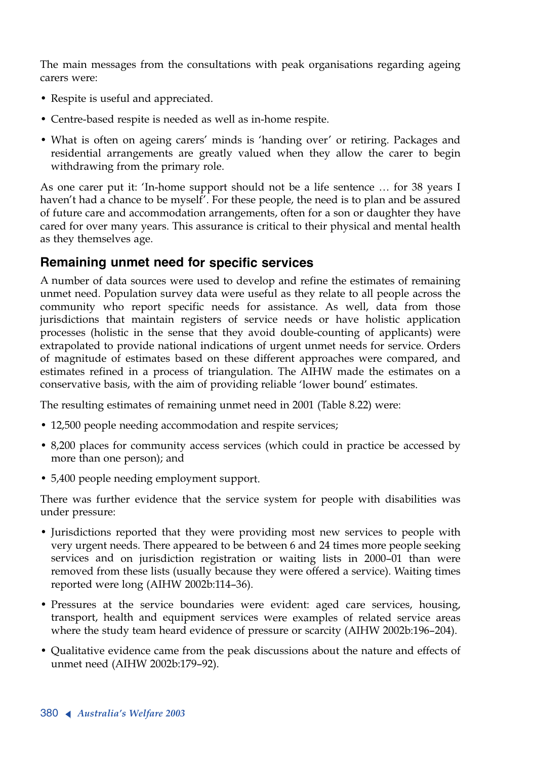The main messages from the consultations with peak organisations regarding ageing carers were:

- Respite is useful and appreciated.
- Centre-based respite is needed as well as in-home respite.
- What is often on ageing carers' minds is 'handing over' or retiring. Packages and residential arrangements are greatly valued when they allow the carer to begin withdrawing from the primary role.

As one carer put it: 'In-home support should not be a life sentence … for 38 years I haven't had a chance to be myself'. For these people, the need is to plan and be assured of future care and accommodation arrangements, often for a son or daughter they have cared for over many years. This assurance is critical to their physical and mental health as they themselves age.

## Remaining unmet need for specific services

A number of data sources were used to develop and refine the estimates of remaining unmet need. Population survey data were useful as they relate to all people across the community who report specific needs for assistance. As well, data from those jurisdictions that maintain registers of service needs or have holistic application processes (holistic in the sense that they avoid double-counting of applicants) were extrapolated to provide national indications of urgent unmet needs for service. Orders of magnitude of estimates based on these different approaches were compared, and estimates refined in a process of triangulation. The AIHW made the estimates on a conservative basis, with the aim of providing reliable 'lower bound' estimates.

The resulting estimates of remaining unmet need in 2001 (Table 8.22) were:

- 12,500 people needing accommodation and respite services;
- 8,200 places for community access services (which could in practice be accessed by more than one person); and
- 5,400 people needing employment support.

There was further evidence that the service system for people with disabilities was under pressure:

- Jurisdictions reported that they were providing most new services to people with very urgent needs. There appeared to be between 6 and 24 times more people seeking services and on jurisdiction registration or waiting lists in 2000–01 than were removed from these lists (usually because they were offered a service). Waiting times reported were long (AIHW 2002b:114–36).
- Pressures at the service boundaries were evident: aged care services, housing, transport, health and equipment services were examples of related service areas where the study team heard evidence of pressure or scarcity (AIHW 2002b:196–204).
- Qualitative evidence came from the peak discussions about the nature and effects of unmet need (AIHW 2002b:179–92).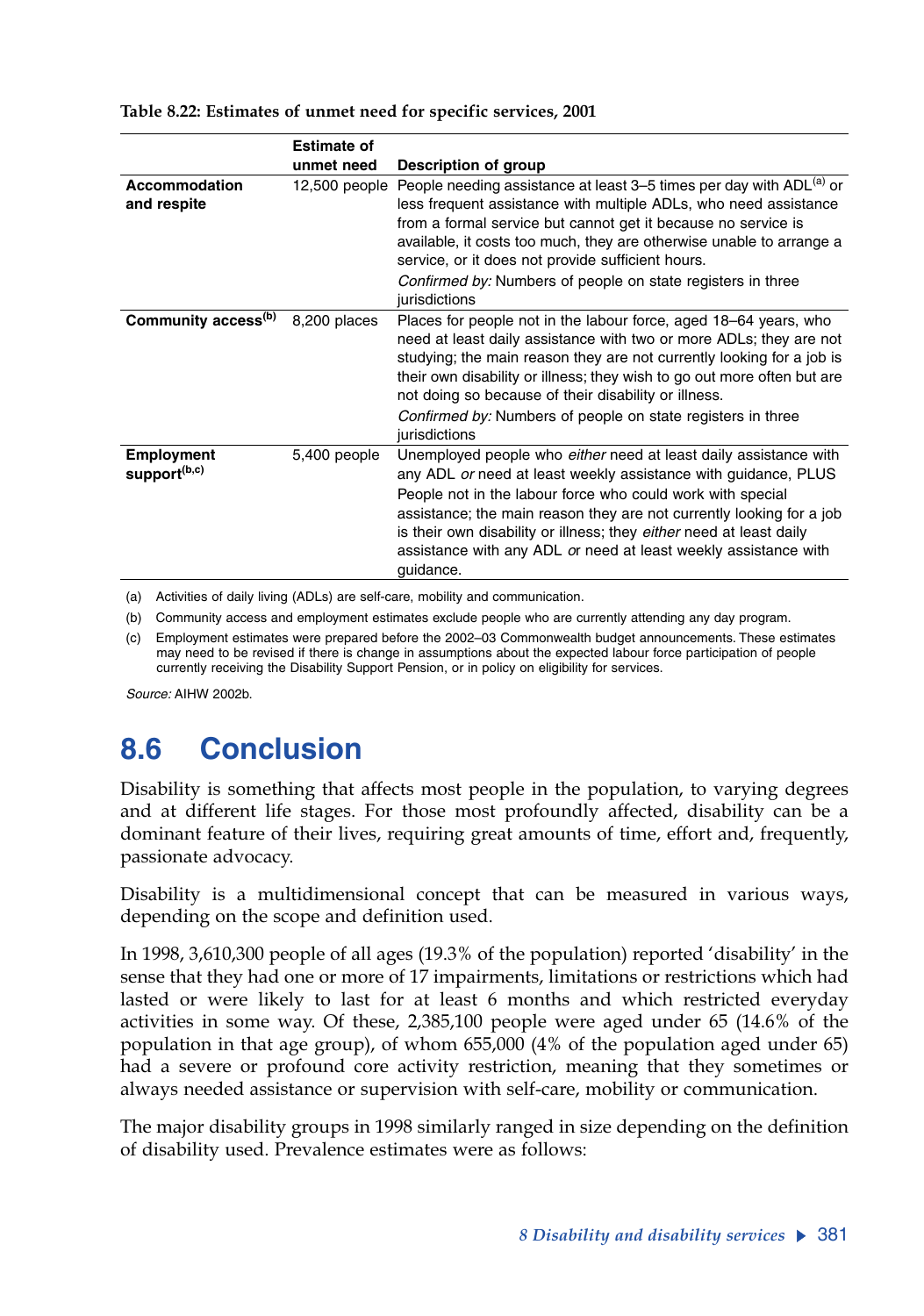**Table 8.22: Estimates of unmet need for specific services, 2001**

| | Estimate of unmet need | Description of group |
|---|---|---|
| **Accommodation and respite** | 12,500 people | People needing assistance at least 3–5 times per day with ADL[a] or less frequent assistance with multiple ADLs, who need assistance from a formal service but cannot get it because no service is available, it costs too much, they are otherwise unable to arrange a service, or it does not provide sufficient hours. *Confirmed by:* Numbers of people on state registers in three jurisdictions |
| **Community access[b]** | 8,200 places | Places for people not in the labour force, aged 18–64 years, who need at least daily assistance with two or more ADLs; they are not studying; the main reason they are not currently looking for a job is their own disability or illness; they wish to go out more often but are not doing so because of their disability or illness. *Confirmed by:* Numbers of people on state registers in three jurisdictions |
| **Employment support[b,c]** | 5,400 people | Unemployed people who *either* need at least daily assistance with any ADL *or* need at least weekly assistance with guidance, PLUS People not in the labour force who could work with special assistance; the main reason they are not currently looking for a job is their own disability or illness; they *either* need at least daily assistance with any ADL *or* need at least weekly assistance with guidance. |

(a) Activities of daily living (ADLs) are self-care, mobility and communication.

(b) Community access and employment estimates exclude people who are currently attending any day program.

(c) Employment estimates were prepared before the 2002–03 Commonwealth budget announcements. These estimates may need to be revised if there is change in assumptions about the expected labour force participation of people currently receiving the Disability Support Pension, or in policy on eligibility for services.

*Source:* AIHW 2002b.

## 8.6 Conclusion

Disability is something that affects most people in the population, to varying degrees and at different life stages. For those most profoundly affected, disability can be a dominant feature of their lives, requiring great amounts of time, effort and, frequently, passionate advocacy.

Disability is a multidimensional concept that can be measured in various ways, depending on the scope and definition used.

In 1998, 3,610,300 people of all ages (19.3% of the population) reported 'disability' in the sense that they had one or more of 17 impairments, limitations or restrictions which had lasted or were likely to last for at least 6 months and which restricted everyday activities in some way. Of these, 2,385,100 people were aged under 65 (14.6% of the population in that age group), of whom 655,000 (4% of the population aged under 65) had a severe or profound core activity restriction, meaning that they sometimes or always needed assistance or supervision with self-care, mobility or communication.

The major disability groups in 1998 similarly ranged in size depending on the definition of disability used. Prevalence estimates were as follows: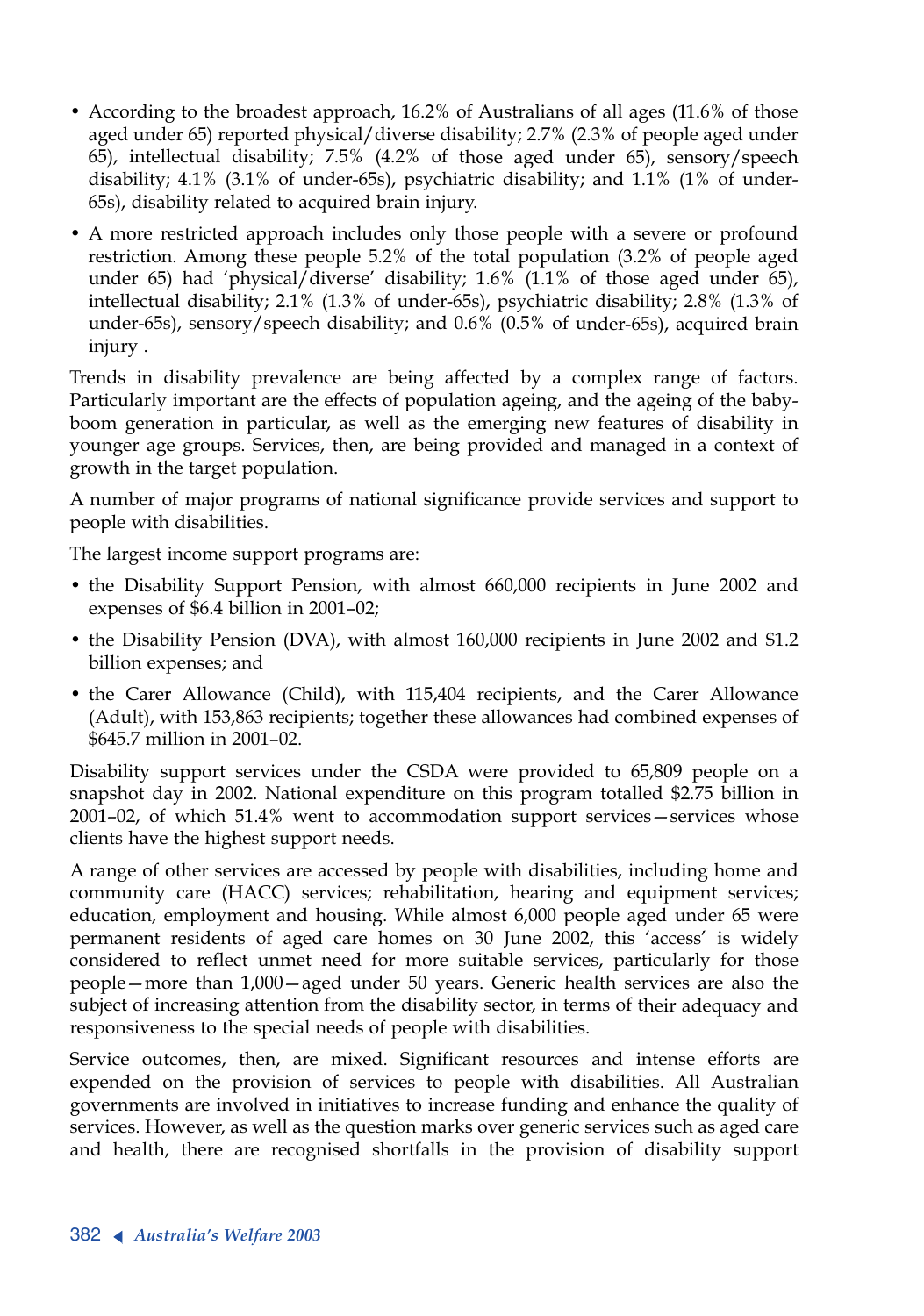- According to the broadest approach, 16.2% of Australians of all ages (11.6% of those aged under 65) reported physical/diverse disability; 2.7% (2.3% of people aged under 65), intellectual disability; 7.5% (4.2% of those aged under 65), sensory/speech disability; 4.1% (3.1% of under-65s), psychiatric disability; and 1.1% (1% of under-65s), disability related to acquired brain injury.
- A more restricted approach includes only those people with a severe or profound restriction. Among these people 5.2% of the total population (3.2% of people aged under 65) had 'physical/diverse' disability; 1.6% (1.1% of those aged under 65), intellectual disability; 2.1% (1.3% of under-65s), psychiatric disability; 2.8% (1.3% of under-65s), sensory/speech disability; and 0.6% (0.5% of under-65s), acquired brain injury .

Trends in disability prevalence are being affected by a complex range of factors. Particularly important are the effects of population ageing, and the ageing of the baby-boom generation in particular, as well as the emerging new features of disability in younger age groups. Services, then, are being provided and managed in a context of growth in the target population.

A number of major programs of national significance provide services and support to people with disabilities.

The largest income support programs are:

- the Disability Support Pension, with almost 660,000 recipients in June 2002 and expenses of $6.4 billion in 2001–02;
- the Disability Pension (DVA), with almost 160,000 recipients in June 2002 and $1.2 billion expenses; and
- the Carer Allowance (Child), with 115,404 recipients, and the Carer Allowance (Adult), with 153,863 recipients; together these allowances had combined expenses of $645.7 million in 2001–02.

Disability support services under the CSDA were provided to 65,809 people on a snapshot day in 2002. National expenditure on this program totalled $2.75 billion in 2001–02, of which 51.4% went to accommodation support services—services whose clients have the highest support needs.

A range of other services are accessed by people with disabilities, including home and community care (HACC) services; rehabilitation, hearing and equipment services; education, employment and housing. While almost 6,000 people aged under 65 were permanent residents of aged care homes on 30 June 2002, this 'access' is widely considered to reflect unmet need for more suitable services, particularly for those people—more than 1,000—aged under 50 years. Generic health services are also the subject of increasing attention from the disability sector, in terms of their adequacy and responsiveness to the special needs of people with disabilities.

Service outcomes, then, are mixed. Significant resources and intense efforts are expended on the provision of services to people with disabilities. All Australian governments are involved in initiatives to increase funding and enhance the quality of services. However, as well as the question marks over generic services such as aged care and health, there are recognised shortfalls in the provision of disability support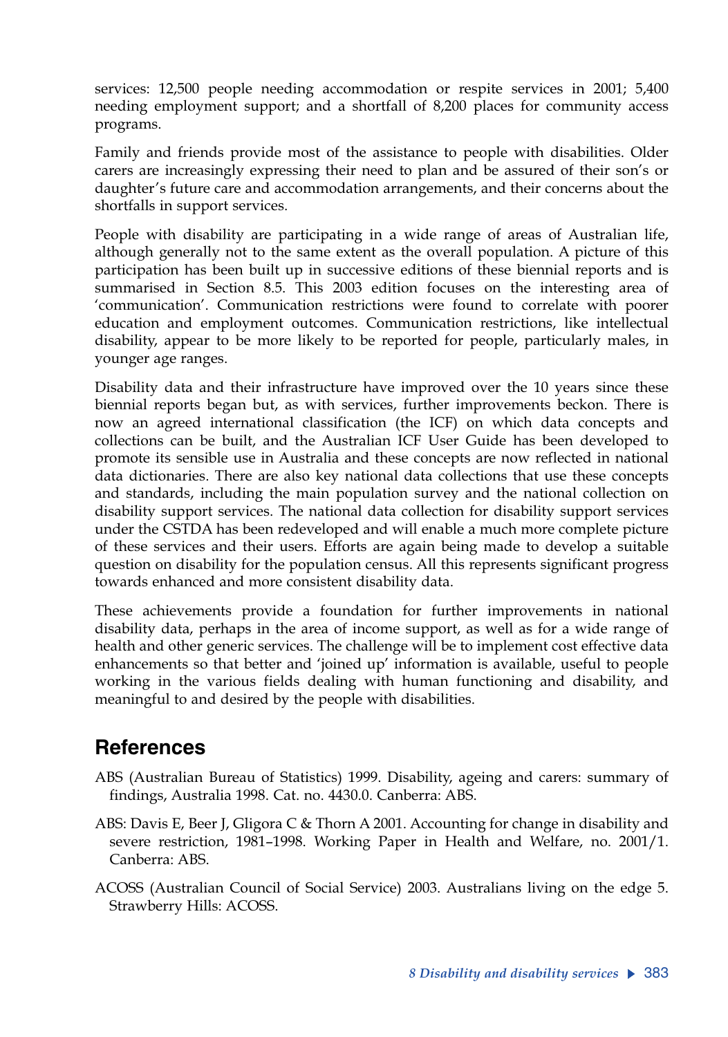services: 12,500 people needing accommodation or respite services in 2001; 5,400 needing employment support; and a shortfall of 8,200 places for community access programs.

Family and friends provide most of the assistance to people with disabilities. Older carers are increasingly expressing their need to plan and be assured of their son's or daughter's future care and accommodation arrangements, and their concerns about the shortfalls in support services.

People with disability are participating in a wide range of areas of Australian life, although generally not to the same extent as the overall population. A picture of this participation has been built up in successive editions of these biennial reports and is summarised in Section 8.5. This 2003 edition focuses on the interesting area of 'communication'. Communication restrictions were found to correlate with poorer education and employment outcomes. Communication restrictions, like intellectual disability, appear to be more likely to be reported for people, particularly males, in younger age ranges.

Disability data and their infrastructure have improved over the 10 years since these biennial reports began but, as with services, further improvements beckon. There is now an agreed international classification (the ICF) on which data concepts and collections can be built, and the Australian ICF User Guide has been developed to promote its sensible use in Australia and these concepts are now reflected in national data dictionaries. There are also key national data collections that use these concepts and standards, including the main population survey and the national collection on disability support services. The national data collection for disability support services under the CSTDA has been redeveloped and will enable a much more complete picture of these services and their users. Efforts are again being made to develop a suitable question on disability for the population census. All this represents significant progress towards enhanced and more consistent disability data.

These achievements provide a foundation for further improvements in national disability data, perhaps in the area of income support, as well as for a wide range of health and other generic services. The challenge will be to implement cost effective data enhancements so that better and 'joined up' information is available, useful to people working in the various fields dealing with human functioning and disability, and meaningful to and desired by the people with disabilities.

## References

ABS (Australian Bureau of Statistics) 1999. Disability, ageing and carers: summary of findings, Australia 1998. Cat. no. 4430.0. Canberra: ABS.

ABS: Davis E, Beer J, Gligora C & Thorn A 2001. Accounting for change in disability and severe restriction, 1981–1998. Working Paper in Health and Welfare, no. 2001/1. Canberra: ABS.

ACOSS (Australian Council of Social Service) 2003. Australians living on the edge 5. Strawberry Hills: ACOSS.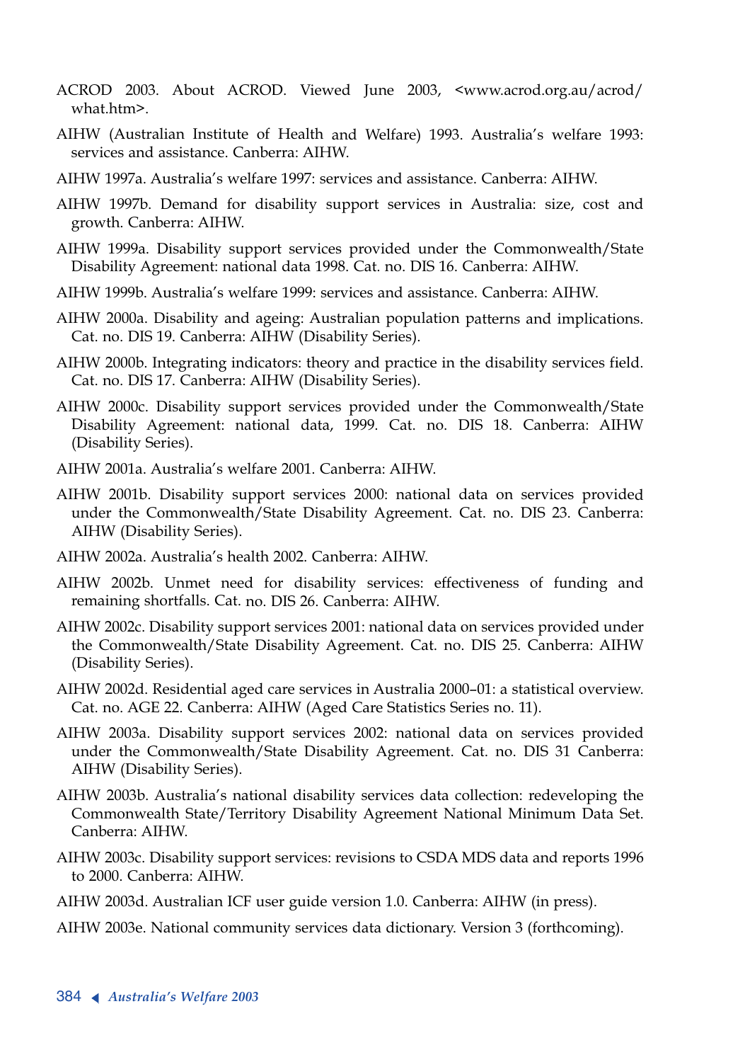ACROD 2003. About ACROD. Viewed June 2003, <www.acrod.org.au/acrod/what.htm>.

AIHW (Australian Institute of Health and Welfare) 1993. Australia's welfare 1993: services and assistance. Canberra: AIHW.

AIHW 1997a. Australia's welfare 1997: services and assistance. Canberra: AIHW.

AIHW 1997b. Demand for disability support services in Australia: size, cost and growth. Canberra: AIHW.

AIHW 1999a. Disability support services provided under the Commonwealth/State Disability Agreement: national data 1998. Cat. no. DIS 16. Canberra: AIHW.

AIHW 1999b. Australia's welfare 1999: services and assistance. Canberra: AIHW.

AIHW 2000a. Disability and ageing: Australian population patterns and implications. Cat. no. DIS 19. Canberra: AIHW (Disability Series).

AIHW 2000b. Integrating indicators: theory and practice in the disability services field. Cat. no. DIS 17. Canberra: AIHW (Disability Series).

AIHW 2000c. Disability support services provided under the Commonwealth/State Disability Agreement: national data, 1999. Cat. no. DIS 18. Canberra: AIHW (Disability Series).

AIHW 2001a. Australia's welfare 2001. Canberra: AIHW.

AIHW 2001b. Disability support services 2000: national data on services provided under the Commonwealth/State Disability Agreement. Cat. no. DIS 23. Canberra: AIHW (Disability Series).

AIHW 2002a. Australia's health 2002. Canberra: AIHW.

AIHW 2002b. Unmet need for disability services: effectiveness of funding and remaining shortfalls. Cat. no. DIS 26. Canberra: AIHW.

AIHW 2002c. Disability support services 2001: national data on services provided under the Commonwealth/State Disability Agreement. Cat. no. DIS 25. Canberra: AIHW (Disability Series).

AIHW 2002d. Residential aged care services in Australia 2000–01: a statistical overview. Cat. no. AGE 22. Canberra: AIHW (Aged Care Statistics Series no. 11).

AIHW 2003a. Disability support services 2002: national data on services provided under the Commonwealth/State Disability Agreement. Cat. no. DIS 31 Canberra: AIHW (Disability Series).

AIHW 2003b. Australia's national disability services data collection: redeveloping the Commonwealth State/Territory Disability Agreement National Minimum Data Set. Canberra: AIHW.

AIHW 2003c. Disability support services: revisions to CSDA MDS data and reports 1996 to 2000. Canberra: AIHW.

AIHW 2003d. Australian ICF user guide version 1.0. Canberra: AIHW (in press).

AIHW 2003e. National community services data dictionary. Version 3 (forthcoming).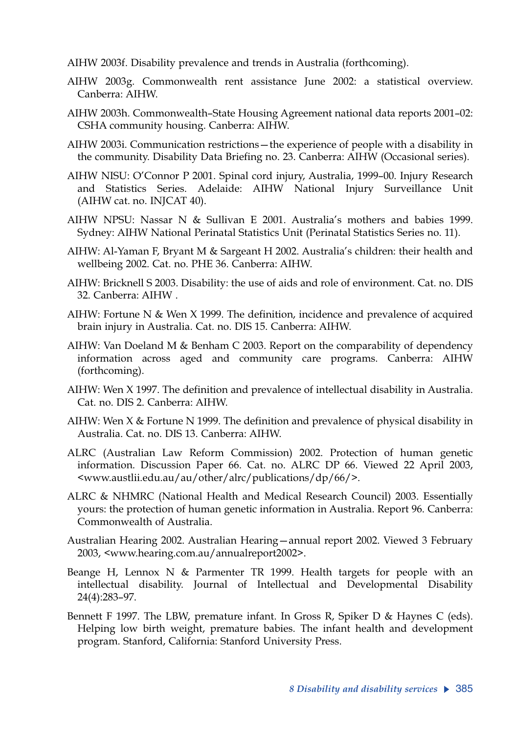AIHW 2003f. Disability prevalence and trends in Australia (forthcoming).

AIHW 2003g. Commonwealth rent assistance June 2002: a statistical overview. Canberra: AIHW.

AIHW 2003h. Commonwealth–State Housing Agreement national data reports 2001–02: CSHA community housing. Canberra: AIHW.

AIHW 2003i. Communication restrictions—the experience of people with a disability in the community. Disability Data Briefing no. 23. Canberra: AIHW (Occasional series).

AIHW NISU: O'Connor P 2001. Spinal cord injury, Australia, 1999–00. Injury Research and Statistics Series. Adelaide: AIHW National Injury Surveillance Unit (AIHW cat. no. INJCAT 40).

AIHW NPSU: Nassar N & Sullivan E 2001. Australia's mothers and babies 1999. Sydney: AIHW National Perinatal Statistics Unit (Perinatal Statistics Series no. 11).

AIHW: Al-Yaman F, Bryant M & Sargeant H 2002. Australia's children: their health and wellbeing 2002. Cat. no. PHE 36. Canberra: AIHW.

AIHW: Bricknell S 2003. Disability: the use of aids and role of environment. Cat. no. DIS 32. Canberra: AIHW .

AIHW: Fortune N & Wen X 1999. The definition, incidence and prevalence of acquired brain injury in Australia. Cat. no. DIS 15. Canberra: AIHW.

AIHW: Van Doeland M & Benham C 2003. Report on the comparability of dependency information across aged and community care programs. Canberra: AIHW (forthcoming).

AIHW: Wen X 1997. The definition and prevalence of intellectual disability in Australia. Cat. no. DIS 2. Canberra: AIHW.

AIHW: Wen X & Fortune N 1999. The definition and prevalence of physical disability in Australia. Cat. no. DIS 13. Canberra: AIHW.

ALRC (Australian Law Reform Commission) 2002. Protection of human genetic information. Discussion Paper 66. Cat. no. ALRC DP 66. Viewed 22 April 2003, <www.austlii.edu.au/au/other/alrc/publications/dp/66/>.

ALRC & NHMRC (National Health and Medical Research Council) 2003. Essentially yours: the protection of human genetic information in Australia. Report 96. Canberra: Commonwealth of Australia.

Australian Hearing 2002. Australian Hearing—annual report 2002. Viewed 3 February 2003, <www.hearing.com.au/annualreport2002>.

Beange H, Lennox N & Parmenter TR 1999. Health targets for people with an intellectual disability. Journal of Intellectual and Developmental Disability 24(4):283–97.

Bennett F 1997. The LBW, premature infant. In Gross R, Spiker D & Haynes C (eds). Helping low birth weight, premature babies. The infant health and development program. Stanford, California: Stanford University Press.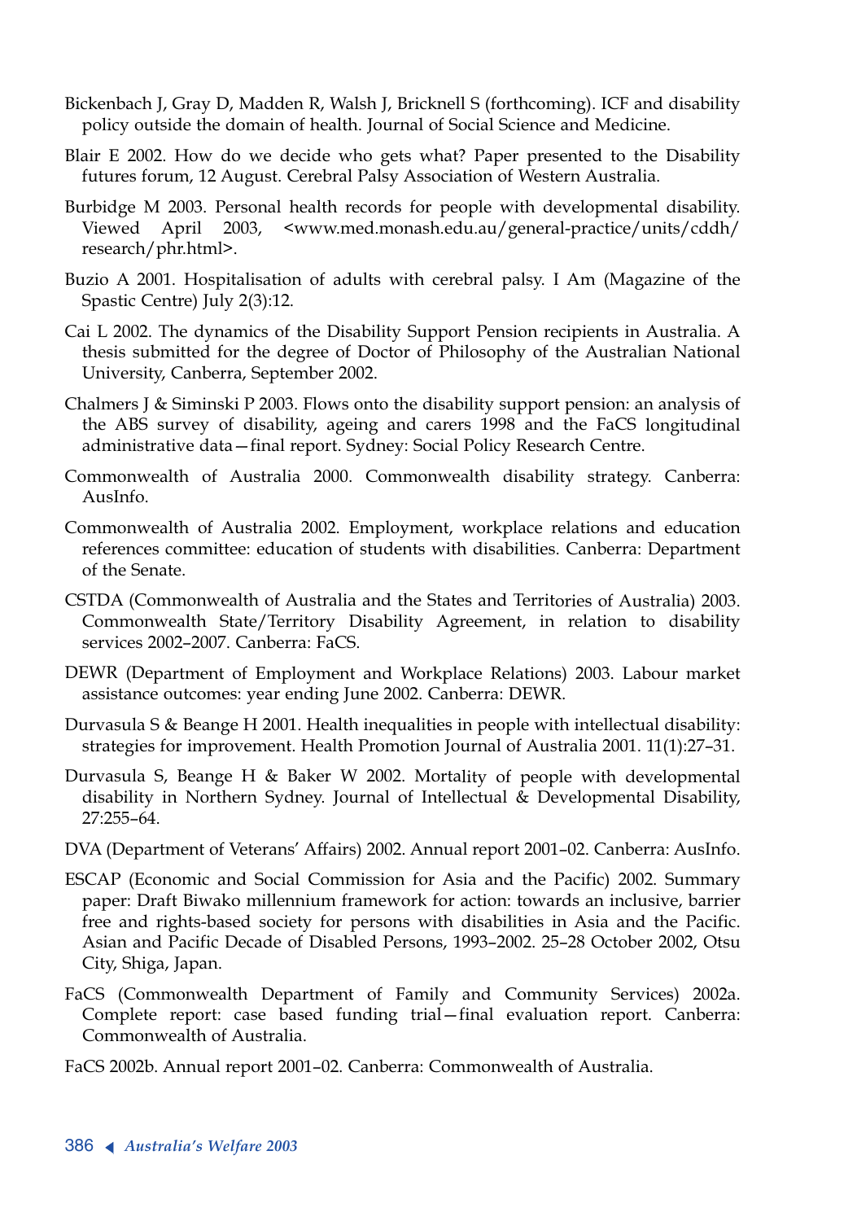Bickenbach J, Gray D, Madden R, Walsh J, Bricknell S (forthcoming). ICF and disability policy outside the domain of health. Journal of Social Science and Medicine.

Blair E 2002. How do we decide who gets what? Paper presented to the Disability futures forum, 12 August. Cerebral Palsy Association of Western Australia.

Burbidge M 2003. Personal health records for people with developmental disability. Viewed April 2003, <www.med.monash.edu.au/general-practice/units/cddh/research/phr.html>.

Buzio A 2001. Hospitalisation of adults with cerebral palsy. I Am (Magazine of the Spastic Centre) July 2(3):12.

Cai L 2002. The dynamics of the Disability Support Pension recipients in Australia. A thesis submitted for the degree of Doctor of Philosophy of the Australian National University, Canberra, September 2002.

Chalmers J & Siminski P 2003. Flows onto the disability support pension: an analysis of the ABS survey of disability, ageing and carers 1998 and the FaCS longitudinal administrative data—final report. Sydney: Social Policy Research Centre.

Commonwealth of Australia 2000. Commonwealth disability strategy. Canberra: AusInfo.

Commonwealth of Australia 2002. Employment, workplace relations and education references committee: education of students with disabilities. Canberra: Department of the Senate.

CSTDA (Commonwealth of Australia and the States and Territories of Australia) 2003. Commonwealth State/Territory Disability Agreement, in relation to disability services 2002–2007. Canberra: FaCS.

DEWR (Department of Employment and Workplace Relations) 2003. Labour market assistance outcomes: year ending June 2002. Canberra: DEWR.

Durvasula S & Beange H 2001. Health inequalities in people with intellectual disability: strategies for improvement. Health Promotion Journal of Australia 2001. 11(1):27–31.

Durvasula S, Beange H & Baker W 2002. Mortality of people with developmental disability in Northern Sydney. Journal of Intellectual & Developmental Disability, 27:255–64.

DVA (Department of Veterans' Affairs) 2002. Annual report 2001–02. Canberra: AusInfo.

ESCAP (Economic and Social Commission for Asia and the Pacific) 2002. Summary paper: Draft Biwako millennium framework for action: towards an inclusive, barrier free and rights-based society for persons with disabilities in Asia and the Pacific. Asian and Pacific Decade of Disabled Persons, 1993–2002. 25–28 October 2002, Otsu City, Shiga, Japan.

FaCS (Commonwealth Department of Family and Community Services) 2002a. Complete report: case based funding trial—final evaluation report. Canberra: Commonwealth of Australia.

FaCS 2002b. Annual report 2001–02. Canberra: Commonwealth of Australia.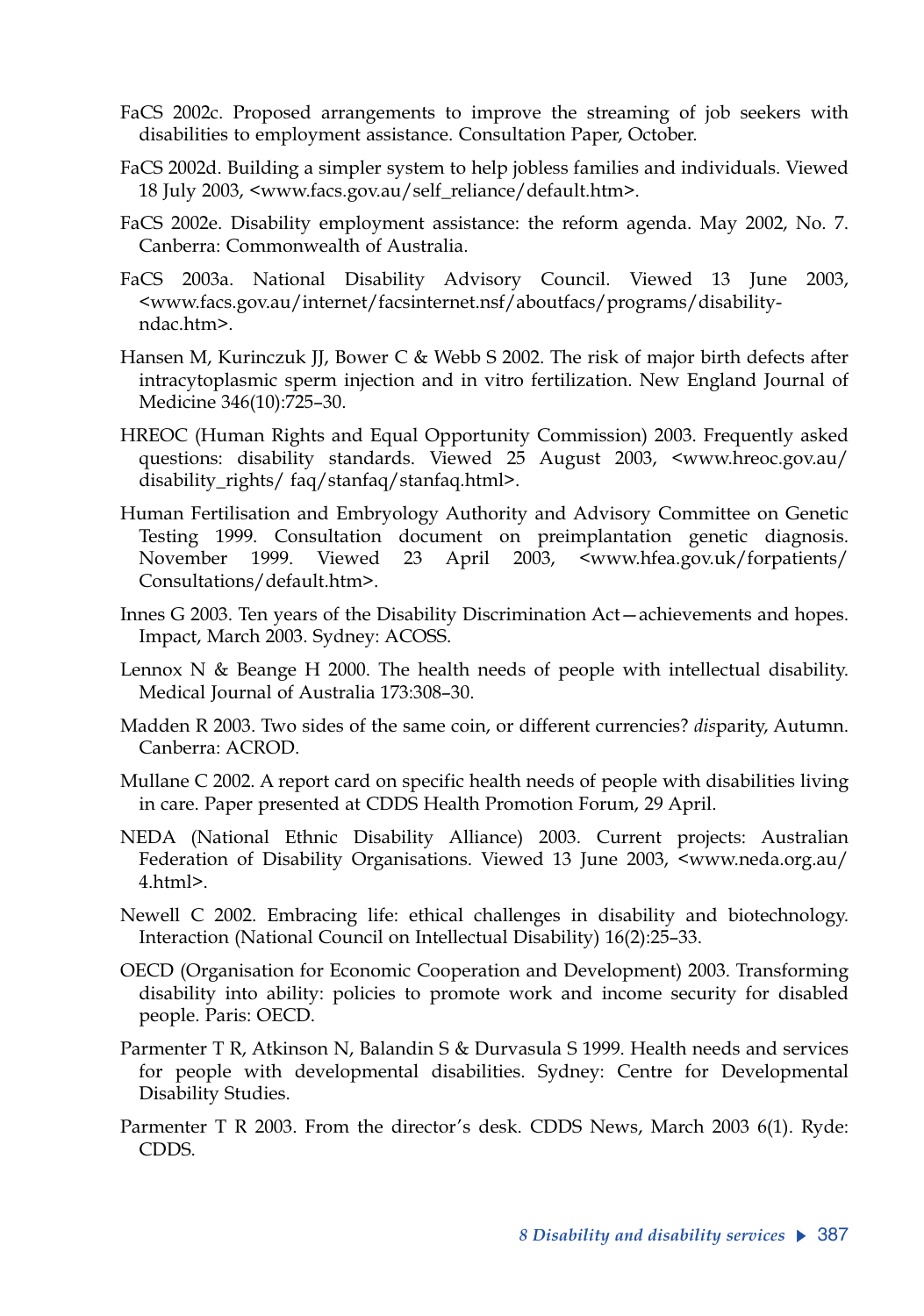FaCS 2002c. Proposed arrangements to improve the streaming of job seekers with disabilities to employment assistance. Consultation Paper, October.

FaCS 2002d. Building a simpler system to help jobless families and individuals. Viewed 18 July 2003, <www.facs.gov.au/self_reliance/default.htm>.

FaCS 2002e. Disability employment assistance: the reform agenda. May 2002, No. 7. Canberra: Commonwealth of Australia.

FaCS 2003a. National Disability Advisory Council. Viewed 13 June 2003, <www.facs.gov.au/internet/facsinternet.nsf/aboutfacs/programs/disability-ndac.htm>.

Hansen M, Kurinczuk JJ, Bower C & Webb S 2002. The risk of major birth defects after intracytoplasmic sperm injection and in vitro fertilization. New England Journal of Medicine 346(10):725–30.

HREOC (Human Rights and Equal Opportunity Commission) 2003. Frequently asked questions: disability standards. Viewed 25 August 2003, <www.hreoc.gov.au/disability_rights/ faq/stanfaq/stanfaq.html>.

Human Fertilisation and Embryology Authority and Advisory Committee on Genetic Testing 1999. Consultation document on preimplantation genetic diagnosis. November 1999. Viewed 23 April 2003, <www.hfea.gov.uk/forpatients/Consultations/default.htm>.

Innes G 2003. Ten years of the Disability Discrimination Act—achievements and hopes. Impact, March 2003. Sydney: ACOSS.

Lennox N & Beange H 2000. The health needs of people with intellectual disability. Medical Journal of Australia 173:308–30.

Madden R 2003. Two sides of the same coin, or different currencies? *dis*parity, Autumn. Canberra: ACROD.

Mullane C 2002. A report card on specific health needs of people with disabilities living in care. Paper presented at CDDS Health Promotion Forum, 29 April.

NEDA (National Ethnic Disability Alliance) 2003. Current projects: Australian Federation of Disability Organisations. Viewed 13 June 2003, <www.neda.org.au/4.html>.

Newell C 2002. Embracing life: ethical challenges in disability and biotechnology. Interaction (National Council on Intellectual Disability) 16(2):25–33.

OECD (Organisation for Economic Cooperation and Development) 2003. Transforming disability into ability: policies to promote work and income security for disabled people. Paris: OECD.

Parmenter T R, Atkinson N, Balandin S & Durvasula S 1999. Health needs and services for people with developmental disabilities. Sydney: Centre for Developmental Disability Studies.

Parmenter T R 2003. From the director's desk. CDDS News, March 2003 6(1). Ryde: CDDS.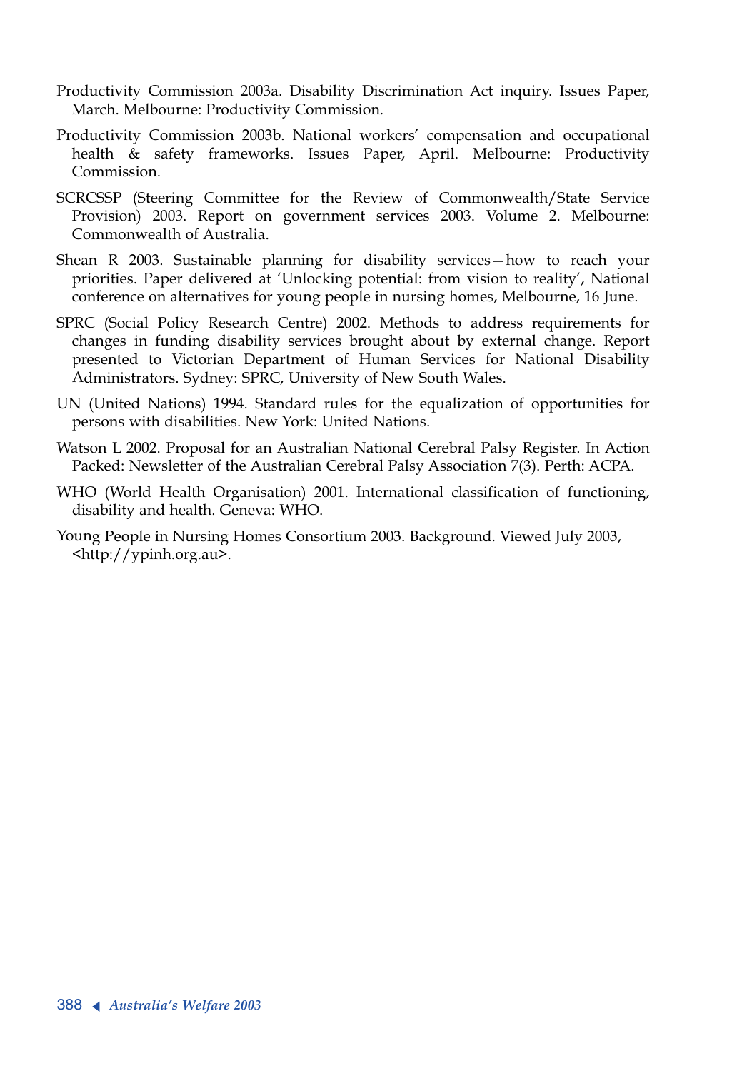Productivity Commission 2003a. Disability Discrimination Act inquiry. Issues Paper, March. Melbourne: Productivity Commission.

Productivity Commission 2003b. National workers' compensation and occupational health & safety frameworks. Issues Paper, April. Melbourne: Productivity Commission.

SCRCSSP (Steering Committee for the Review of Commonwealth/State Service Provision) 2003. Report on government services 2003. Volume 2. Melbourne: Commonwealth of Australia.

Shean R 2003. Sustainable planning for disability services—how to reach your priorities. Paper delivered at 'Unlocking potential: from vision to reality', National conference on alternatives for young people in nursing homes, Melbourne, 16 June.

SPRC (Social Policy Research Centre) 2002. Methods to address requirements for changes in funding disability services brought about by external change. Report presented to Victorian Department of Human Services for National Disability Administrators. Sydney: SPRC, University of New South Wales.

UN (United Nations) 1994. Standard rules for the equalization of opportunities for persons with disabilities. New York: United Nations.

Watson L 2002. Proposal for an Australian National Cerebral Palsy Register. In Action Packed: Newsletter of the Australian Cerebral Palsy Association 7(3). Perth: ACPA.

WHO (World Health Organisation) 2001. International classification of functioning, disability and health. Geneva: WHO.

Young People in Nursing Homes Consortium 2003. Background. Viewed July 2003, <http://ypinh.org.au>.